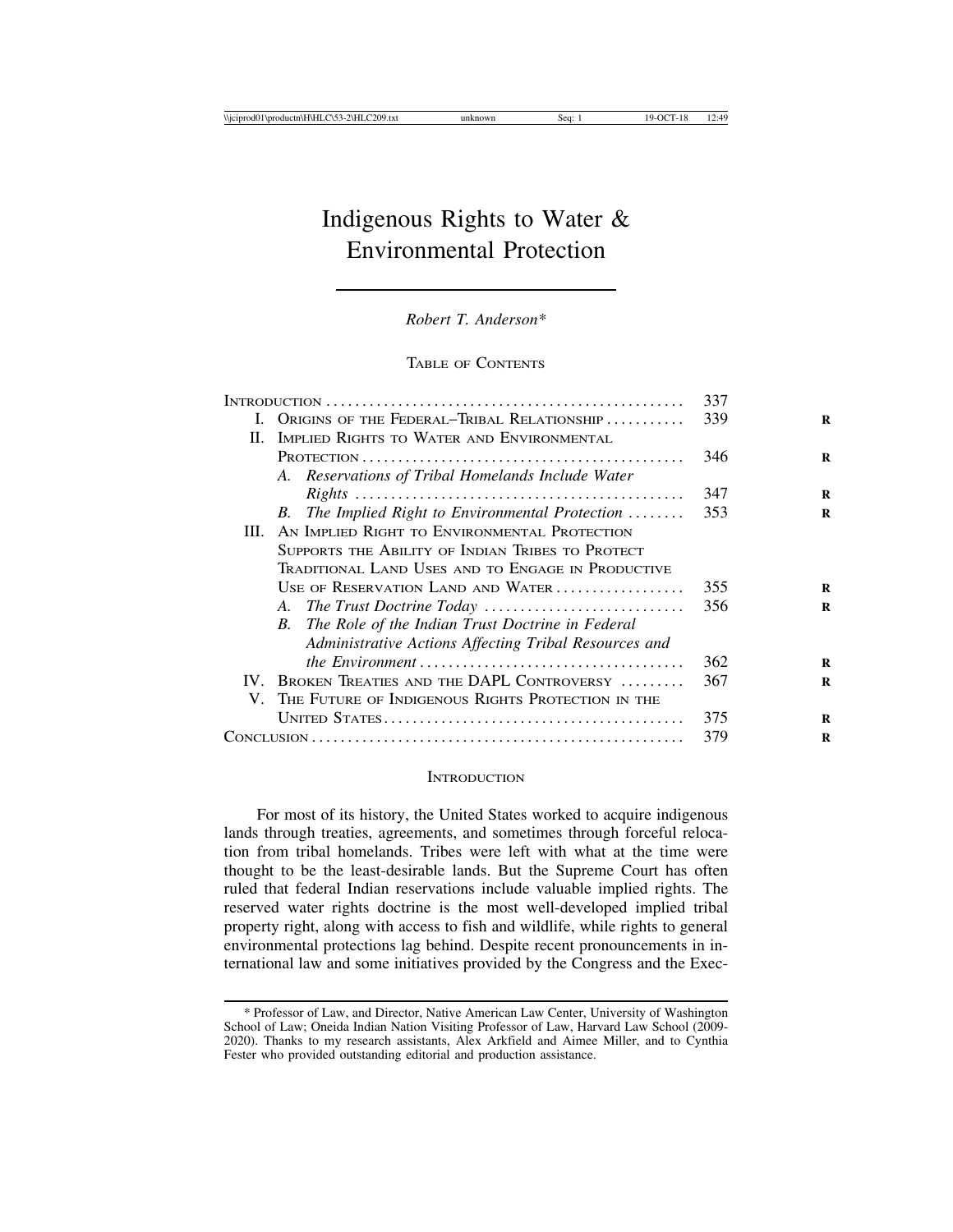# Indigenous Rights to Water & Environmental Protection

*Robert T. Anderson**

## Table of Contents

| | |
|---|---|
| Introduction | 337 |
| I. Origins of the Federal–Tribal Relationship | 339 |
| II. Implied Rights to Water and Environmental Protection | 346 |
| A. *Reservations of Tribal Homelands Include Water Rights* | 347 |
| B. *The Implied Right to Environmental Protection* | 353 |
| III. An Implied Right to Environmental Protection Supports the Ability of Indian Tribes to Protect Traditional Land Uses and to Engage in Productive Use of Reservation Land and Water | 355 |
| A. *The Trust Doctrine Today* | 356 |
| B. *The Role of the Indian Trust Doctrine in Federal Administrative Actions Affecting Tribal Resources and the Environment* | 362 |
| IV. Broken Treaties and the DAPL Controversy | 367 |
| V. The Future of Indigenous Rights Protection in the United States | 375 |
| Conclusion | 379 |

## Introduction

For most of its history, the United States worked to acquire indigenous lands through treaties, agreements, and sometimes through forceful relocation from tribal homelands. Tribes were left with what at the time were thought to be the least-desirable lands. But the Supreme Court has often ruled that federal Indian reservations include valuable implied rights. The reserved water rights doctrine is the most well-developed implied tribal property right, along with access to fish and wildlife, while rights to general environmental protections lag behind. Despite recent pronouncements in international law and some initiatives provided by the Congress and the Exec-

---

\* Professor of Law, and Director, Native American Law Center, University of Washington School of Law; Oneida Indian Nation Visiting Professor of Law, Harvard Law School (2009-2020). Thanks to my research assistants, Alex Arkfield and Aimee Miller, and to Cynthia Fester who provided outstanding editorial and production assistance.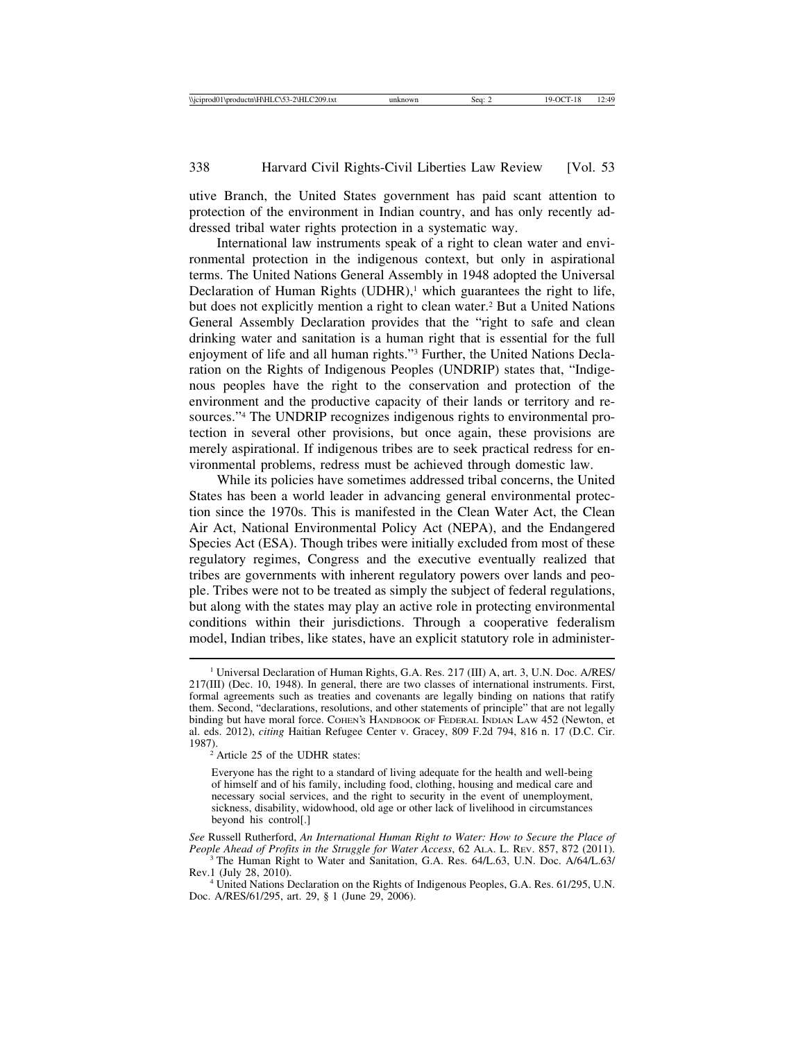utive Branch, the United States government has paid scant attention to protection of the environment in Indian country, and has only recently addressed tribal water rights protection in a systematic way.

International law instruments speak of a right to clean water and environmental protection in the indigenous context, but only in aspirational terms. The United Nations General Assembly in 1948 adopted the Universal Declaration of Human Rights (UDHR),[1] which guarantees the right to life, but does not explicitly mention a right to clean water.[2] But a United Nations General Assembly Declaration provides that the "right to safe and clean drinking water and sanitation is a human right that is essential for the full enjoyment of life and all human rights."[3] Further, the United Nations Declaration on the Rights of Indigenous Peoples (UNDRIP) states that, "Indigenous peoples have the right to the conservation and protection of the environment and the productive capacity of their lands or territory and resources."[4] The UNDRIP recognizes indigenous rights to environmental protection in several other provisions, but once again, these provisions are merely aspirational. If indigenous tribes are to seek practical redress for environmental problems, redress must be achieved through domestic law.

While its policies have sometimes addressed tribal concerns, the United States has been a world leader in advancing general environmental protection since the 1970s. This is manifested in the Clean Water Act, the Clean Air Act, National Environmental Policy Act (NEPA), and the Endangered Species Act (ESA). Though tribes were initially excluded from most of these regulatory regimes, Congress and the executive eventually realized that tribes are governments with inherent regulatory powers over lands and people. Tribes were not to be treated as simply the subject of federal regulations, but along with the states may play an active role in protecting environmental conditions within their jurisdictions. Through a cooperative federalism model, Indian tribes, like states, have an explicit statutory role in administer-

---

[1] Universal Declaration of Human Rights, G.A. Res. 217 (III) A, art. 3, U.N. Doc. A/RES/217(III) (Dec. 10, 1948). In general, there are two classes of international instruments. First, formal agreements such as treaties and covenants are legally binding on nations that ratify them. Second, "declarations, resolutions, and other statements of principle" that are not legally binding but have moral force. COHEN'S HANDBOOK OF FEDERAL INDIAN LAW 452 (Newton, et al. eds. 2012), *citing* Haitian Refugee Center v. Gracey, 809 F.2d 794, 816 n. 17 (D.C. Cir. 1987).

[2] Article 25 of the UDHR states:

> Everyone has the right to a standard of living adequate for the health and well-being of himself and of his family, including food, clothing, housing and medical care and necessary social services, and the right to security in the event of unemployment, sickness, disability, widowhood, old age or other lack of livelihood in circumstances beyond his control[.]

*See* Russell Rutherford, *An International Human Right to Water: How to Secure the Place of People Ahead of Profits in the Struggle for Water Access*, 62 ALA. L. REV. 857, 872 (2011).

[3] The Human Right to Water and Sanitation, G.A. Res. 64/L.63, U.N. Doc. A/64/L.63/Rev.1 (July 28, 2010).

[4] United Nations Declaration on the Rights of Indigenous Peoples, G.A. Res. 61/295, U.N. Doc. A/RES/61/295, art. 29, § 1 (June 29, 2006).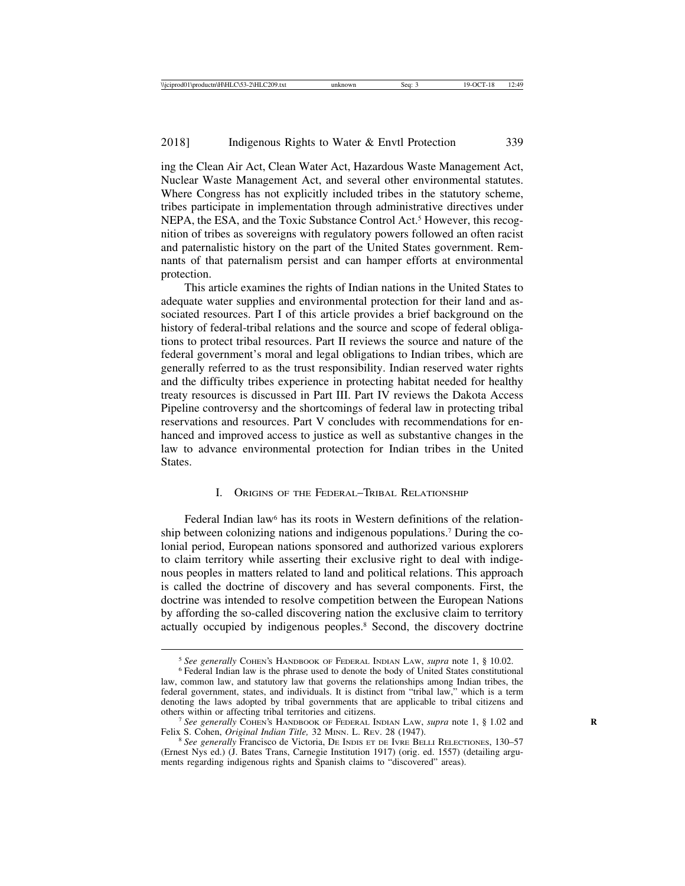ing the Clean Air Act, Clean Water Act, Hazardous Waste Management Act, Nuclear Waste Management Act, and several other environmental statutes. Where Congress has not explicitly included tribes in the statutory scheme, tribes participate in implementation through administrative directives under NEPA, the ESA, and the Toxic Substance Control Act.[5] However, this recognition of tribes as sovereigns with regulatory powers followed an often racist and paternalistic history on the part of the United States government. Remnants of that paternalism persist and can hamper efforts at environmental protection.

This article examines the rights of Indian nations in the United States to adequate water supplies and environmental protection for their land and associated resources. Part I of this article provides a brief background on the history of federal-tribal relations and the source and scope of federal obligations to protect tribal resources. Part II reviews the source and nature of the federal government's moral and legal obligations to Indian tribes, which are generally referred to as the trust responsibility. Indian reserved water rights and the difficulty tribes experience in protecting habitat needed for healthy treaty resources is discussed in Part III. Part IV reviews the Dakota Access Pipeline controversy and the shortcomings of federal law in protecting tribal reservations and resources. Part V concludes with recommendations for enhanced and improved access to justice as well as substantive changes in the law to advance environmental protection for Indian tribes in the United States.

## I. Origins of the Federal–Tribal Relationship

Federal Indian law[6] has its roots in Western definitions of the relationship between colonizing nations and indigenous populations.[7] During the colonial period, European nations sponsored and authorized various explorers to claim territory while asserting their exclusive right to deal with indigenous peoples in matters related to land and political relations. This approach is called the doctrine of discovery and has several components. First, the doctrine was intended to resolve competition between the European Nations by affording the so-called discovering nation the exclusive claim to territory actually occupied by indigenous peoples.[8] Second, the discovery doctrine

---

[5] *See generally* Cohen's Handbook of Federal Indian Law, *supra* note 1, § 10.02.

[6] Federal Indian law is the phrase used to denote the body of United States constitutional law, common law, and statutory law that governs the relationships among Indian tribes, the federal government, states, and individuals. It is distinct from "tribal law," which is a term denoting the laws adopted by tribal governments that are applicable to tribal citizens and others within or affecting tribal territories and citizens.

[7] *See generally* Cohen's Handbook of Federal Indian Law, *supra* note 1, § 1.02 and Felix S. Cohen, *Original Indian Title,* 32 Minn. L. Rev. 28 (1947).

[8] *See generally* Francisco de Victoria, De Indis et de Ivre Belli Relectiones, 130–57 (Ernest Nys ed.) (J. Bates Trans, Carnegie Institution 1917) (orig. ed. 1557) (detailing arguments regarding indigenous rights and Spanish claims to "discovered" areas).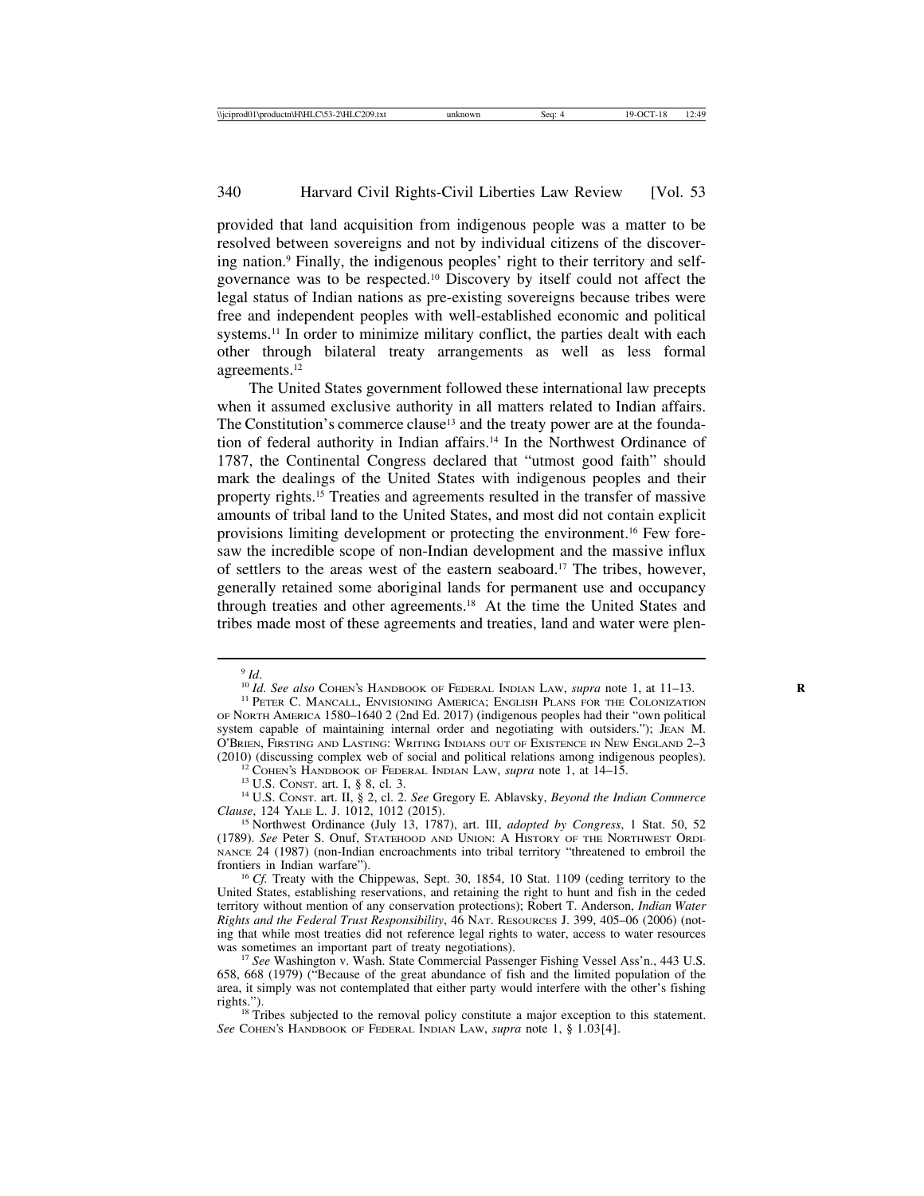provided that land acquisition from indigenous people was a matter to be resolved between sovereigns and not by individual citizens of the discovering nation.[9] Finally, the indigenous peoples' right to their territory and self-governance was to be respected.[10] Discovery by itself could not affect the legal status of Indian nations as pre-existing sovereigns because tribes were free and independent peoples with well-established economic and political systems.[11] In order to minimize military conflict, the parties dealt with each other through bilateral treaty arrangements as well as less formal agreements.[12]

The United States government followed these international law precepts when it assumed exclusive authority in all matters related to Indian affairs. The Constitution's commerce clause[13] and the treaty power are at the foundation of federal authority in Indian affairs.[14] In the Northwest Ordinance of 1787, the Continental Congress declared that "utmost good faith" should mark the dealings of the United States with indigenous peoples and their property rights.[15] Treaties and agreements resulted in the transfer of massive amounts of tribal land to the United States, and most did not contain explicit provisions limiting development or protecting the environment.[16] Few foresaw the incredible scope of non-Indian development and the massive influx of settlers to the areas west of the eastern seaboard.[17] The tribes, however, generally retained some aboriginal lands for permanent use and occupancy through treaties and other agreements.[18] At the time the United States and tribes made most of these agreements and treaties, land and water were plen-

---

[9] *Id.*

[10] *Id. See also* COHEN'S HANDBOOK OF FEDERAL INDIAN LAW, *supra* note 1, at 11–13.

[11] PETER C. MANCALL, ENVISIONING AMERICA; ENGLISH PLANS FOR THE COLONIZATION OF NORTH AMERICA 1580–1640 2 (2nd Ed. 2017) (indigenous peoples had their "own political system capable of maintaining internal order and negotiating with outsiders."); JEAN M. O'BRIEN, FIRSTING AND LASTING: WRITING INDIANS OUT OF EXISTENCE IN NEW ENGLAND 2–3 (2010) (discussing complex web of social and political relations among indigenous peoples).

[12] COHEN'S HANDBOOK OF FEDERAL INDIAN LAW, *supra* note 1, at 14–15.

[13] U.S. CONST. art. I, § 8, cl. 3.

[14] U.S. CONST. art. II, § 2, cl. 2. *See* Gregory E. Ablavsky, *Beyond the Indian Commerce Clause*, 124 YALE L. J. 1012, 1012 (2015).

[15] Northwest Ordinance (July 13, 1787), art. III, *adopted by Congress*, 1 Stat. 50, 52 (1789). *See* Peter S. Onuf, STATEHOOD AND UNION: A HISTORY OF THE NORTHWEST ORDINANCE 24 (1987) (non-Indian encroachments into tribal territory "threatened to embroil the frontiers in Indian warfare").

[16] *Cf.* Treaty with the Chippewas, Sept. 30, 1854, 10 Stat. 1109 (ceding territory to the United States, establishing reservations, and retaining the right to hunt and fish in the ceded territory without mention of any conservation protections); Robert T. Anderson, *Indian Water Rights and the Federal Trust Responsibility*, 46 NAT. RESOURCES J. 399, 405–06 (2006) (noting that while most treaties did not reference legal rights to water, access to water resources was sometimes an important part of treaty negotiations).

[17] *See* Washington v. Wash. State Commercial Passenger Fishing Vessel Ass'n., 443 U.S. 658, 668 (1979) ("Because of the great abundance of fish and the limited population of the area, it simply was not contemplated that either party would interfere with the other's fishing rights.").

[18] Tribes subjected to the removal policy constitute a major exception to this statement. *See* COHEN'S HANDBOOK OF FEDERAL INDIAN LAW, *supra* note 1, § 1.03[4].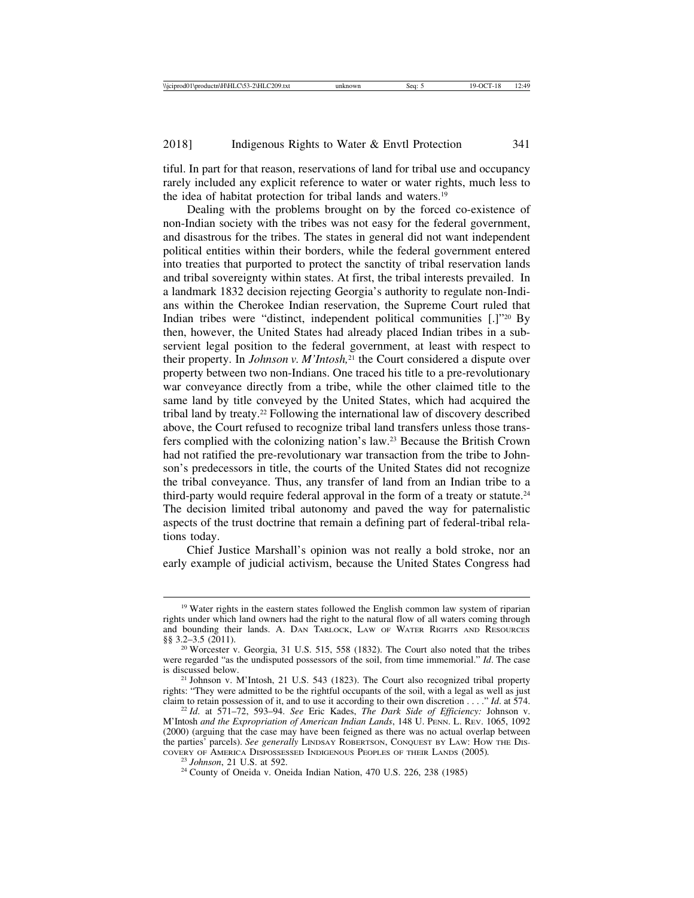tiful. In part for that reason, reservations of land for tribal use and occupancy rarely included any explicit reference to water or water rights, much less to the idea of habitat protection for tribal lands and waters.[19]

Dealing with the problems brought on by the forced co-existence of non-Indian society with the tribes was not easy for the federal government, and disastrous for the tribes. The states in general did not want independent political entities within their borders, while the federal government entered into treaties that purported to protect the sanctity of tribal reservation lands and tribal sovereignty within states. At first, the tribal interests prevailed. In a landmark 1832 decision rejecting Georgia's authority to regulate non-Indians within the Cherokee Indian reservation, the Supreme Court ruled that Indian tribes were "distinct, independent political communities [.]"[20] By then, however, the United States had already placed Indian tribes in a subservient legal position to the federal government, at least with respect to their property. In *Johnson v. M'Intosh,*[21] the Court considered a dispute over property between two non-Indians. One traced his title to a pre-revolutionary war conveyance directly from a tribe, while the other claimed title to the same land by title conveyed by the United States, which had acquired the tribal land by treaty.[22] Following the international law of discovery described above, the Court refused to recognize tribal land transfers unless those transfers complied with the colonizing nation's law.[23] Because the British Crown had not ratified the pre-revolutionary war transaction from the tribe to Johnson's predecessors in title, the courts of the United States did not recognize the tribal conveyance. Thus, any transfer of land from an Indian tribe to a third-party would require federal approval in the form of a treaty or statute.[24] The decision limited tribal autonomy and paved the way for paternalistic aspects of the trust doctrine that remain a defining part of federal-tribal relations today.

Chief Justice Marshall's opinion was not really a bold stroke, nor an early example of judicial activism, because the United States Congress had

---

[19] Water rights in the eastern states followed the English common law system of riparian rights under which land owners had the right to the natural flow of all waters coming through and bounding their lands. A. DAN TARLOCK, LAW OF WATER RIGHTS AND RESOURCES §§ 3.2–3.5 (2011).

[20] Worcester v. Georgia, 31 U.S. 515, 558 (1832). The Court also noted that the tribes were regarded "as the undisputed possessors of the soil, from time immemorial." *Id*. The case is discussed below.

[21] Johnson v. M'Intosh, 21 U.S. 543 (1823). The Court also recognized tribal property rights: "They were admitted to be the rightful occupants of the soil, with a legal as well as just claim to retain possession of it, and to use it according to their own discretion . . . ." *Id*. at 574.

[22] *Id*. at 571–72, 593–94. *See* Eric Kades, *The Dark Side of Efficiency:* Johnson v. M'Intosh *and the Expropriation of American Indian Lands*, 148 U. PENN. L. REV. 1065, 1092 (2000) (arguing that the case may have been feigned as there was no actual overlap between the parties' parcels). *See generally* LINDSAY ROBERTSON, CONQUEST BY LAW: HOW THE DISCOVERY OF AMERICA DISPOSSESSED INDIGENOUS PEOPLES OF THEIR LANDS (2005).

[23] *Johnson*, 21 U.S. at 592.

[24] County of Oneida v. Oneida Indian Nation, 470 U.S. 226, 238 (1985)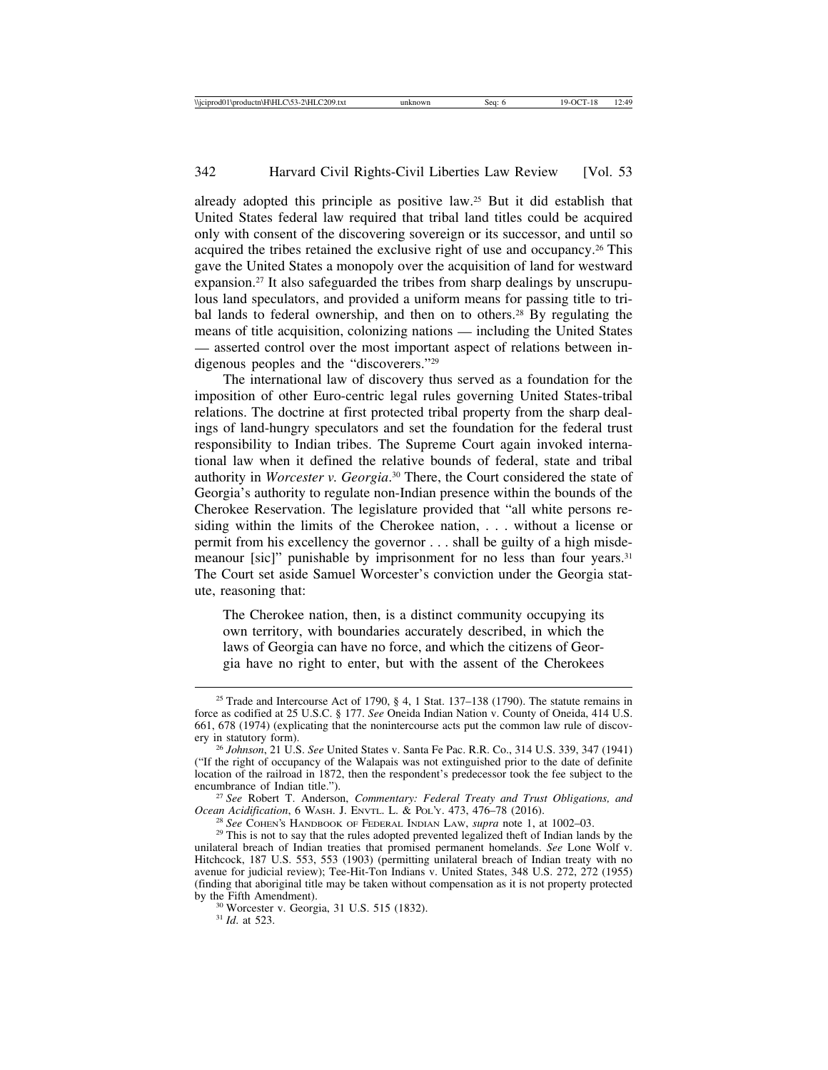already adopted this principle as positive law.[25] But it did establish that United States federal law required that tribal land titles could be acquired only with consent of the discovering sovereign or its successor, and until so acquired the tribes retained the exclusive right of use and occupancy.[26] This gave the United States a monopoly over the acquisition of land for westward expansion.[27] It also safeguarded the tribes from sharp dealings by unscrupulous land speculators, and provided a uniform means for passing title to tribal lands to federal ownership, and then on to others.[28] By regulating the means of title acquisition, colonizing nations — including the United States — asserted control over the most important aspect of relations between indigenous peoples and the "discoverers."[29]

The international law of discovery thus served as a foundation for the imposition of other Euro-centric legal rules governing United States-tribal relations. The doctrine at first protected tribal property from the sharp dealings of land-hungry speculators and set the foundation for the federal trust responsibility to Indian tribes. The Supreme Court again invoked international law when it defined the relative bounds of federal, state and tribal authority in *Worcester v. Georgia*.[30] There, the Court considered the state of Georgia's authority to regulate non-Indian presence within the bounds of the Cherokee Reservation. The legislature provided that "all white persons residing within the limits of the Cherokee nation, . . . without a license or permit from his excellency the governor . . . shall be guilty of a high misdemeanour [sic]" punishable by imprisonment for no less than four years.[31] The Court set aside Samuel Worcester's conviction under the Georgia statute, reasoning that:

> The Cherokee nation, then, is a distinct community occupying its own territory, with boundaries accurately described, in which the laws of Georgia can have no force, and which the citizens of Georgia have no right to enter, but with the assent of the Cherokees

---

[25] Trade and Intercourse Act of 1790, § 4, 1 Stat. 137–138 (1790). The statute remains in force as codified at 25 U.S.C. § 177. *See* Oneida Indian Nation v. County of Oneida, 414 U.S. 661, 678 (1974) (explicating that the nonintercourse acts put the common law rule of discovery in statutory form).

[26] *Johnson*, 21 U.S. *See* United States v. Santa Fe Pac. R.R. Co., 314 U.S. 339, 347 (1941) ("If the right of occupancy of the Walapais was not extinguished prior to the date of definite location of the railroad in 1872, then the respondent's predecessor took the fee subject to the encumbrance of Indian title.").

[27] *See* Robert T. Anderson, *Commentary: Federal Treaty and Trust Obligations, and Ocean Acidification*, 6 WASH. J. ENVTL. L. & POL'Y. 473, 476–78 (2016).

[28] *See* COHEN'S HANDBOOK OF FEDERAL INDIAN LAW, *supra* note 1, at 1002–03.

[29] This is not to say that the rules adopted prevented legalized theft of Indian lands by the unilateral breach of Indian treaties that promised permanent homelands. *See* Lone Wolf v. Hitchcock, 187 U.S. 553, 553 (1903) (permitting unilateral breach of Indian treaty with no avenue for judicial review); Tee-Hit-Ton Indians v. United States, 348 U.S. 272, 272 (1955) (finding that aboriginal title may be taken without compensation as it is not property protected by the Fifth Amendment).

[30] Worcester v. Georgia, 31 U.S. 515 (1832).

[31] *Id*. at 523.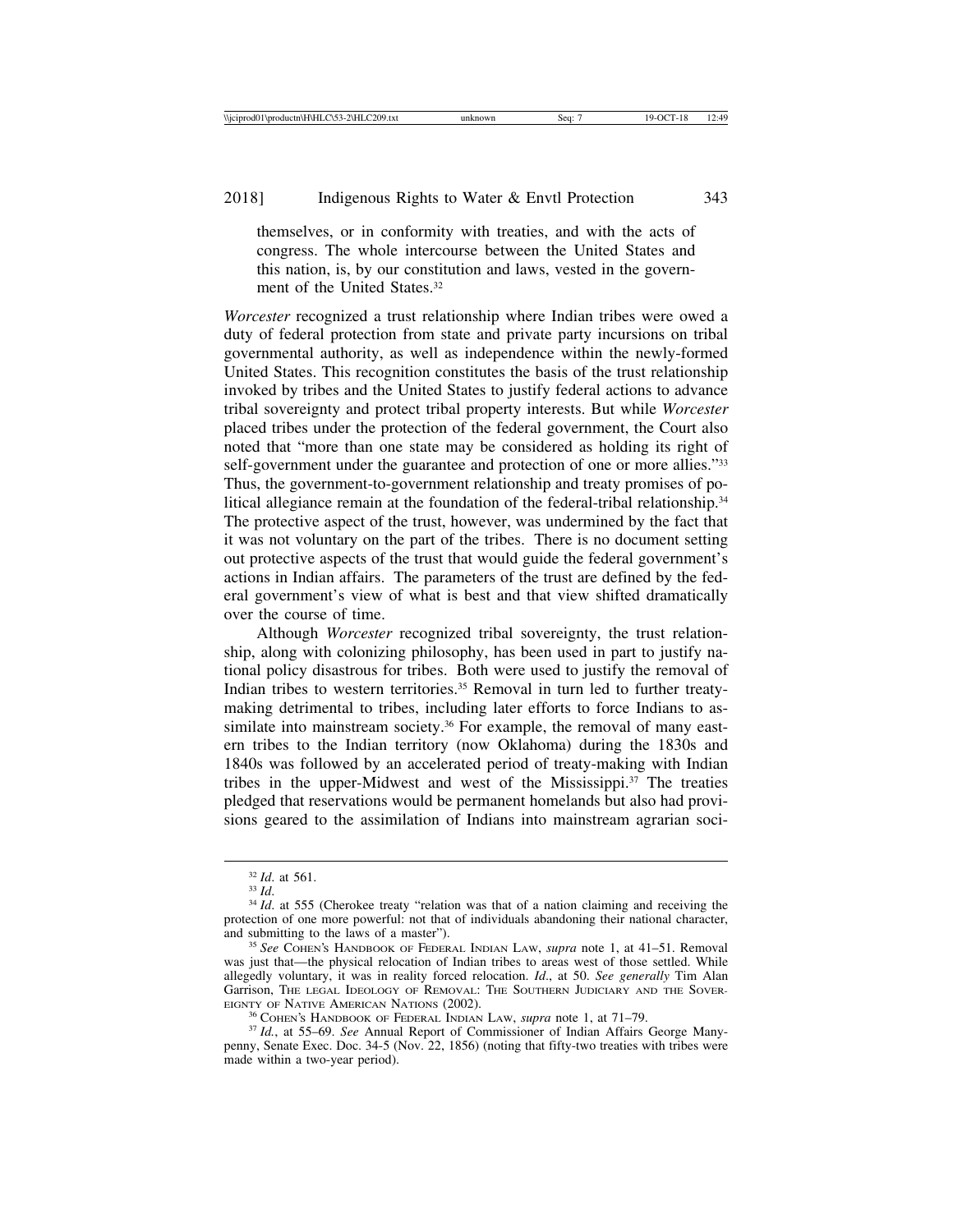> themselves, or in conformity with treaties, and with the acts of congress. The whole intercourse between the United States and this nation, is, by our constitution and laws, vested in the government of the United States.[32]

*Worcester* recognized a trust relationship where Indian tribes were owed a duty of federal protection from state and private party incursions on tribal governmental authority, as well as independence within the newly-formed United States. This recognition constitutes the basis of the trust relationship invoked by tribes and the United States to justify federal actions to advance tribal sovereignty and protect tribal property interests. But while *Worcester* placed tribes under the protection of the federal government, the Court also noted that "more than one state may be considered as holding its right of self-government under the guarantee and protection of one or more allies."[33] Thus, the government-to-government relationship and treaty promises of political allegiance remain at the foundation of the federal-tribal relationship.[34] The protective aspect of the trust, however, was undermined by the fact that it was not voluntary on the part of the tribes. There is no document setting out protective aspects of the trust that would guide the federal government's actions in Indian affairs. The parameters of the trust are defined by the federal government's view of what is best and that view shifted dramatically over the course of time.

Although *Worcester* recognized tribal sovereignty, the trust relationship, along with colonizing philosophy, has been used in part to justify national policy disastrous for tribes. Both were used to justify the removal of Indian tribes to western territories.[35] Removal in turn led to further treaty-making detrimental to tribes, including later efforts to force Indians to assimilate into mainstream society.[36] For example, the removal of many eastern tribes to the Indian territory (now Oklahoma) during the 1830s and 1840s was followed by an accelerated period of treaty-making with Indian tribes in the upper-Midwest and west of the Mississippi.[37] The treaties pledged that reservations would be permanent homelands but also had provisions geared to the assimilation of Indians into mainstream agrarian soci-

---

[32] *Id*. at 561.

[33] *Id*.

[34] *Id*. at 555 (Cherokee treaty "relation was that of a nation claiming and receiving the protection of one more powerful: not that of individuals abandoning their national character, and submitting to the laws of a master").

[35] *See* COHEN'S HANDBOOK OF FEDERAL INDIAN LAW, *supra* note 1, at 41–51. Removal was just that—the physical relocation of Indian tribes to areas west of those settled. While allegedly voluntary, it was in reality forced relocation. *Id*., at 50. *See generally* Tim Alan Garrison, THE LEGAL IDEOLOGY OF REMOVAL: THE SOUTHERN JUDICIARY AND THE SOVEREIGNTY OF NATIVE AMERICAN NATIONS (2002).

[36] COHEN'S HANDBOOK OF FEDERAL INDIAN LAW, *supra* note 1, at 71–79.

[37] *Id.*, at 55–69. *See* Annual Report of Commissioner of Indian Affairs George Manypenny, Senate Exec. Doc. 34-5 (Nov. 22, 1856) (noting that fifty-two treaties with tribes were made within a two-year period).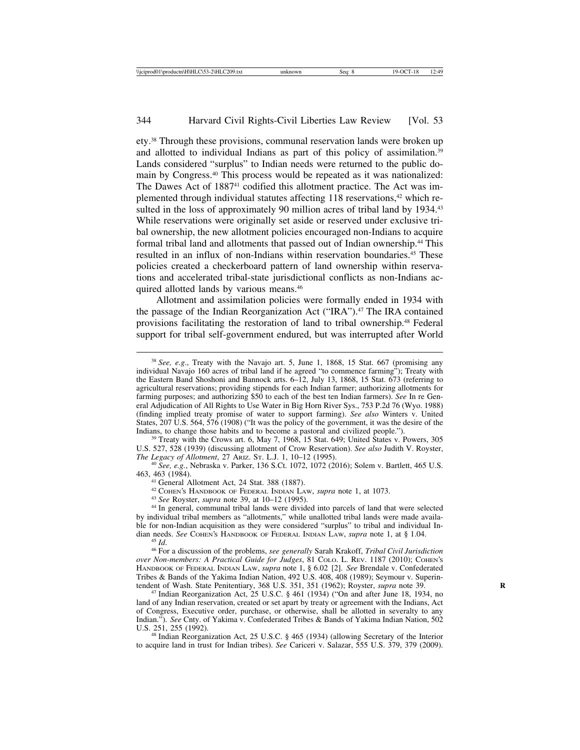ety.[38] Through these provisions, communal reservation lands were broken up and allotted to individual Indians as part of this policy of assimilation.[39] Lands considered "surplus" to Indian needs were returned to the public domain by Congress.[40] This process would be repeated as it was nationalized: The Dawes Act of 1887[41] codified this allotment practice. The Act was implemented through individual statutes affecting 118 reservations,[42] which resulted in the loss of approximately 90 million acres of tribal land by 1934.[43] While reservations were originally set aside or reserved under exclusive tribal ownership, the new allotment policies encouraged non-Indians to acquire formal tribal land and allotments that passed out of Indian ownership.[44] This resulted in an influx of non-Indians within reservation boundaries.[45] These policies created a checkerboard pattern of land ownership within reservations and accelerated tribal-state jurisdictional conflicts as non-Indians acquired allotted lands by various means.[46]

Allotment and assimilation policies were formally ended in 1934 with the passage of the Indian Reorganization Act ("IRA").[47] The IRA contained provisions facilitating the restoration of land to tribal ownership.[48] Federal support for tribal self-government endured, but was interrupted after World

---

[38] *See, e.g*., Treaty with the Navajo art. 5, June 1, 1868, 15 Stat. 667 (promising any individual Navajo 160 acres of tribal land if he agreed "to commence farming"); Treaty with the Eastern Band Shoshoni and Bannock arts. 6–12, July 13, 1868, 15 Stat. 673 (referring to agricultural reservations; providing stipends for each Indian farmer; authorizing allotments for farming purposes; and authorizing $50 to each of the best ten Indian farmers). *See* In re General Adjudication of All Rights to Use Water in Big Horn River Sys., 753 P.2d 76 (Wyo. 1988) (finding implied treaty promise of water to support farming). *See also* Winters v. United States, 207 U.S. 564, 576 (1908) ("It was the policy of the government, it was the desire of the Indians, to change those habits and to become a pastoral and civilized people.").

[39] Treaty with the Crows art. 6, May 7, 1968, 15 Stat. 649; United States v. Powers, 305 U.S. 527, 528 (1939) (discussing allotment of Crow Reservation). *See also* Judith V. Royster, *The Legacy of Allotment*, 27 ARIZ. ST. L.J. 1, 10–12 (1995).

[40] *See, e.g.*, Nebraska v. Parker, 136 S.Ct. 1072, 1072 (2016); Solem v. Bartlett, 465 U.S. 463, 463 (1984).

[41] General Allotment Act, 24 Stat. 388 (1887).

[42] COHEN'S HANDBOOK OF FEDERAL INDIAN LAW, *supra* note 1, at 1073.

[43] *See* Royster, *supra* note 39, at 10–12 (1995).

[44] In general, communal tribal lands were divided into parcels of land that were selected by individual tribal members as "allotments," while unallotted tribal lands were made available for non-Indian acquisition as they were considered "surplus" to tribal and individual Indian needs. *See* COHEN'S HANDBOOK OF FEDERAL INDIAN LAW, *supra* note 1, at § 1.04.

[45] *Id*.

[46] For a discussion of the problems, *see generally* Sarah Krakoff, *Tribal Civil Jurisdiction over Non-members: A Practical Guide for Judges*, 81 COLO. L. REV. 1187 (2010); COHEN'S HANDBOOK OF FEDERAL INDIAN LAW, *supra* note 1, § 6.02 [2]. *See* Brendale v. Confederated Tribes & Bands of the Yakima Indian Nation, 492 U.S. 408, 408 (1989); Seymour v. Superintendent of Wash. State Penitentiary, 368 U.S. 351, 351 (1962); Royster, *supra* note 39.

[47] Indian Reorganization Act, 25 U.S.C. § 461 (1934) ("On and after June 18, 1934, no land of any Indian reservation, created or set apart by treaty or agreement with the Indians, Act of Congress, Executive order, purchase, or otherwise, shall be allotted in severalty to any Indian."). *See* Cnty. of Yakima v. Confederated Tribes & Bands of Yakima Indian Nation, 502 U.S. 251, 255 (1992).

[48] Indian Reorganization Act, 25 U.S.C. § 465 (1934) (allowing Secretary of the Interior to acquire land in trust for Indian tribes). *See* Cariceri v. Salazar, 555 U.S. 379, 379 (2009).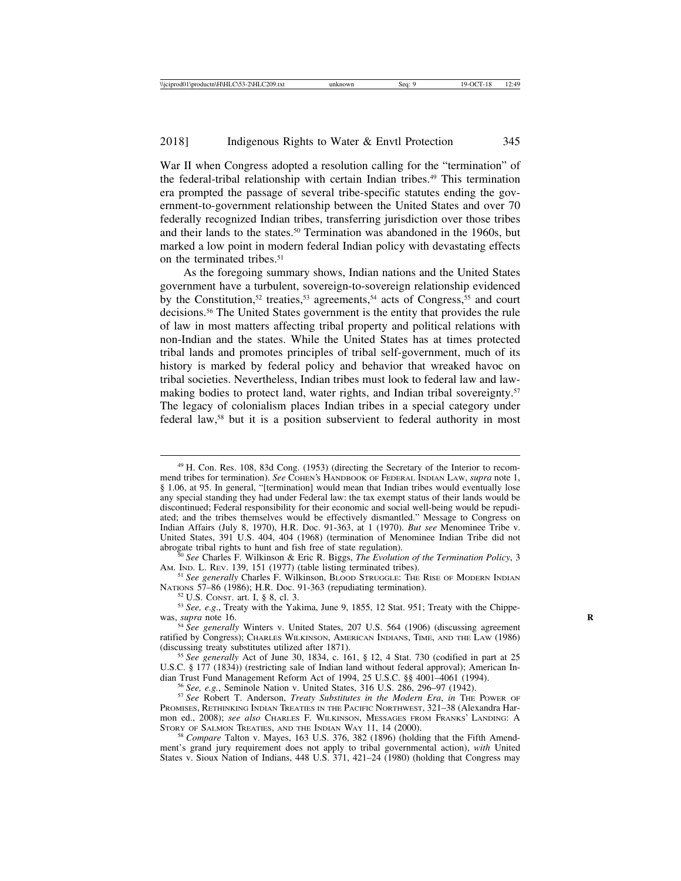War II when Congress adopted a resolution calling for the "termination" of the federal-tribal relationship with certain Indian tribes.[49] This termination era prompted the passage of several tribe-specific statutes ending the government-to-government relationship between the United States and over 70 federally recognized Indian tribes, transferring jurisdiction over those tribes and their lands to the states.[50] Termination was abandoned in the 1960s, but marked a low point in modern federal Indian policy with devastating effects on the terminated tribes.[51]

As the foregoing summary shows, Indian nations and the United States government have a turbulent, sovereign-to-sovereign relationship evidenced by the Constitution,[52] treaties,[53] agreements,[54] acts of Congress,[55] and court decisions.[56] The United States government is the entity that provides the rule of law in most matters affecting tribal property and political relations with non-Indian and the states. While the United States has at times protected tribal lands and promotes principles of tribal self-government, much of its history is marked by federal policy and behavior that wreaked havoc on tribal societies. Nevertheless, Indian tribes must look to federal law and lawmaking bodies to protect land, water rights, and Indian tribal sovereignty.[57] The legacy of colonialism places Indian tribes in a special category under federal law,[58] but it is a position subservient to federal authority in most

---

[49] H. Con. Res. 108, 83d Cong. (1953) (directing the Secretary of the Interior to recommend tribes for termination). *See* Cohen's Handbook of Federal Indian Law, *supra* note 1, § 1.06, at 95. In general, "[termination] would mean that Indian tribes would eventually lose any special standing they had under Federal law: the tax exempt status of their lands would be discontinued; Federal responsibility for their economic and social well-being would be repudiated; and the tribes themselves would be effectively dismantled." Message to Congress on Indian Affairs (July 8, 1970), H.R. Doc. 91-363, at 1 (1970). *But see* Menominee Tribe v. United States, 391 U.S. 404, 404 (1968) (termination of Menominee Indian Tribe did not abrogate tribal rights to hunt and fish free of state regulation).

[50] *See* Charles F. Wilkinson & Eric R. Biggs, *The Evolution of the Termination Policy*, 3 Am. Ind. L. Rev. 139, 151 (1977) (table listing terminated tribes).

[51] *See generally* Charles F. Wilkinson, Blood Struggle: The Rise of Modern Indian Nations 57–86 (1986); H.R. Doc. 91-363 (repudiating termination).

[52] U.S. Const. art. I, § 8, cl. 3.

[53] *See, e.g.*, Treaty with the Yakima, June 9, 1855, 12 Stat. 951; Treaty with the Chippewas, *supra* note 16.

[54] *See generally* Winters v. United States, 207 U.S. 564 (1906) (discussing agreement ratified by Congress); Charles Wilkinson, American Indians, Time, and the Law (1986) (discussing treaty substitutes utilized after 1871).

[55] *See generally* Act of June 30, 1834, c. 161, § 12, 4 Stat. 730 (codified in part at 25 U.S.C. § 177 (1834)) (restricting sale of Indian land without federal approval); American Indian Trust Fund Management Reform Act of 1994, 25 U.S.C. §§ 4001–4061 (1994).

[56] *See, e.g.*, Seminole Nation v. United States, 316 U.S. 286, 296–97 (1942).

[57] *See* Robert T. Anderson, *Treaty Substitutes in the Modern Era*, *in* The Power of Promises, Rethinking Indian Treaties in the Pacific Northwest, 321–38 (Alexandra Harmon ed., 2008); *see also* Charles F. Wilkinson, Messages from Franks' Landing: A Story of Salmon Treaties, and the Indian Way 11, 14 (2000).

[58] *Compare* Talton v. Mayes, 163 U.S. 376, 382 (1896) (holding that the Fifth Amendment's grand jury requirement does not apply to tribal governmental action), *with* United States v. Sioux Nation of Indians, 448 U.S. 371, 421–24 (1980) (holding that Congress may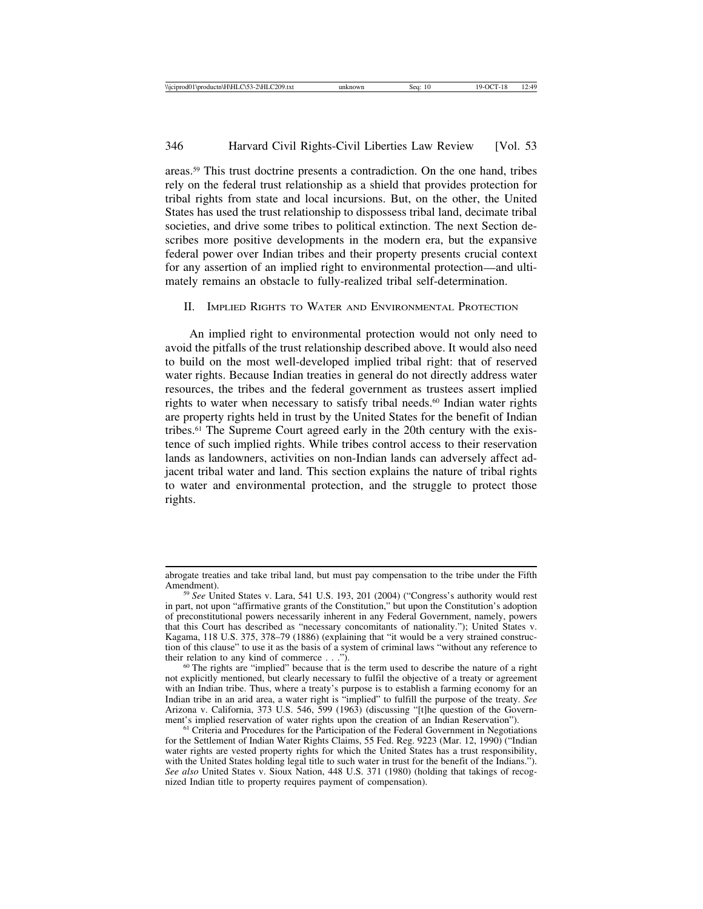areas.[59] This trust doctrine presents a contradiction. On the one hand, tribes rely on the federal trust relationship as a shield that provides protection for tribal rights from state and local incursions. But, on the other, the United States has used the trust relationship to dispossess tribal land, decimate tribal societies, and drive some tribes to political extinction. The next Section describes more positive developments in the modern era, but the expansive federal power over Indian tribes and their property presents crucial context for any assertion of an implied right to environmental protection—and ultimately remains an obstacle to fully-realized tribal self-determination.

## II. Implied Rights to Water and Environmental Protection

An implied right to environmental protection would not only need to avoid the pitfalls of the trust relationship described above. It would also need to build on the most well-developed implied tribal right: that of reserved water rights. Because Indian treaties in general do not directly address water resources, the tribes and the federal government as trustees assert implied rights to water when necessary to satisfy tribal needs.[60] Indian water rights are property rights held in trust by the United States for the benefit of Indian tribes.[61] The Supreme Court agreed early in the 20th century with the existence of such implied rights. While tribes control access to their reservation lands as landowners, activities on non-Indian lands can adversely affect adjacent tribal water and land. This section explains the nature of tribal rights to water and environmental protection, and the struggle to protect those rights.

---

abrogate treaties and take tribal land, but must pay compensation to the tribe under the Fifth Amendment).

[59] *See* United States v. Lara, 541 U.S. 193, 201 (2004) ("Congress's authority would rest in part, not upon "affirmative grants of the Constitution," but upon the Constitution's adoption of preconstitutional powers necessarily inherent in any Federal Government, namely, powers that this Court has described as "necessary concomitants of nationality."); United States v. Kagama, 118 U.S. 375, 378–79 (1886) (explaining that "it would be a very strained construction of this clause" to use it as the basis of a system of criminal laws "without any reference to their relation to any kind of commerce . . .").

[60] The rights are "implied" because that is the term used to describe the nature of a right not explicitly mentioned, but clearly necessary to fulfil the objective of a treaty or agreement with an Indian tribe. Thus, where a treaty's purpose is to establish a farming economy for an Indian tribe in an arid area, a water right is "implied" to fulfill the purpose of the treaty. *See* Arizona v. California, 373 U.S. 546, 599 (1963) (discussing "[t]he question of the Government's implied reservation of water rights upon the creation of an Indian Reservation").

[61] Criteria and Procedures for the Participation of the Federal Government in Negotiations for the Settlement of Indian Water Rights Claims, 55 Fed. Reg. 9223 (Mar. 12, 1990) ("Indian water rights are vested property rights for which the United States has a trust responsibility, with the United States holding legal title to such water in trust for the benefit of the Indians."). *See also* United States v. Sioux Nation, 448 U.S. 371 (1980) (holding that takings of recognized Indian title to property requires payment of compensation).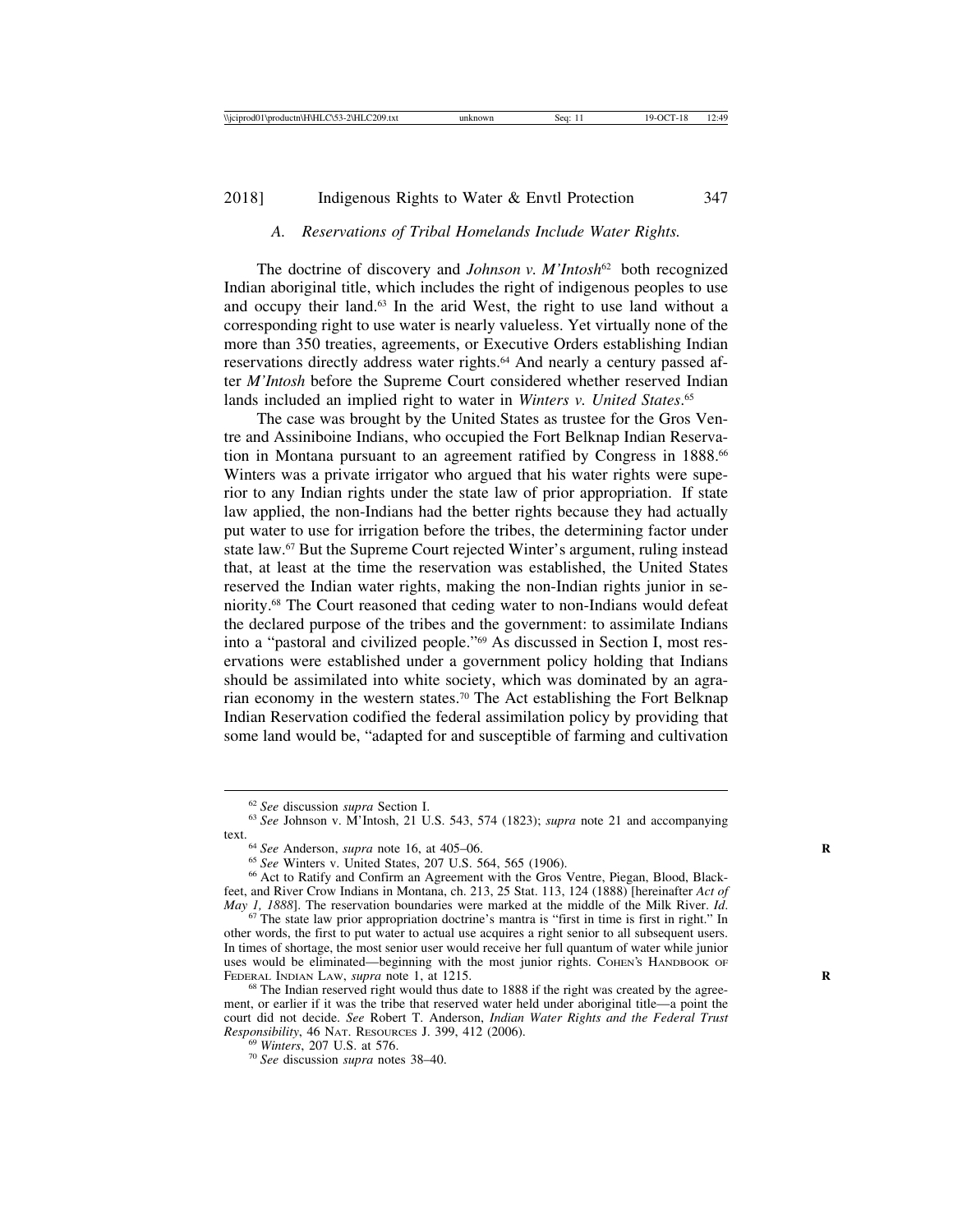### *A. Reservations of Tribal Homelands Include Water Rights.*

The doctrine of discovery and *Johnson v. M'Intosh*[62] both recognized Indian aboriginal title, which includes the right of indigenous peoples to use and occupy their land.[63] In the arid West, the right to use land without a corresponding right to use water is nearly valueless. Yet virtually none of the more than 350 treaties, agreements, or Executive Orders establishing Indian reservations directly address water rights.[64] And nearly a century passed after *M'Intosh* before the Supreme Court considered whether reserved Indian lands included an implied right to water in *Winters v. United States*.[65]

The case was brought by the United States as trustee for the Gros Ventre and Assiniboine Indians, who occupied the Fort Belknap Indian Reservation in Montana pursuant to an agreement ratified by Congress in 1888.[66] Winters was a private irrigator who argued that his water rights were superior to any Indian rights under the state law of prior appropriation. If state law applied, the non-Indians had the better rights because they had actually put water to use for irrigation before the tribes, the determining factor under state law.[67] But the Supreme Court rejected Winter's argument, ruling instead that, at least at the time the reservation was established, the United States reserved the Indian water rights, making the non-Indian rights junior in seniority.[68] The Court reasoned that ceding water to non-Indians would defeat the declared purpose of the tribes and the government: to assimilate Indians into a "pastoral and civilized people."[69] As discussed in Section I, most reservations were established under a government policy holding that Indians should be assimilated into white society, which was dominated by an agrarian economy in the western states.[70] The Act establishing the Fort Belknap Indian Reservation codified the federal assimilation policy by providing that some land would be, "adapted for and susceptible of farming and cultivation

---

[62] *See* discussion *supra* Section I.

[63] *See* Johnson v. M'Intosh, 21 U.S. 543, 574 (1823); *supra* note 21 and accompanying text.

[64] *See* Anderson, *supra* note 16, at 405–06.

[65] *See* Winters v. United States, 207 U.S. 564, 565 (1906).

[66] Act to Ratify and Confirm an Agreement with the Gros Ventre, Piegan, Blood, Blackfeet, and River Crow Indians in Montana, ch. 213, 25 Stat. 113, 124 (1888) [hereinafter *Act of May 1, 1888*]. The reservation boundaries were marked at the middle of the Milk River. *Id.*

[67] The state law prior appropriation doctrine's mantra is "first in time is first in right." In other words, the first to put water to actual use acquires a right senior to all subsequent users. In times of shortage, the most senior user would receive her full quantum of water while junior uses would be eliminated—beginning with the most junior rights. COHEN'S HANDBOOK OF FEDERAL INDIAN LAW, *supra* note 1, at 1215.

[68] The Indian reserved right would thus date to 1888 if the right was created by the agreement, or earlier if it was the tribe that reserved water held under aboriginal title—a point the court did not decide. *See* Robert T. Anderson, *Indian Water Rights and the Federal Trust Responsibility*, 46 NAT. RESOURCES J. 399, 412 (2006).

[69] *Winters*, 207 U.S. at 576.

[70] *See* discussion *supra* notes 38–40.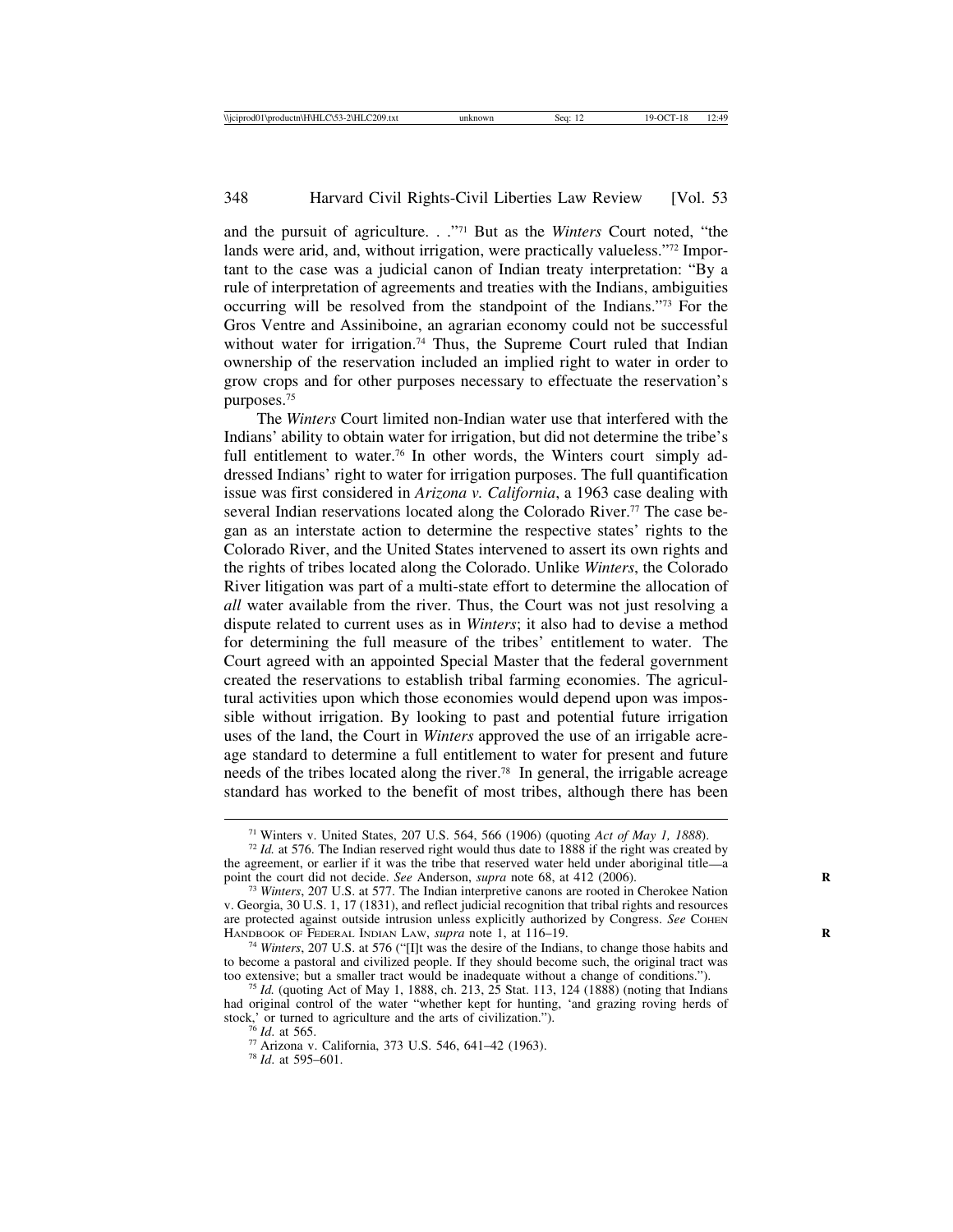and the pursuit of agriculture. . ."[71] But as the *Winters* Court noted, "the lands were arid, and, without irrigation, were practically valueless."[72] Important to the case was a judicial canon of Indian treaty interpretation: "By a rule of interpretation of agreements and treaties with the Indians, ambiguities occurring will be resolved from the standpoint of the Indians."[73] For the Gros Ventre and Assiniboine, an agrarian economy could not be successful without water for irrigation.[74] Thus, the Supreme Court ruled that Indian ownership of the reservation included an implied right to water in order to grow crops and for other purposes necessary to effectuate the reservation's purposes.[75]

The *Winters* Court limited non-Indian water use that interfered with the Indians' ability to obtain water for irrigation, but did not determine the tribe's full entitlement to water.[76] In other words, the Winters court simply addressed Indians' right to water for irrigation purposes. The full quantification issue was first considered in *Arizona v. California*, a 1963 case dealing with several Indian reservations located along the Colorado River.[77] The case began as an interstate action to determine the respective states' rights to the Colorado River, and the United States intervened to assert its own rights and the rights of tribes located along the Colorado. Unlike *Winters*, the Colorado River litigation was part of a multi-state effort to determine the allocation of *all* water available from the river. Thus, the Court was not just resolving a dispute related to current uses as in *Winters*; it also had to devise a method for determining the full measure of the tribes' entitlement to water. The Court agreed with an appointed Special Master that the federal government created the reservations to establish tribal farming economies. The agricultural activities upon which those economies would depend upon was impossible without irrigation. By looking to past and potential future irrigation uses of the land, the Court in *Winters* approved the use of an irrigable acreage standard to determine a full entitlement to water for present and future needs of the tribes located along the river.[78] In general, the irrigable acreage standard has worked to the benefit of most tribes, although there has been

---

[71] Winters v. United States, 207 U.S. 564, 566 (1906) (quoting *Act of May 1, 1888*).

[72] *Id.* at 576. The Indian reserved right would thus date to 1888 if the right was created by the agreement, or earlier if it was the tribe that reserved water held under aboriginal title—a point the court did not decide. *See* Anderson, *supra* note 68, at 412 (2006).

[73] *Winters*, 207 U.S. at 577. The Indian interpretive canons are rooted in Cherokee Nation v. Georgia, 30 U.S. 1, 17 (1831), and reflect judicial recognition that tribal rights and resources are protected against outside intrusion unless explicitly authorized by Congress. *See* COHEN HANDBOOK OF FEDERAL INDIAN LAW, *supra* note 1, at 116–19.

[74] *Winters*, 207 U.S. at 576 ("[I]t was the desire of the Indians, to change those habits and to become a pastoral and civilized people. If they should become such, the original tract was too extensive; but a smaller tract would be inadequate without a change of conditions.").

[75] *Id.* (quoting Act of May 1, 1888, ch. 213, 25 Stat. 113, 124 (1888) (noting that Indians had original control of the water "whether kept for hunting, 'and grazing roving herds of stock,' or turned to agriculture and the arts of civilization.").

[76] *Id.* at 565.

[77] Arizona v. California, 373 U.S. 546, 641–42 (1963).

[78] *Id.* at 595–601.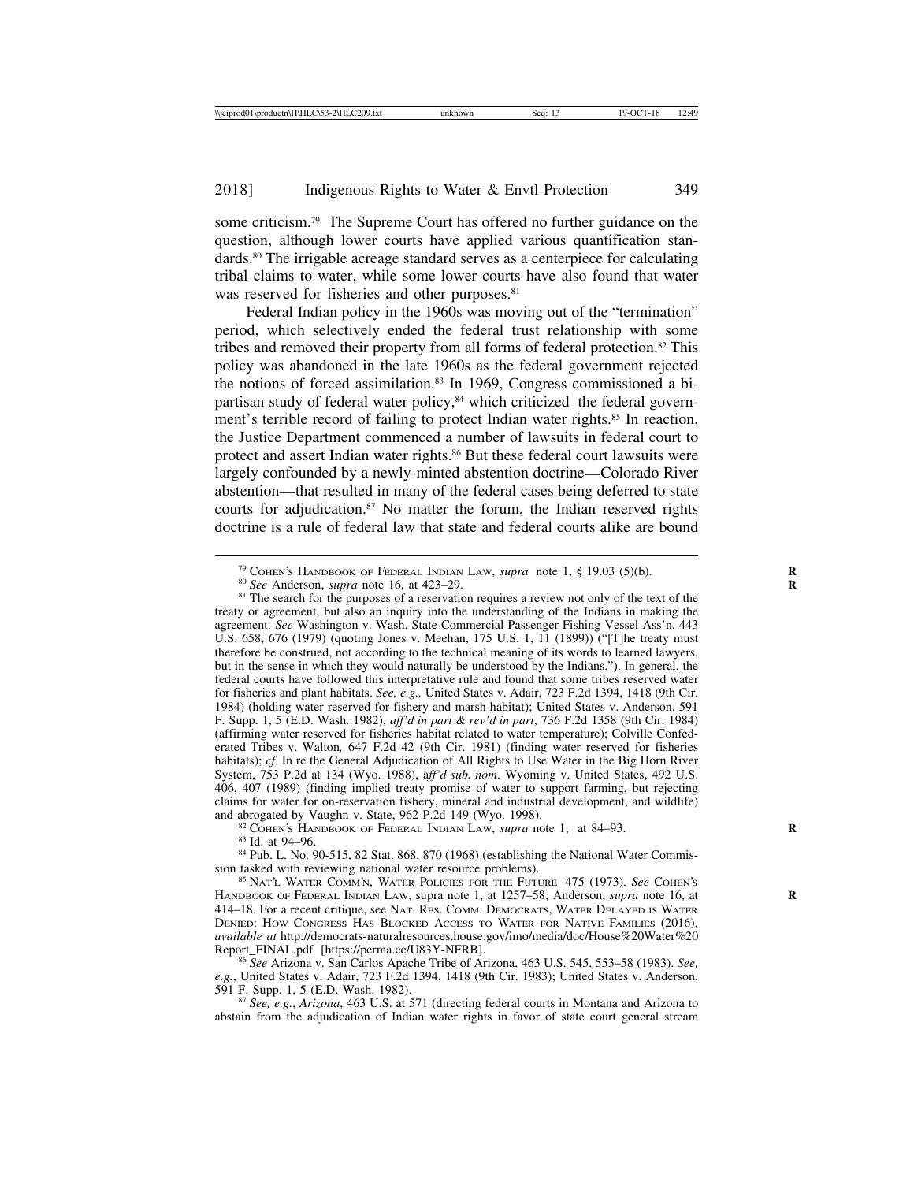some criticism.[79] The Supreme Court has offered no further guidance on the question, although lower courts have applied various quantification standards.[80] The irrigable acreage standard serves as a centerpiece for calculating tribal claims to water, while some lower courts have also found that water was reserved for fisheries and other purposes.[81]

Federal Indian policy in the 1960s was moving out of the "termination" period, which selectively ended the federal trust relationship with some tribes and removed their property from all forms of federal protection.[82] This policy was abandoned in the late 1960s as the federal government rejected the notions of forced assimilation.[83] In 1969, Congress commissioned a bipartisan study of federal water policy,[84] which criticized the federal government's terrible record of failing to protect Indian water rights.[85] In reaction, the Justice Department commenced a number of lawsuits in federal court to protect and assert Indian water rights.[86] But these federal court lawsuits were largely confounded by a newly-minted abstention doctrine—Colorado River abstention—that resulted in many of the federal cases being deferred to state courts for adjudication.[87] No matter the forum, the Indian reserved rights doctrine is a rule of federal law that state and federal courts alike are bound

---

[79] COHEN'S HANDBOOK OF FEDERAL INDIAN LAW, *supra* note 1, § 19.03 (5)(b).

[80] *See* Anderson, *supra* note 16, at 423–29.

[81] The search for the purposes of a reservation requires a review not only of the text of the treaty or agreement, but also an inquiry into the understanding of the Indians in making the agreement. *See* Washington v. Wash. State Commercial Passenger Fishing Vessel Ass'n, 443 U.S. 658, 676 (1979) (quoting Jones v. Meehan, 175 U.S. 1, 11 (1899)) ("[T]he treaty must therefore be construed, not according to the technical meaning of its words to learned lawyers, but in the sense in which they would naturally be understood by the Indians."). In general, the federal courts have followed this interpretative rule and found that some tribes reserved water for fisheries and plant habitats. *See, e.g.,* United States v. Adair, 723 F.2d 1394, 1418 (9th Cir. 1984) (holding water reserved for fishery and marsh habitat); United States v. Anderson, 591 F. Supp. 1, 5 (E.D. Wash. 1982), *aff'd in part & rev'd in part*, 736 F.2d 1358 (9th Cir. 1984) (affirming water reserved for fisheries habitat related to water temperature); Colville Confederated Tribes v. Walton*,* 647 F.2d 42 (9th Cir. 1981) (finding water reserved for fisheries habitats); *cf*. In re the General Adjudication of All Rights to Use Water in the Big Horn River System, 753 P.2d at 134 (Wyo. 1988), a*ff'd sub. nom*. Wyoming v. United States, 492 U.S. 406, 407 (1989) (finding implied treaty promise of water to support farming, but rejecting claims for water for on-reservation fishery, mineral and industrial development, and wildlife) and abrogated by Vaughn v. State, 962 P.2d 149 (Wyo. 1998).

[82] COHEN'S HANDBOOK OF FEDERAL INDIAN LAW, *supra* note 1, at 84–93.

[83] Id. at 94–96.

[84] Pub. L. No. 90-515, 82 Stat. 868, 870 (1968) (establishing the National Water Commission tasked with reviewing national water resource problems).

[85] NAT'L WATER COMM'N, WATER POLICIES FOR THE FUTURE 475 (1973). *See* COHEN'S HANDBOOK OF FEDERAL INDIAN LAW, supra note 1, at 1257–58; Anderson, *supra* note 16, at 414–18. For a recent critique, see NAT. RES. COMM. DEMOCRATS, WATER DELAYED IS WATER DENIED: HOW CONGRESS HAS BLOCKED ACCESS TO WATER FOR NATIVE FAMILIES (2016), *available at* http://democrats-naturalresources.house.gov/imo/media/doc/House%20Water%20Report_FINAL.pdf [https://perma.cc/U83Y-NFRB].

[86] *See* Arizona v. San Carlos Apache Tribe of Arizona, 463 U.S. 545, 553–58 (1983). *See, e.g.*, United States v. Adair, 723 F.2d 1394, 1418 (9th Cir. 1983); United States v. Anderson, 591 F. Supp. 1, 5 (E.D. Wash. 1982).

[87] *See, e.g.*, *Arizona*, 463 U.S. at 571 (directing federal courts in Montana and Arizona to abstain from the adjudication of Indian water rights in favor of state court general stream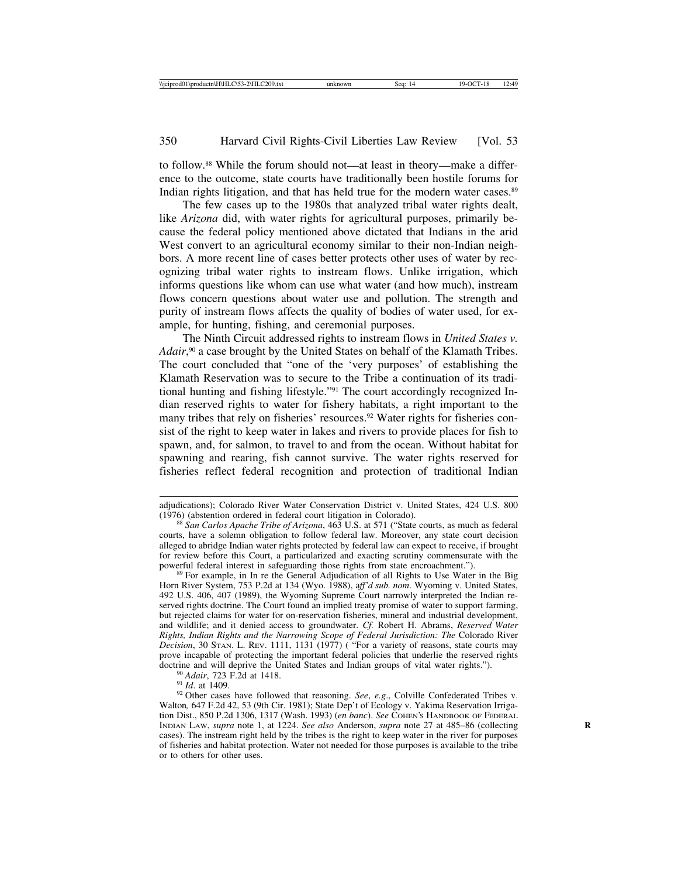to follow.[88] While the forum should not—at least in theory—make a difference to the outcome, state courts have traditionally been hostile forums for Indian rights litigation, and that has held true for the modern water cases.[89]

The few cases up to the 1980s that analyzed tribal water rights dealt, like *Arizona* did, with water rights for agricultural purposes, primarily because the federal policy mentioned above dictated that Indians in the arid West convert to an agricultural economy similar to their non-Indian neighbors. A more recent line of cases better protects other uses of water by recognizing tribal water rights to instream flows. Unlike irrigation, which informs questions like whom can use what water (and how much), instream flows concern questions about water use and pollution. The strength and purity of instream flows affects the quality of bodies of water used, for example, for hunting, fishing, and ceremonial purposes.

The Ninth Circuit addressed rights to instream flows in *United States v. Adair*,[90] a case brought by the United States on behalf of the Klamath Tribes. The court concluded that "one of the 'very purposes' of establishing the Klamath Reservation was to secure to the Tribe a continuation of its traditional hunting and fishing lifestyle."[91] The court accordingly recognized Indian reserved rights to water for fishery habitats, a right important to the many tribes that rely on fisheries' resources.[92] Water rights for fisheries consist of the right to keep water in lakes and rivers to provide places for fish to spawn, and, for salmon, to travel to and from the ocean. Without habitat for spawning and rearing, fish cannot survive. The water rights reserved for fisheries reflect federal recognition and protection of traditional Indian

---

adjudications); Colorado River Water Conservation District v. United States, 424 U.S. 800 (1976) (abstention ordered in federal court litigation in Colorado).

[88] *San Carlos Apache Tribe of Arizona*, 463 U.S. at 571 ("State courts, as much as federal courts, have a solemn obligation to follow federal law. Moreover, any state court decision alleged to abridge Indian water rights protected by federal law can expect to receive, if brought for review before this Court, a particularized and exacting scrutiny commensurate with the powerful federal interest in safeguarding those rights from state encroachment.").

[89] For example, in In re the General Adjudication of all Rights to Use Water in the Big Horn River System, 753 P.2d at 134 (Wyo. 1988), a*ff'd sub. nom*. Wyoming v. United States, 492 U.S. 406, 407 (1989), the Wyoming Supreme Court narrowly interpreted the Indian reserved rights doctrine. The Court found an implied treaty promise of water to support farming, but rejected claims for water for on-reservation fisheries, mineral and industrial development, and wildlife; and it denied access to groundwater. *Cf.* Robert H. Abrams, *Reserved Water Rights, Indian Rights and the Narrowing Scope of Federal Jurisdiction: The* Colorado River *Decision*, 30 STAN. L. REV. 1111, 1131 (1977) ( "For a variety of reasons, state courts may prove incapable of protecting the important federal policies that underlie the reserved rights doctrine and will deprive the United States and Indian groups of vital water rights.").

[90] *Adair*, 723 F.2d at 1418.

[91] *Id*. at 1409.

[92] Other cases have followed that reasoning. *See*, *e.g*., Colville Confederated Tribes v. Walton*,* 647 F.2d 42, 53 (9th Cir. 1981); State Dep't of Ecology v. Yakima Reservation Irrigation Dist., 850 P.2d 1306, 1317 (Wash. 1993) (*en banc*). *See* COHEN'S HANDBOOK OF FEDERAL INDIAN LAW, *supra* note 1, at 1224. *See also* Anderson, *supra* note 27 at 485–86 (collecting cases). The instream right held by the tribes is the right to keep water in the river for purposes of fisheries and habitat protection. Water not needed for those purposes is available to the tribe or to others for other uses.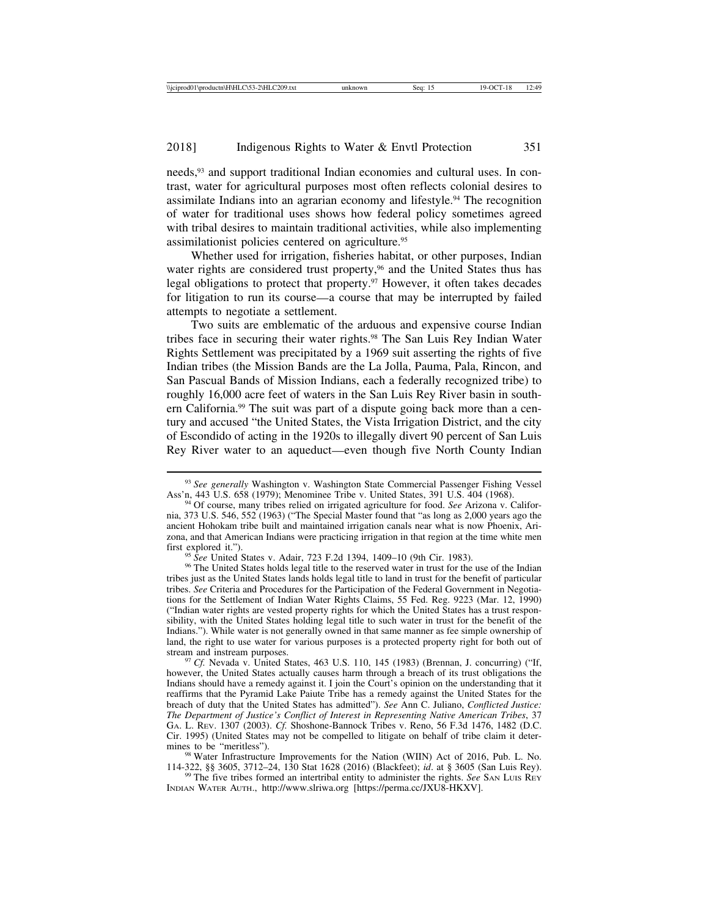needs,[93] and support traditional Indian economies and cultural uses. In contrast, water for agricultural purposes most often reflects colonial desires to assimilate Indians into an agrarian economy and lifestyle.[94] The recognition of water for traditional uses shows how federal policy sometimes agreed with tribal desires to maintain traditional activities, while also implementing assimilationist policies centered on agriculture.[95]

Whether used for irrigation, fisheries habitat, or other purposes, Indian water rights are considered trust property,[96] and the United States thus has legal obligations to protect that property.[97] However, it often takes decades for litigation to run its course—a course that may be interrupted by failed attempts to negotiate a settlement.

Two suits are emblematic of the arduous and expensive course Indian tribes face in securing their water rights.[98] The San Luis Rey Indian Water Rights Settlement was precipitated by a 1969 suit asserting the rights of five Indian tribes (the Mission Bands are the La Jolla, Pauma, Pala, Rincon, and San Pascual Bands of Mission Indians, each a federally recognized tribe) to roughly 16,000 acre feet of waters in the San Luis Rey River basin in southern California.[99] The suit was part of a dispute going back more than a century and accused "the United States, the Vista Irrigation District, and the city of Escondido of acting in the 1920s to illegally divert 90 percent of San Luis Rey River water to an aqueduct—even though five North County Indian

---

[93] *See generally* Washington v. Washington State Commercial Passenger Fishing Vessel Ass'n, 443 U.S. 658 (1979); Menominee Tribe v. United States, 391 U.S. 404 (1968).

[94] Of course, many tribes relied on irrigated agriculture for food. *See* Arizona v. California, 373 U.S. 546, 552 (1963) ("The Special Master found that "as long as 2,000 years ago the ancient Hohokam tribe built and maintained irrigation canals near what is now Phoenix, Arizona, and that American Indians were practicing irrigation in that region at the time white men first explored it.").

[95] *See* United States v. Adair, 723 F.2d 1394, 1409–10 (9th Cir. 1983).

[96] The United States holds legal title to the reserved water in trust for the use of the Indian tribes just as the United States lands holds legal title to land in trust for the benefit of particular tribes. *See* Criteria and Procedures for the Participation of the Federal Government in Negotiations for the Settlement of Indian Water Rights Claims, 55 Fed. Reg. 9223 (Mar. 12, 1990) ("Indian water rights are vested property rights for which the United States has a trust responsibility, with the United States holding legal title to such water in trust for the benefit of the Indians."). While water is not generally owned in that same manner as fee simple ownership of land, the right to use water for various purposes is a protected property right for both out of stream and instream purposes.

[97] *Cf.* Nevada v. United States, 463 U.S. 110, 145 (1983) (Brennan, J. concurring) ("If, however, the United States actually causes harm through a breach of its trust obligations the Indians should have a remedy against it. I join the Court's opinion on the understanding that it reaffirms that the Pyramid Lake Paiute Tribe has a remedy against the United States for the breach of duty that the United States has admitted"). *See* Ann C. Juliano, *Conflicted Justice: The Department of Justice's Conflict of Interest in Representing Native American Tribes*, 37 GA. L. REV. 1307 (2003). *Cf.* Shoshone-Bannock Tribes v. Reno, 56 F.3d 1476, 1482 (D.C. Cir. 1995) (United States may not be compelled to litigate on behalf of tribe claim it determines to be "meritless").

[98] Water Infrastructure Improvements for the Nation (WIIN) Act of 2016, Pub. L. No. 114-322, §§ 3605, 3712–24, 130 Stat 1628 (2016) (Blackfeet); *id*. at § 3605 (San Luis Rey).

[99] The five tribes formed an intertribal entity to administer the rights. *See* SAN LUIS REY INDIAN WATER AUTH., http://www.slriwa.org [https://perma.cc/JXU8-HKXV].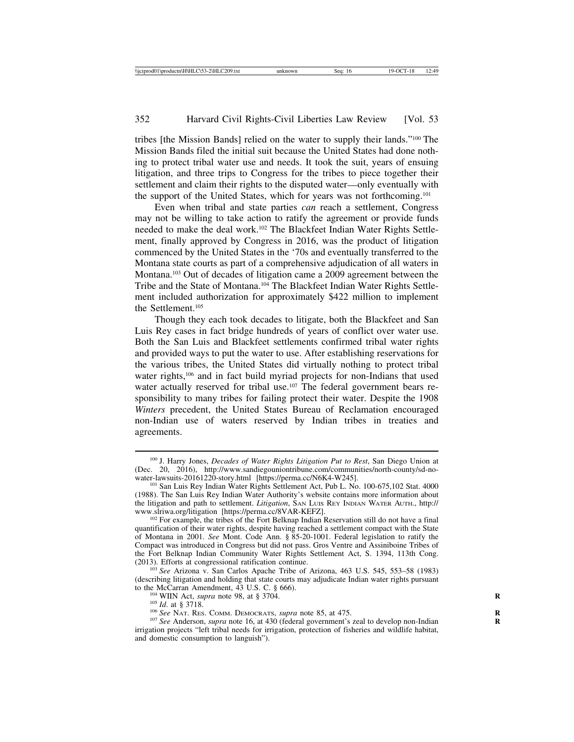tribes [the Mission Bands] relied on the water to supply their lands."[100] The Mission Bands filed the initial suit because the United States had done nothing to protect tribal water use and needs. It took the suit, years of ensuing litigation, and three trips to Congress for the tribes to piece together their settlement and claim their rights to the disputed water—only eventually with the support of the United States, which for years was not forthcoming.[101]

Even when tribal and state parties *can* reach a settlement, Congress may not be willing to take action to ratify the agreement or provide funds needed to make the deal work.[102] The Blackfeet Indian Water Rights Settlement, finally approved by Congress in 2016, was the product of litigation commenced by the United States in the '70s and eventually transferred to the Montana state courts as part of a comprehensive adjudication of all waters in Montana.[103] Out of decades of litigation came a 2009 agreement between the Tribe and the State of Montana.[104] The Blackfeet Indian Water Rights Settlement included authorization for approximately $422 million to implement the Settlement.[105]

Though they each took decades to litigate, both the Blackfeet and San Luis Rey cases in fact bridge hundreds of years of conflict over water use. Both the San Luis and Blackfeet settlements confirmed tribal water rights and provided ways to put the water to use. After establishing reservations for the various tribes, the United States did virtually nothing to protect tribal water rights,[106] and in fact build myriad projects for non-Indians that used water actually reserved for tribal use.[107] The federal government bears responsibility to many tribes for failing protect their water. Despite the 1908 *Winters* precedent, the United States Bureau of Reclamation encouraged non-Indian use of waters reserved by Indian tribes in treaties and agreements.

[100] J. Harry Jones, *Decades of Water Rights Litigation Put to Rest*, San Diego Union at (Dec. 20, 2016), http://www.sandiegouniontribune.com/communities/north-county/sd-no-water-lawsuits-20161220-story.html [https://perma.cc/N6K4-W245].

[101] San Luis Rey Indian Water Rights Settlement Act, Pub L. No. 100-675,102 Stat. 4000 (1988). The San Luis Rey Indian Water Authority's website contains more information about the litigation and path to settlement. *Litigation*, SAN LUIS REY INDIAN WATER AUTH., http://www.slriwa.org/litigation [https://perma.cc/8VAR-KEFZ].

[102] For example, the tribes of the Fort Belknap Indian Reservation still do not have a final quantification of their water rights, despite having reached a settlement compact with the State of Montana in 2001. *See* Mont. Code Ann. § 85-20-1001. Federal legislation to ratify the Compact was introduced in Congress but did not pass. Gros Ventre and Assiniboine Tribes of the Fort Belknap Indian Community Water Rights Settlement Act, S. 1394, 113th Cong. (2013). Efforts at congressional ratification continue.

[103] *See* Arizona v. San Carlos Apache Tribe of Arizona, 463 U.S. 545, 553–58 (1983) (describing litigation and holding that state courts may adjudicate Indian water rights pursuant to the McCarran Amendment, 43 U.S. C. § 666).

[104] WIIN Act, *supra* note 98, at § 3704.

[105] *Id*. at § 3718.

[106] *See* NAT. RES. COMM. DEMOCRATS, *supra* note 85, at 475.

[107] *See* Anderson, *supra* note 16, at 430 (federal government's zeal to develop non-Indian irrigation projects "left tribal needs for irrigation, protection of fisheries and wildlife habitat, and domestic consumption to languish").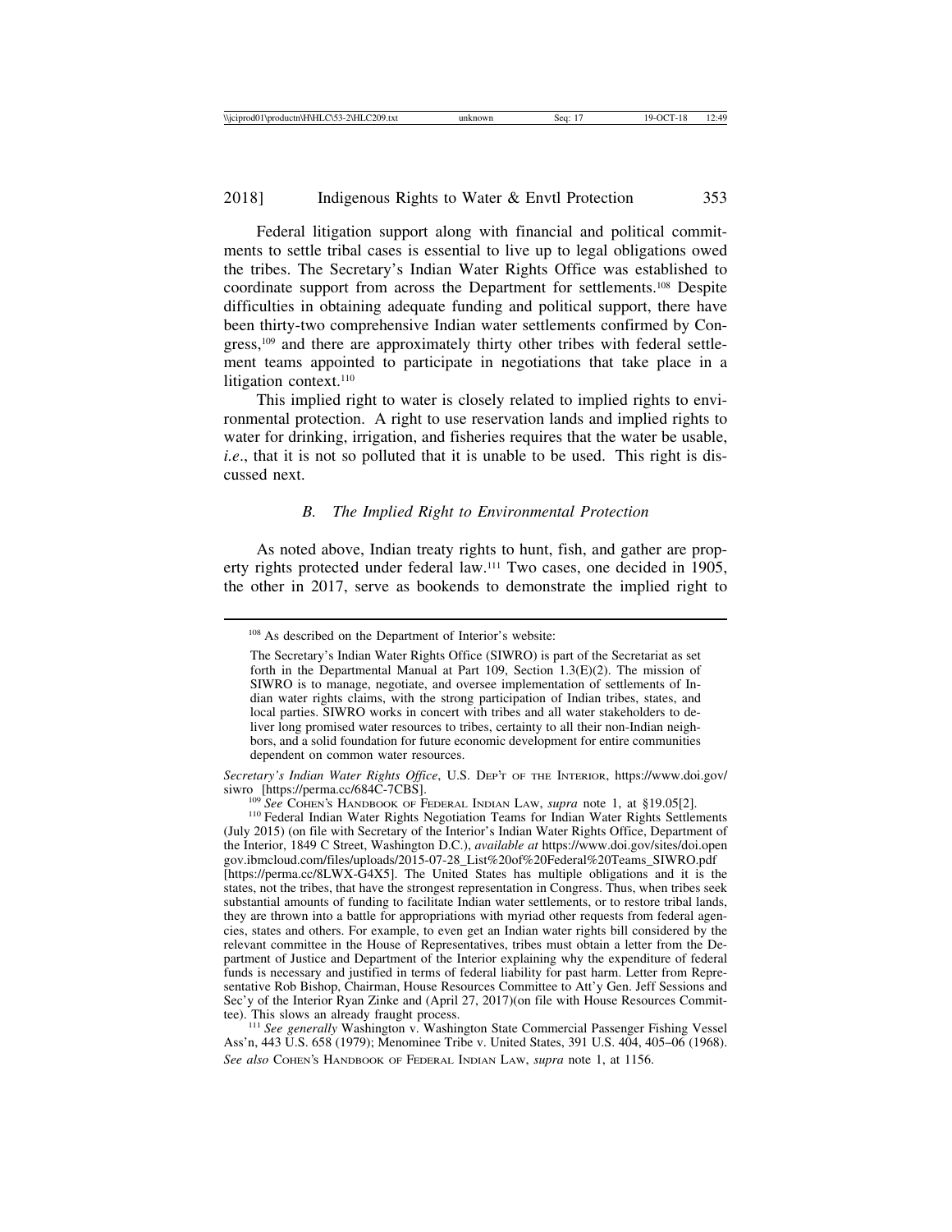Federal litigation support along with financial and political commitments to settle tribal cases is essential to live up to legal obligations owed the tribes. The Secretary's Indian Water Rights Office was established to coordinate support from across the Department for settlements.[108] Despite difficulties in obtaining adequate funding and political support, there have been thirty-two comprehensive Indian water settlements confirmed by Congress,[109] and there are approximately thirty other tribes with federal settlement teams appointed to participate in negotiations that take place in a litigation context.[110]

This implied right to water is closely related to implied rights to environmental protection. A right to use reservation lands and implied rights to water for drinking, irrigation, and fisheries requires that the water be usable, *i.e*., that it is not so polluted that it is unable to be used. This right is discussed next.

### *B. The Implied Right to Environmental Protection*

As noted above, Indian treaty rights to hunt, fish, and gather are property rights protected under federal law.[111] Two cases, one decided in 1905, the other in 2017, serve as bookends to demonstrate the implied right to

---

[108] As described on the Department of Interior's website:

> The Secretary's Indian Water Rights Office (SIWRO) is part of the Secretariat as set forth in the Departmental Manual at Part 109, Section 1.3(E)(2). The mission of SIWRO is to manage, negotiate, and oversee implementation of settlements of Indian water rights claims, with the strong participation of Indian tribes, states, and local parties. SIWRO works in concert with tribes and all water stakeholders to deliver long promised water resources to tribes, certainty to all their non-Indian neighbors, and a solid foundation for future economic development for entire communities dependent on common water resources.

*Secretary's Indian Water Rights Office*, U.S. DEP'T OF THE INTERIOR, https://www.doi.gov/siwro [https://perma.cc/684C-7CBS].

[109] *See* COHEN'S HANDBOOK OF FEDERAL INDIAN LAW, *supra* note 1, at §19.05[2].

[110] Federal Indian Water Rights Negotiation Teams for Indian Water Rights Settlements (July 2015) (on file with Secretary of the Interior's Indian Water Rights Office, Department of the Interior, 1849 C Street, Washington D.C.), *available at* https://www.doi.gov/sites/doi.opengov.ibmcloud.com/files/uploads/2015-07-28_List%20of%20Federal%20Teams_SIWRO.pdf [https://perma.cc/8LWX-G4X5]. The United States has multiple obligations and it is the states, not the tribes, that have the strongest representation in Congress. Thus, when tribes seek substantial amounts of funding to facilitate Indian water settlements, or to restore tribal lands, they are thrown into a battle for appropriations with myriad other requests from federal agencies, states and others. For example, to even get an Indian water rights bill considered by the relevant committee in the House of Representatives, tribes must obtain a letter from the Department of Justice and Department of the Interior explaining why the expenditure of federal funds is necessary and justified in terms of federal liability for past harm. Letter from Representative Rob Bishop, Chairman, House Resources Committee to Att'y Gen. Jeff Sessions and Sec'y of the Interior Ryan Zinke and (April 27, 2017)(on file with House Resources Committee). This slows an already fraught process.

[111] *See generally* Washington v. Washington State Commercial Passenger Fishing Vessel Ass'n, 443 U.S. 658 (1979); Menominee Tribe v. United States, 391 U.S. 404, 405–06 (1968). *See also* COHEN'S HANDBOOK OF FEDERAL INDIAN LAW, *supra* note 1, at 1156.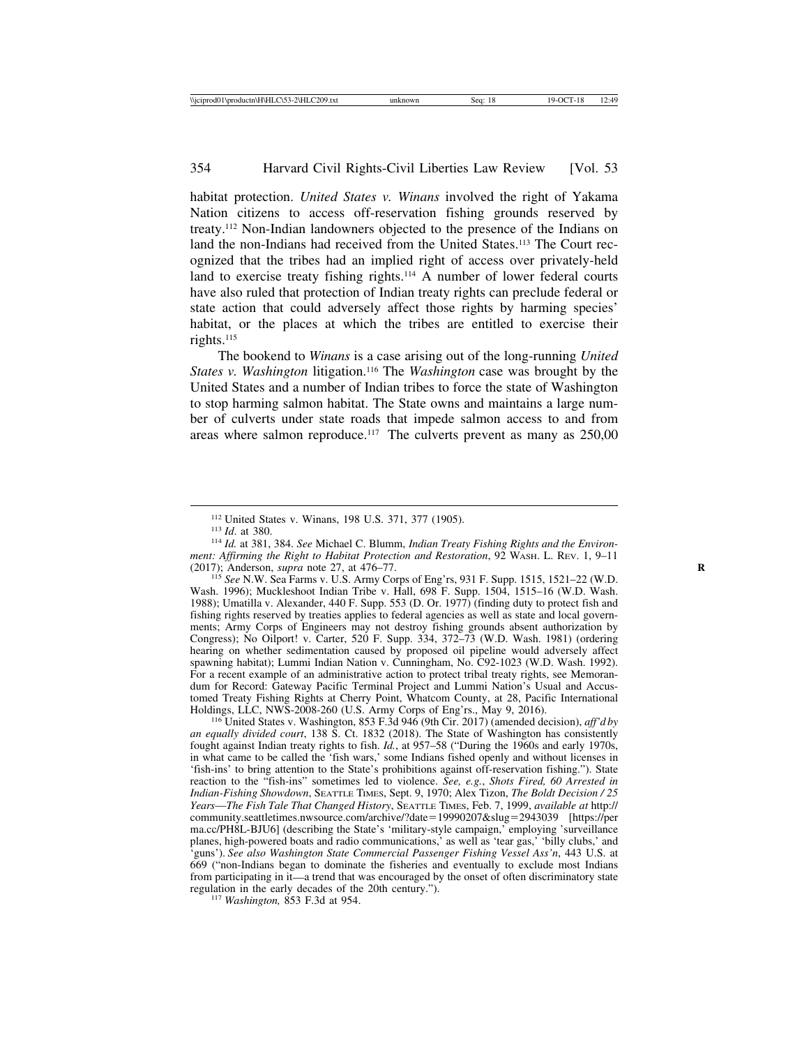habitat protection. *United States v. Winans* involved the right of Yakama Nation citizens to access off-reservation fishing grounds reserved by treaty.[112] Non-Indian landowners objected to the presence of the Indians on land the non-Indians had received from the United States.[113] The Court recognized that the tribes had an implied right of access over privately-held land to exercise treaty fishing rights.[114] A number of lower federal courts have also ruled that protection of Indian treaty rights can preclude federal or state action that could adversely affect those rights by harming species' habitat, or the places at which the tribes are entitled to exercise their rights.[115]

The bookend to *Winans* is a case arising out of the long-running *United States v. Washington* litigation.[116] The *Washington* case was brought by the United States and a number of Indian tribes to force the state of Washington to stop harming salmon habitat. The State owns and maintains a large number of culverts under state roads that impede salmon access to and from areas where salmon reproduce.[117] The culverts prevent as many as 250,00

---

[112] United States v. Winans, 198 U.S. 371, 377 (1905).

[113] *Id.* at 380.

[114] *Id.* at 381, 384. *See* Michael C. Blumm, *Indian Treaty Fishing Rights and the Environment: Affirming the Right to Habitat Protection and Restoration*, 92 WASH. L. REV. 1, 9–11 (2017); Anderson, *supra* note 27, at 476–77.

[115] *See* N.W. Sea Farms v. U.S. Army Corps of Eng'rs, 931 F. Supp. 1515, 1521–22 (W.D. Wash. 1996); Muckleshoot Indian Tribe v. Hall, 698 F. Supp. 1504, 1515–16 (W.D. Wash. 1988); Umatilla v. Alexander, 440 F. Supp. 553 (D. Or. 1977) (finding duty to protect fish and fishing rights reserved by treaties applies to federal agencies as well as state and local governments; Army Corps of Engineers may not destroy fishing grounds absent authorization by Congress); No Oilport! v. Carter, 520 F. Supp. 334, 372–73 (W.D. Wash. 1981) (ordering hearing on whether sedimentation caused by proposed oil pipeline would adversely affect spawning habitat); Lummi Indian Nation v. Cunningham, No. C92-1023 (W.D. Wash. 1992). For a recent example of an administrative action to protect tribal treaty rights, see Memorandum for Record: Gateway Pacific Terminal Project and Lummi Nation's Usual and Accustomed Treaty Fishing Rights at Cherry Point, Whatcom County, at 28, Pacific International Holdings, LLC, NWS-2008-260 (U.S. Army Corps of Eng'rs., May 9, 2016).

[116] United States v. Washington, 853 F.3d 946 (9th Cir. 2017) (amended decision), *aff'd by an equally divided court*, 138 S. Ct. 1832 (2018). The State of Washington has consistently fought against Indian treaty rights to fish. *Id.*, at 957–58 ("During the 1960s and early 1970s, in what came to be called the 'fish wars,' some Indians fished openly and without licenses in 'fish-ins' to bring attention to the State's prohibitions against off-reservation fishing."). State reaction to the "fish-ins" sometimes led to violence. *See, e.g.*, *Shots Fired, 60 Arrested in Indian-Fishing Showdown*, SEATTLE TIMES, Sept. 9, 1970; Alex Tizon, *The Boldt Decision / 25 Years—The Fish Tale That Changed History*, SEATTLE TIMES, Feb. 7, 1999, *available at* http://community.seattletimes.nwsource.com/archive/?date=19990207&slug=2943039 [https://perma.cc/PH8L-BJU6] (describing the State's 'military-style campaign,' employing 'surveillance planes, high-powered boats and radio communications,' as well as 'tear gas,' 'billy clubs,' and 'guns'). *See also Washington State Commercial Passenger Fishing Vessel Ass'n*, 443 U.S. at 669 ("non-Indians began to dominate the fisheries and eventually to exclude most Indians from participating in it—a trend that was encouraged by the onset of often discriminatory state regulation in the early decades of the 20th century.").

[117] *Washington,* 853 F.3d at 954.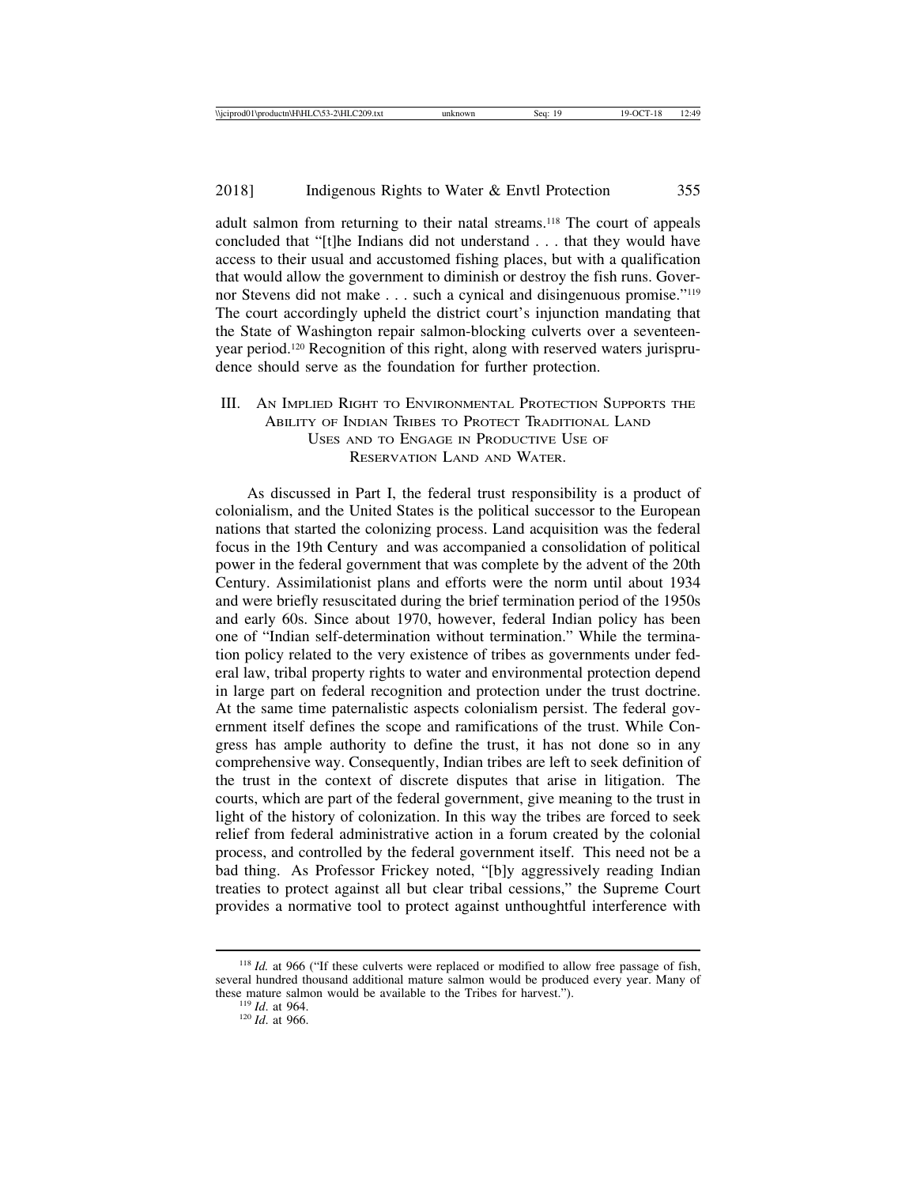adult salmon from returning to their natal streams.[118] The court of appeals concluded that "[t]he Indians did not understand . . . that they would have access to their usual and accustomed fishing places, but with a qualification that would allow the government to diminish or destroy the fish runs. Governor Stevens did not make . . . such a cynical and disingenuous promise."[119] The court accordingly upheld the district court's injunction mandating that the State of Washington repair salmon-blocking culverts over a seventeen-year period.[120] Recognition of this right, along with reserved waters jurisprudence should serve as the foundation for further protection.

## III. An Implied Right to Environmental Protection Supports the Ability of Indian Tribes to Protect Traditional Land Uses and to Engage in Productive Use of Reservation Land and Water.

As discussed in Part I, the federal trust responsibility is a product of colonialism, and the United States is the political successor to the European nations that started the colonizing process. Land acquisition was the federal focus in the 19th Century and was accompanied a consolidation of political power in the federal government that was complete by the advent of the 20th Century. Assimilationist plans and efforts were the norm until about 1934 and were briefly resuscitated during the brief termination period of the 1950s and early 60s. Since about 1970, however, federal Indian policy has been one of "Indian self-determination without termination." While the termination policy related to the very existence of tribes as governments under federal law, tribal property rights to water and environmental protection depend in large part on federal recognition and protection under the trust doctrine. At the same time paternalistic aspects colonialism persist. The federal government itself defines the scope and ramifications of the trust. While Congress has ample authority to define the trust, it has not done so in any comprehensive way. Consequently, Indian tribes are left to seek definition of the trust in the context of discrete disputes that arise in litigation. The courts, which are part of the federal government, give meaning to the trust in light of the history of colonization. In this way the tribes are forced to seek relief from federal administrative action in a forum created by the colonial process, and controlled by the federal government itself. This need not be a bad thing. As Professor Frickey noted, "[b]y aggressively reading Indian treaties to protect against all but clear tribal cessions," the Supreme Court provides a normative tool to protect against unthoughtful interference with

[118] *Id.* at 966 ("If these culverts were replaced or modified to allow free passage of fish, several hundred thousand additional mature salmon would be produced every year. Many of these mature salmon would be available to the Tribes for harvest.").

[119] *Id.* at 964.

[120] *Id.* at 966.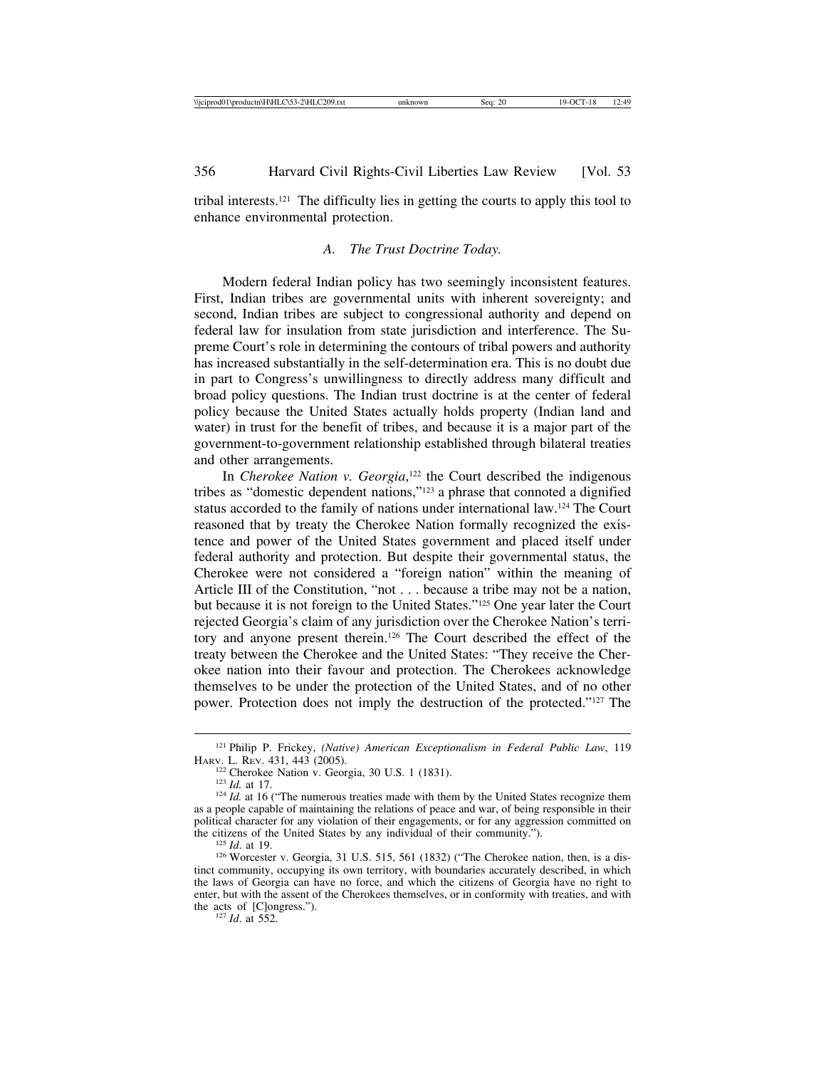tribal interests.[121] The difficulty lies in getting the courts to apply this tool to enhance environmental protection.

### *A. The Trust Doctrine Today.*

Modern federal Indian policy has two seemingly inconsistent features. First, Indian tribes are governmental units with inherent sovereignty; and second, Indian tribes are subject to congressional authority and depend on federal law for insulation from state jurisdiction and interference. The Supreme Court's role in determining the contours of tribal powers and authority has increased substantially in the self-determination era. This is no doubt due in part to Congress's unwillingness to directly address many difficult and broad policy questions. The Indian trust doctrine is at the center of federal policy because the United States actually holds property (Indian land and water) in trust for the benefit of tribes, and because it is a major part of the government-to-government relationship established through bilateral treaties and other arrangements.

In *Cherokee Nation v. Georgia*,[122] the Court described the indigenous tribes as "domestic dependent nations,"[123] a phrase that connoted a dignified status accorded to the family of nations under international law.[124] The Court reasoned that by treaty the Cherokee Nation formally recognized the existence and power of the United States government and placed itself under federal authority and protection. But despite their governmental status, the Cherokee were not considered a "foreign nation" within the meaning of Article III of the Constitution, "not . . . because a tribe may not be a nation, but because it is not foreign to the United States."[125] One year later the Court rejected Georgia's claim of any jurisdiction over the Cherokee Nation's territory and anyone present therein.[126] The Court described the effect of the treaty between the Cherokee and the United States: "They receive the Cherokee nation into their favour and protection. The Cherokees acknowledge themselves to be under the protection of the United States, and of no other power. Protection does not imply the destruction of the protected."[127] The

---

[121] Philip P. Frickey, *(Native) American Exceptionalism in Federal Public Law*, 119 HARV. L. REV. 431, 443 (2005).

[122] Cherokee Nation v. Georgia, 30 U.S. 1 (1831).

[123] *Id.* at 17.

[124] *Id.* at 16 ("The numerous treaties made with them by the United States recognize them as a people capable of maintaining the relations of peace and war, of being responsible in their political character for any violation of their engagements, or for any aggression committed on the citizens of the United States by any individual of their community.").

[125] *Id*. at 19.

[126] Worcester v. Georgia, 31 U.S. 515, 561 (1832) ("The Cherokee nation, then, is a distinct community, occupying its own territory, with boundaries accurately described, in which the laws of Georgia can have no force, and which the citizens of Georgia have no right to enter, but with the assent of the Cherokees themselves, or in conformity with treaties, and with the acts of [C]ongress.").

[127] *Id*. at 552.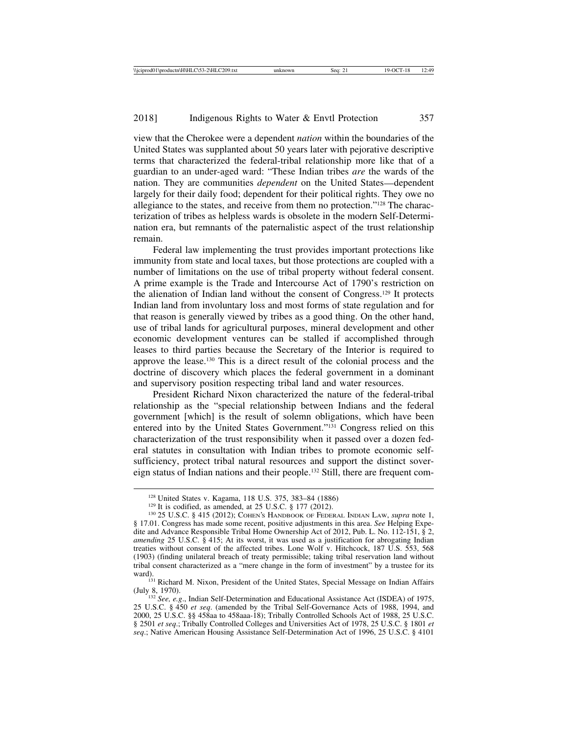view that the Cherokee were a dependent *nation* within the boundaries of the United States was supplanted about 50 years later with pejorative descriptive terms that characterized the federal-tribal relationship more like that of a guardian to an under-aged ward: "These Indian tribes *are* the wards of the nation. They are communities *dependent* on the United States—dependent largely for their daily food; dependent for their political rights. They owe no allegiance to the states, and receive from them no protection."[128] The characterization of tribes as helpless wards is obsolete in the modern Self-Determination era, but remnants of the paternalistic aspect of the trust relationship remain.

Federal law implementing the trust provides important protections like immunity from state and local taxes, but those protections are coupled with a number of limitations on the use of tribal property without federal consent. A prime example is the Trade and Intercourse Act of 1790's restriction on the alienation of Indian land without the consent of Congress.[129] It protects Indian land from involuntary loss and most forms of state regulation and for that reason is generally viewed by tribes as a good thing. On the other hand, use of tribal lands for agricultural purposes, mineral development and other economic development ventures can be stalled if accomplished through leases to third parties because the Secretary of the Interior is required to approve the lease.[130] This is a direct result of the colonial process and the doctrine of discovery which places the federal government in a dominant and supervisory position respecting tribal land and water resources.

President Richard Nixon characterized the nature of the federal-tribal relationship as the "special relationship between Indians and the federal government [which] is the result of solemn obligations, which have been entered into by the United States Government."[131] Congress relied on this characterization of the trust responsibility when it passed over a dozen federal statutes in consultation with Indian tribes to promote economic self-sufficiency, protect tribal natural resources and support the distinct sovereign status of Indian nations and their people.[132] Still, there are frequent com-

---

[128] United States v. Kagama, 118 U.S. 375, 383–84 (1886)

[129] It is codified, as amended, at 25 U.S.C. § 177 (2012).

[130] 25 U.S.C. § 415 (2012); COHEN'S HANDBOOK OF FEDERAL INDIAN LAW, *supra* note 1, § 17.01. Congress has made some recent, positive adjustments in this area. *See* Helping Expedite and Advance Responsible Tribal Home Ownership Act of 2012, Pub. L. No. 112-151, § 2, *amending* 25 U.S.C. § 415; At its worst, it was used as a justification for abrogating Indian treaties without consent of the affected tribes. Lone Wolf v. Hitchcock, 187 U.S. 553, 568 (1903) (finding unilateral breach of treaty permissible; taking tribal reservation land without tribal consent characterized as a "mere change in the form of investment" by a trustee for its ward).

[131] Richard M. Nixon, President of the United States, Special Message on Indian Affairs (July 8, 1970).

[132] *See, e.g.*, Indian Self-Determination and Educational Assistance Act (ISDEA) of 1975, 25 U.S.C. § 450 *et seq.* (amended by the Tribal Self-Governance Acts of 1988, 1994, and 2000, 25 U.S.C. §§ 458aa to 458aaa-18); Tribally Controlled Schools Act of 1988, 25 U.S.C. § 2501 *et seq.*; Tribally Controlled Colleges and Universities Act of 1978, 25 U.S.C. § 1801 *et seq.*; Native American Housing Assistance Self-Determination Act of 1996, 25 U.S.C. § 4101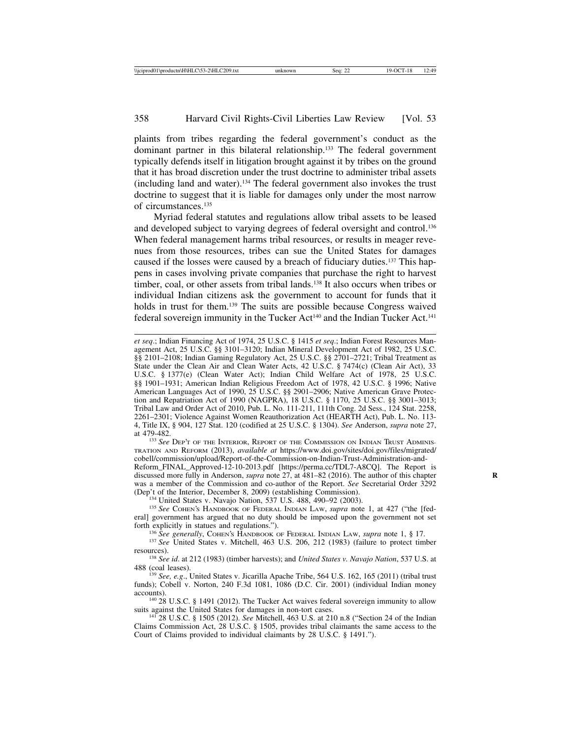plaints from tribes regarding the federal government's conduct as the dominant partner in this bilateral relationship.[133] The federal government typically defends itself in litigation brought against it by tribes on the ground that it has broad discretion under the trust doctrine to administer tribal assets (including land and water).[134] The federal government also invokes the trust doctrine to suggest that it is liable for damages only under the most narrow of circumstances.[135]

Myriad federal statutes and regulations allow tribal assets to be leased and developed subject to varying degrees of federal oversight and control.[136] When federal management harms tribal resources, or results in meager revenues from those resources, tribes can sue the United States for damages caused if the losses were caused by a breach of fiduciary duties.[137] This happens in cases involving private companies that purchase the right to harvest timber, coal, or other assets from tribal lands.[138] It also occurs when tribes or individual Indian citizens ask the government to account for funds that it holds in trust for them.[139] The suits are possible because Congress waived federal sovereign immunity in the Tucker Act[140] and the Indian Tucker Act.[141]

---

*et seq*.; Indian Financing Act of 1974, 25 U.S.C. § 1415 *et seq*.; Indian Forest Resources Management Act, 25 U.S.C. §§ 3101–3120; Indian Mineral Development Act of 1982, 25 U.S.C. §§ 2101–2108; Indian Gaming Regulatory Act, 25 U.S.C. §§ 2701–2721; Tribal Treatment as State under the Clean Air and Clean Water Acts, 42 U.S.C. § 7474(c) (Clean Air Act), 33 U.S.C. § 1377(e) (Clean Water Act); Indian Child Welfare Act of 1978, 25 U.S.C. §§ 1901–1931; American Indian Religious Freedom Act of 1978, 42 U.S.C. § 1996; Native American Languages Act of 1990, 25 U.S.C. §§ 2901–2906; Native American Grave Protection and Repatriation Act of 1990 (NAGPRA), 18 U.S.C. § 1170, 25 U.S.C. §§ 3001–3013; Tribal Law and Order Act of 2010, Pub. L. No. 111-211, 111th Cong. 2d Sess., 124 Stat. 2258, 2261–2301; Violence Against Women Reauthorization Act (HEARTH Act), Pub. L. No. 113-4, Title IX, § 904, 127 Stat. 120 (codified at 25 U.S.C. § 1304). *See* Anderson, *supra* note 27, at 479-482.

[133] *See* Dep't of the Interior, Report of the Commission on Indian Trust Administration and Reform (2013), *available at* https://www.doi.gov/sites/doi.gov/files/migrated/cobell/commission/upload/Report-of-the-Commission-on-Indian-Trust-Administration-and-Reform_FINAL_Approved-12-10-2013.pdf [https://perma.cc/TDL7-A8CQ]. The Report is discussed more fully in Anderson, *supra* note 27, at 481–82 (2016). The author of this chapter was a member of the Commission and co-author of the Report. *See* Secretarial Order 3292 (Dep't of the Interior, December 8, 2009) (establishing Commission).

[134] United States v. Navajo Nation, 537 U.S. 488, 490–92 (2003).

[135] *See* Cohen's Handbook of Federal Indian Law, *supra* note 1, at 427 ("the [federal] government has argued that no duty should be imposed upon the government not set forth explicitly in statues and regulations.").

[136] *See generally*, Cohen's Handbook of Federal Indian Law, *supra* note 1, § 17.

[137] *See* United States v. Mitchell, 463 U.S. 206, 212 (1983) (failure to protect timber resources).

[138] *See id*. at 212 (1983) (timber harvests); and *United States v. Navajo Nation*, 537 U.S. at 488 (coal leases).

[139] *See, e.g*., United States v. Jicarilla Apache Tribe, 564 U.S. 162, 165 (2011) (tribal trust funds); Cobell v. Norton, 240 F.3d 1081, 1086 (D.C. Cir. 2001) (individual Indian money accounts).

[140] 28 U.S.C. § 1491 (2012). The Tucker Act waives federal sovereign immunity to allow suits against the United States for damages in non-tort cases.

[141] 28 U.S.C. § 1505 (2012). *See* Mitchell, 463 U.S. at 210 n.8 ("Section 24 of the Indian Claims Commission Act, 28 U.S.C. § 1505, provides tribal claimants the same access to the Court of Claims provided to individual claimants by 28 U.S.C. § 1491.").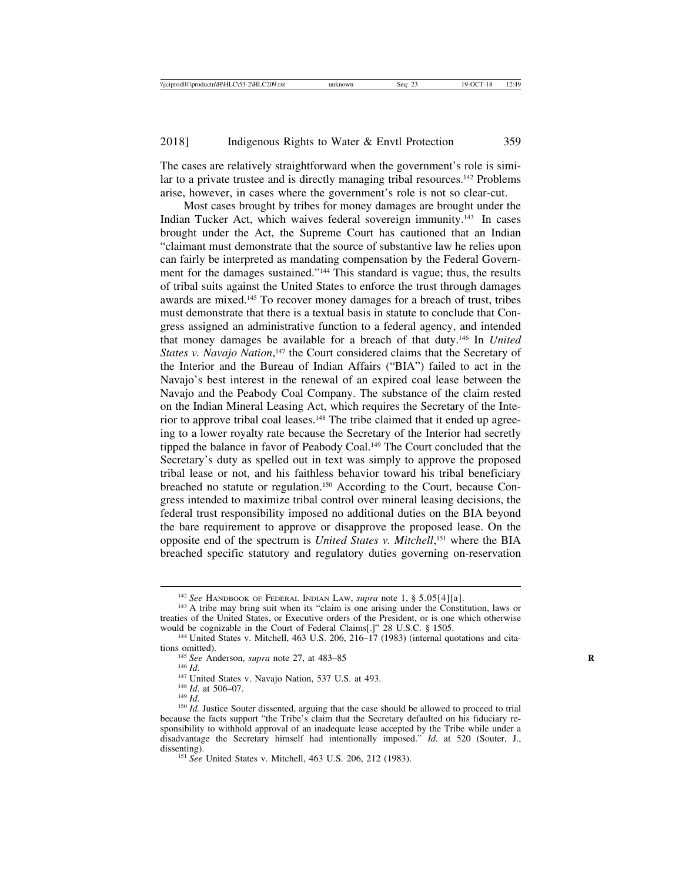The cases are relatively straightforward when the government's role is similar to a private trustee and is directly managing tribal resources.[142] Problems arise, however, in cases where the government's role is not so clear-cut.

Most cases brought by tribes for money damages are brought under the Indian Tucker Act, which waives federal sovereign immunity.[143] In cases brought under the Act, the Supreme Court has cautioned that an Indian "claimant must demonstrate that the source of substantive law he relies upon can fairly be interpreted as mandating compensation by the Federal Government for the damages sustained."[144] This standard is vague; thus, the results of tribal suits against the United States to enforce the trust through damages awards are mixed.[145] To recover money damages for a breach of trust, tribes must demonstrate that there is a textual basis in statute to conclude that Congress assigned an administrative function to a federal agency, and intended that money damages be available for a breach of that duty.[146] In *United States v. Navajo Nation*,[147] the Court considered claims that the Secretary of the Interior and the Bureau of Indian Affairs ("BIA") failed to act in the Navajo's best interest in the renewal of an expired coal lease between the Navajo and the Peabody Coal Company. The substance of the claim rested on the Indian Mineral Leasing Act, which requires the Secretary of the Interior to approve tribal coal leases.[148] The tribe claimed that it ended up agreeing to a lower royalty rate because the Secretary of the Interior had secretly tipped the balance in favor of Peabody Coal.[149] The Court concluded that the Secretary's duty as spelled out in text was simply to approve the proposed tribal lease or not, and his faithless behavior toward his tribal beneficiary breached no statute or regulation.[150] According to the Court, because Congress intended to maximize tribal control over mineral leasing decisions, the federal trust responsibility imposed no additional duties on the BIA beyond the bare requirement to approve or disapprove the proposed lease. On the opposite end of the spectrum is *United States v. Mitchell*,[151] where the BIA breached specific statutory and regulatory duties governing on-reservation

---

[142] *See* Handbook of Federal Indian Law, *supra* note 1, § 5.05[4][a].

[143] A tribe may bring suit when its "claim is one arising under the Constitution, laws or treaties of the United States, or Executive orders of the President, or is one which otherwise would be cognizable in the Court of Federal Claims[.]" 28 U.S.C. § 1505.

[144] United States v. Mitchell, 463 U.S. 206, 216–17 (1983) (internal quotations and citations omitted).

[145] *See* Anderson, *supra* note 27, at 483–85

[146] *Id.*

[147] United States v. Navajo Nation, 537 U.S. at 493.

[148] *Id.* at 506–07.

[149] *Id.*

[150] *Id.* Justice Souter dissented, arguing that the case should be allowed to proceed to trial because the facts support "the Tribe's claim that the Secretary defaulted on his fiduciary responsibility to withhold approval of an inadequate lease accepted by the Tribe while under a disadvantage the Secretary himself had intentionally imposed." *Id.* at 520 (Souter, J., dissenting).

[151] *See* United States v. Mitchell, 463 U.S. 206, 212 (1983).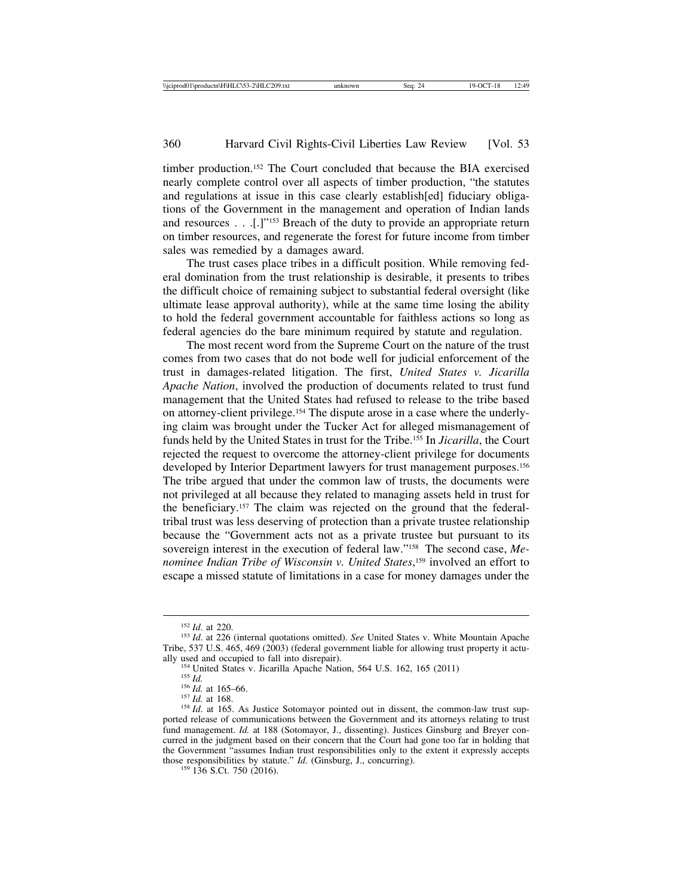timber production.[152] The Court concluded that because the BIA exercised nearly complete control over all aspects of timber production, "the statutes and regulations at issue in this case clearly establish[ed] fiduciary obligations of the Government in the management and operation of Indian lands and resources . . .[.]"[153] Breach of the duty to provide an appropriate return on timber resources, and regenerate the forest for future income from timber sales was remedied by a damages award.

The trust cases place tribes in a difficult position. While removing federal domination from the trust relationship is desirable, it presents to tribes the difficult choice of remaining subject to substantial federal oversight (like ultimate lease approval authority), while at the same time losing the ability to hold the federal government accountable for faithless actions so long as federal agencies do the bare minimum required by statute and regulation.

The most recent word from the Supreme Court on the nature of the trust comes from two cases that do not bode well for judicial enforcement of the trust in damages-related litigation. The first, *United States v. Jicarilla Apache Nation*, involved the production of documents related to trust fund management that the United States had refused to release to the tribe based on attorney-client privilege.[154] The dispute arose in a case where the underlying claim was brought under the Tucker Act for alleged mismanagement of funds held by the United States in trust for the Tribe.[155] In *Jicarilla*, the Court rejected the request to overcome the attorney-client privilege for documents developed by Interior Department lawyers for trust management purposes.[156] The tribe argued that under the common law of trusts, the documents were not privileged at all because they related to managing assets held in trust for the beneficiary.[157] The claim was rejected on the ground that the federal-tribal trust was less deserving of protection than a private trustee relationship because the "Government acts not as a private trustee but pursuant to its sovereign interest in the execution of federal law."[158] The second case, *Menominee Indian Tribe of Wisconsin v. United States*,[159] involved an effort to escape a missed statute of limitations in a case for money damages under the

---

[152] *Id*. at 220.

[153] *Id*. at 226 (internal quotations omitted). *See* United States v. White Mountain Apache Tribe, 537 U.S. 465, 469 (2003) (federal government liable for allowing trust property it actually used and occupied to fall into disrepair).

[154] United States v. Jicarilla Apache Nation, 564 U.S. 162, 165 (2011)

[155] *Id.*

[156] *Id.* at 165–66.

[157] *Id.* at 168.

[158] *Id*. at 165. As Justice Sotomayor pointed out in dissent, the common-law trust supported release of communications between the Government and its attorneys relating to trust fund management. *Id.* at 188 (Sotomayor, J., dissenting). Justices Ginsburg and Breyer concurred in the judgment based on their concern that the Court had gone too far in holding that the Government "assumes Indian trust responsibilities only to the extent it expressly accepts those responsibilities by statute." *Id*. (Ginsburg, J., concurring).

[159] 136 S.Ct. 750 (2016).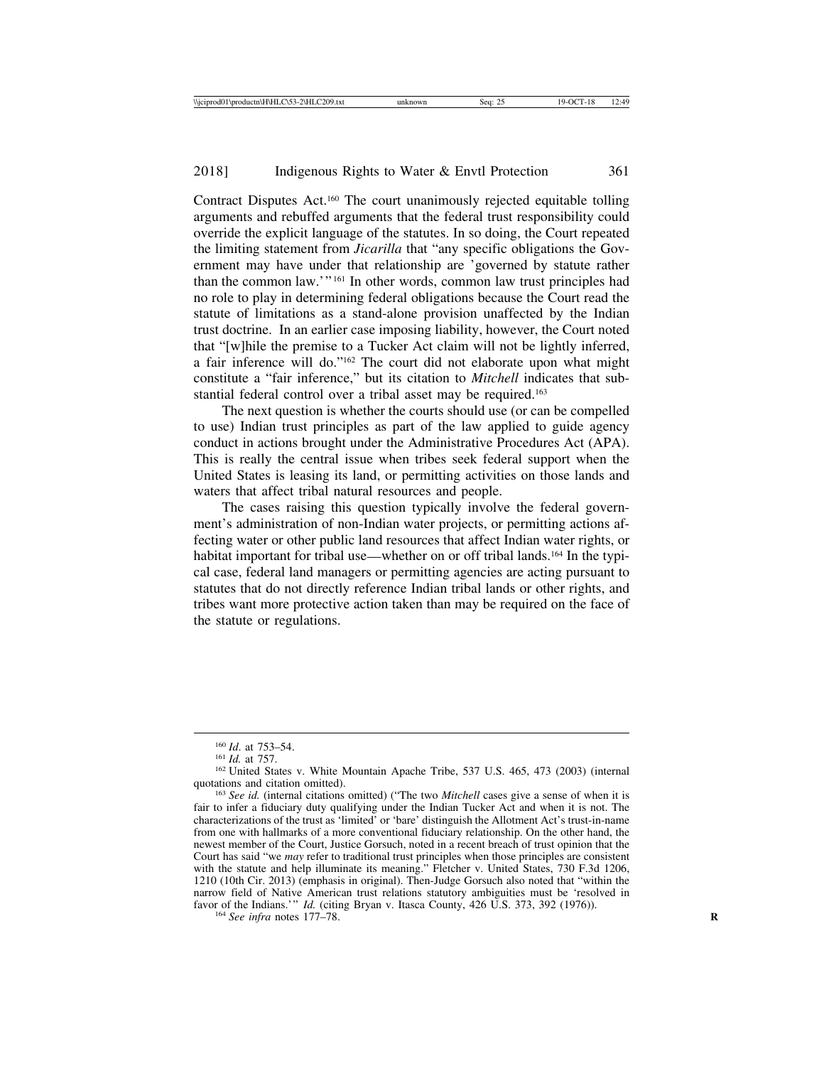Contract Disputes Act.[160] The court unanimously rejected equitable tolling arguments and rebuffed arguments that the federal trust responsibility could override the explicit language of the statutes. In so doing, the Court repeated the limiting statement from *Jicarilla* that "any specific obligations the Government may have under that relationship are 'governed by statute rather than the common law.'"[161] In other words, common law trust principles had no role to play in determining federal obligations because the Court read the statute of limitations as a stand-alone provision unaffected by the Indian trust doctrine. In an earlier case imposing liability, however, the Court noted that "[w]hile the premise to a Tucker Act claim will not be lightly inferred, a fair inference will do."[162] The court did not elaborate upon what might constitute a "fair inference," but its citation to *Mitchell* indicates that substantial federal control over a tribal asset may be required.[163]

The next question is whether the courts should use (or can be compelled to use) Indian trust principles as part of the law applied to guide agency conduct in actions brought under the Administrative Procedures Act (APA). This is really the central issue when tribes seek federal support when the United States is leasing its land, or permitting activities on those lands and waters that affect tribal natural resources and people.

The cases raising this question typically involve the federal government's administration of non-Indian water projects, or permitting actions affecting water or other public land resources that affect Indian water rights, or habitat important for tribal use—whether on or off tribal lands.[164] In the typical case, federal land managers or permitting agencies are acting pursuant to statutes that do not directly reference Indian tribal lands or other rights, and tribes want more protective action taken than may be required on the face of the statute or regulations.

---

[160] *Id.* at 753–54.

[161] *Id.* at 757.

[162] United States v. White Mountain Apache Tribe, 537 U.S. 465, 473 (2003) (internal quotations and citation omitted).

[163] *See id.* (internal citations omitted) ("The two *Mitchell* cases give a sense of when it is fair to infer a fiduciary duty qualifying under the Indian Tucker Act and when it is not. The characterizations of the trust as 'limited' or 'bare' distinguish the Allotment Act's trust-in-name from one with hallmarks of a more conventional fiduciary relationship. On the other hand, the newest member of the Court, Justice Gorsuch, noted in a recent breach of trust opinion that the Court has said "we *may* refer to traditional trust principles when those principles are consistent with the statute and help illuminate its meaning." Fletcher v. United States, 730 F.3d 1206, 1210 (10th Cir. 2013) (emphasis in original). Then-Judge Gorsuch also noted that "within the narrow field of Native American trust relations statutory ambiguities must be 'resolved in favor of the Indians.'" *Id.* (citing Bryan v. Itasca County, 426 U.S. 373, 392 (1976)).

[164] *See infra* notes 177–78.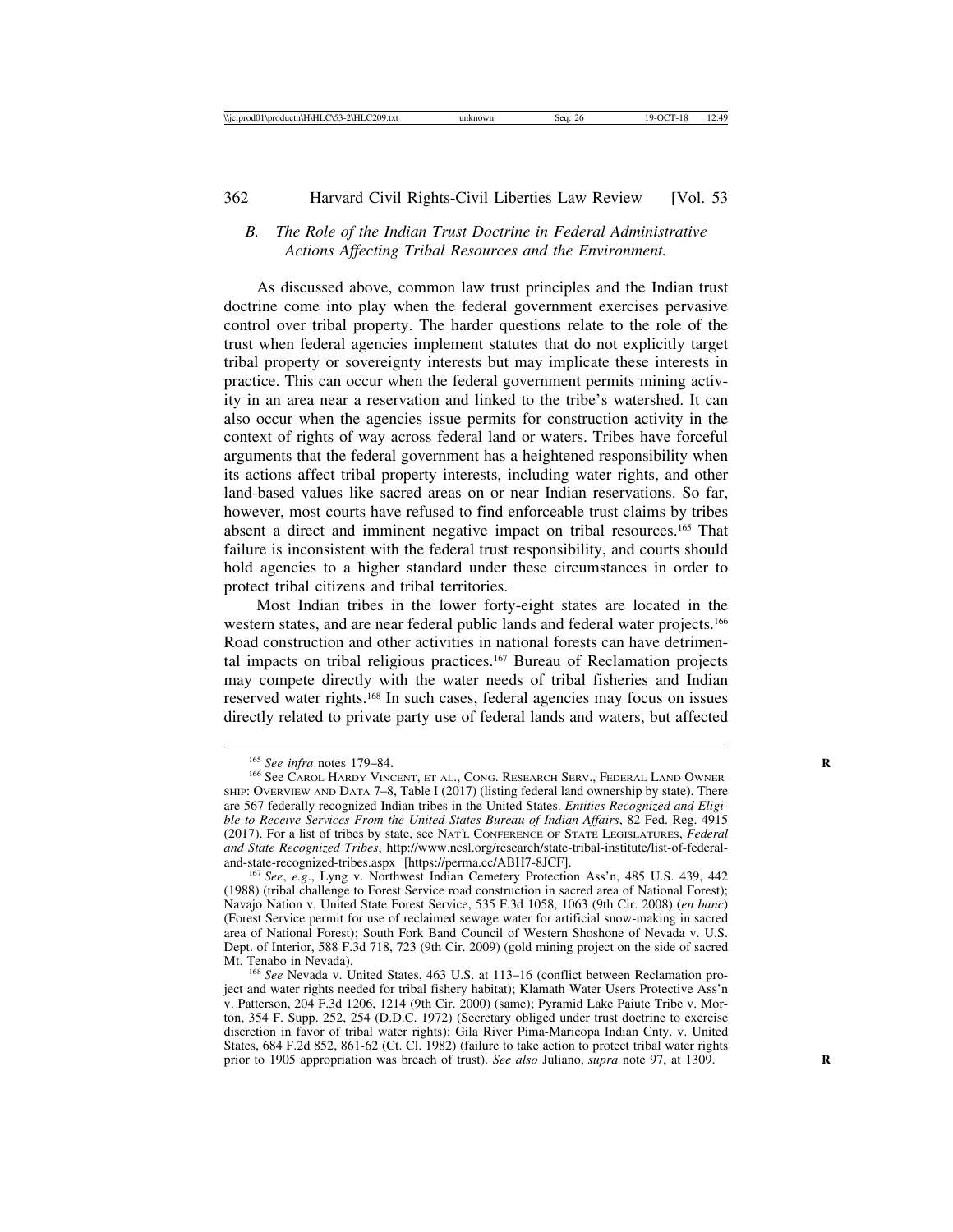### *B. The Role of the Indian Trust Doctrine in Federal Administrative Actions Affecting Tribal Resources and the Environment.*

As discussed above, common law trust principles and the Indian trust doctrine come into play when the federal government exercises pervasive control over tribal property. The harder questions relate to the role of the trust when federal agencies implement statutes that do not explicitly target tribal property or sovereignty interests but may implicate these interests in practice. This can occur when the federal government permits mining activity in an area near a reservation and linked to the tribe's watershed. It can also occur when the agencies issue permits for construction activity in the context of rights of way across federal land or waters. Tribes have forceful arguments that the federal government has a heightened responsibility when its actions affect tribal property interests, including water rights, and other land-based values like sacred areas on or near Indian reservations. So far, however, most courts have refused to find enforceable trust claims by tribes absent a direct and imminent negative impact on tribal resources.[165] That failure is inconsistent with the federal trust responsibility, and courts should hold agencies to a higher standard under these circumstances in order to protect tribal citizens and tribal territories.

Most Indian tribes in the lower forty-eight states are located in the western states, and are near federal public lands and federal water projects.[166] Road construction and other activities in national forests can have detrimental impacts on tribal religious practices.[167] Bureau of Reclamation projects may compete directly with the water needs of tribal fisheries and Indian reserved water rights.[168] In such cases, federal agencies may focus on issues directly related to private party use of federal lands and waters, but affected

---

[165] *See infra* notes 179–84.

[166] See CAROL HARDY VINCENT, ET AL., CONG. RESEARCH SERV., FEDERAL LAND OWNERSHIP: OVERVIEW AND DATA 7–8, Table I (2017) (listing federal land ownership by state). There are 567 federally recognized Indian tribes in the United States. *Entities Recognized and Eligible to Receive Services From the United States Bureau of Indian Affairs*, 82 Fed. Reg. 4915 (2017). For a list of tribes by state, see NAT'L CONFERENCE OF STATE LEGISLATURES, *Federal and State Recognized Tribes*, http://www.ncsl.org/research/state-tribal-institute/list-of-federal-and-state-recognized-tribes.aspx [https://perma.cc/ABH7-8JCF].

[167] *See*, *e.g*., Lyng v. Northwest Indian Cemetery Protection Ass'n, 485 U.S. 439, 442 (1988) (tribal challenge to Forest Service road construction in sacred area of National Forest); Navajo Nation v. United State Forest Service, 535 F.3d 1058, 1063 (9th Cir. 2008) (*en banc*) (Forest Service permit for use of reclaimed sewage water for artificial snow-making in sacred area of National Forest); South Fork Band Council of Western Shoshone of Nevada v. U.S. Dept. of Interior, 588 F.3d 718, 723 (9th Cir. 2009) (gold mining project on the side of sacred Mt. Tenabo in Nevada).

[168] *See* Nevada v. United States, 463 U.S. at 113–16 (conflict between Reclamation project and water rights needed for tribal fishery habitat); Klamath Water Users Protective Ass'n v. Patterson, 204 F.3d 1206, 1214 (9th Cir. 2000) (same); Pyramid Lake Paiute Tribe v. Morton, 354 F. Supp. 252, 254 (D.D.C. 1972) (Secretary obliged under trust doctrine to exercise discretion in favor of tribal water rights); Gila River Pima-Maricopa Indian Cnty. v. United States, 684 F.2d 852, 861-62 (Ct. Cl. 1982) (failure to take action to protect tribal water rights prior to 1905 appropriation was breach of trust). *See also* Juliano, *supra* note 97, at 1309.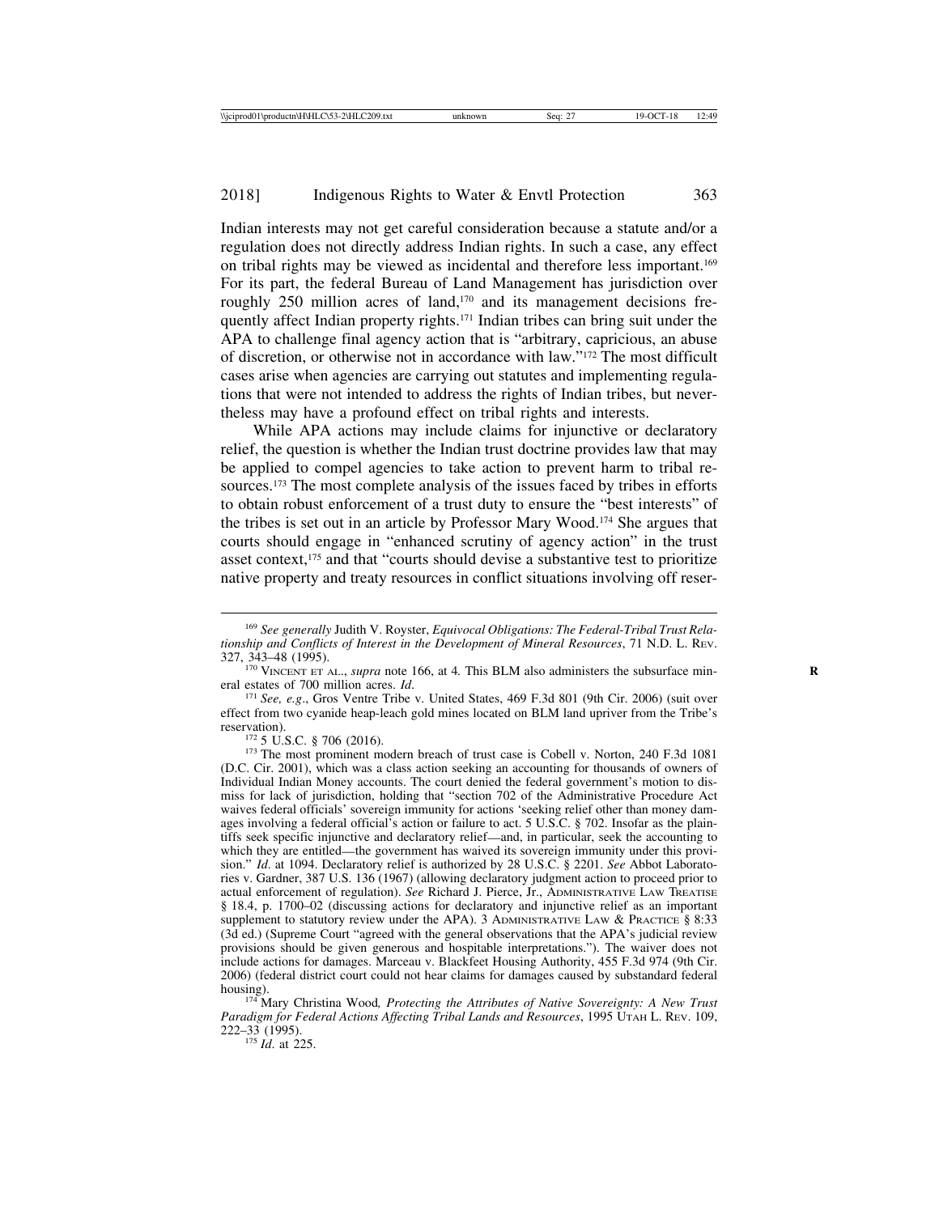Indian interests may not get careful consideration because a statute and/or a regulation does not directly address Indian rights. In such a case, any effect on tribal rights may be viewed as incidental and therefore less important.[169] For its part, the federal Bureau of Land Management has jurisdiction over roughly 250 million acres of land,[170] and its management decisions frequently affect Indian property rights.[171] Indian tribes can bring suit under the APA to challenge final agency action that is "arbitrary, capricious, an abuse of discretion, or otherwise not in accordance with law."[172] The most difficult cases arise when agencies are carrying out statutes and implementing regulations that were not intended to address the rights of Indian tribes, but nevertheless may have a profound effect on tribal rights and interests.

While APA actions may include claims for injunctive or declaratory relief, the question is whether the Indian trust doctrine provides law that may be applied to compel agencies to take action to prevent harm to tribal resources.[173] The most complete analysis of the issues faced by tribes in efforts to obtain robust enforcement of a trust duty to ensure the "best interests" of the tribes is set out in an article by Professor Mary Wood.[174] She argues that courts should engage in "enhanced scrutiny of agency action" in the trust asset context,[175] and that "courts should devise a substantive test to prioritize native property and treaty resources in conflict situations involving off reser-

---

[169] *See generally* Judith V. Royster, *Equivocal Obligations: The Federal-Tribal Trust Relationship and Conflicts of Interest in the Development of Mineral Resources*, 71 N.D. L. REV. 327, 343–48 (1995).

[170] VINCENT ET AL., *supra* note 166, at 4. This BLM also administers the subsurface mineral estates of 700 million acres. *Id*.

[171] *See, e.g*., Gros Ventre Tribe v. United States, 469 F.3d 801 (9th Cir. 2006) (suit over effect from two cyanide heap-leach gold mines located on BLM land upriver from the Tribe's reservation).

[172] 5 U.S.C. § 706 (2016).

[173] The most prominent modern breach of trust case is Cobell v. Norton, 240 F.3d 1081 (D.C. Cir. 2001), which was a class action seeking an accounting for thousands of owners of Individual Indian Money accounts. The court denied the federal government's motion to dismiss for lack of jurisdiction, holding that "section 702 of the Administrative Procedure Act waives federal officials' sovereign immunity for actions 'seeking relief other than money damages involving a federal official's action or failure to act. 5 U.S.C. § 702. Insofar as the plaintiffs seek specific injunctive and declaratory relief—and, in particular, seek the accounting to which they are entitled—the government has waived its sovereign immunity under this provision." *Id*. at 1094. Declaratory relief is authorized by 28 U.S.C. § 2201. *See* Abbot Laboratories v. Gardner, 387 U.S. 136 (1967) (allowing declaratory judgment action to proceed prior to actual enforcement of regulation). *See* Richard J. Pierce, Jr., ADMINISTRATIVE LAW TREATISE § 18.4, p. 1700–02 (discussing actions for declaratory and injunctive relief as an important supplement to statutory review under the APA). 3 ADMINISTRATIVE LAW & PRACTICE § 8:33 (3d ed.) (Supreme Court "agreed with the general observations that the APA's judicial review provisions should be given generous and hospitable interpretations."). The waiver does not include actions for damages. Marceau v. Blackfeet Housing Authority, 455 F.3d 974 (9th Cir. 2006) (federal district court could not hear claims for damages caused by substandard federal housing).

[174] Mary Christina Wood*, Protecting the Attributes of Native Sovereignty: A New Trust Paradigm for Federal Actions Affecting Tribal Lands and Resources*, 1995 UTAH L. REV. 109, 222–33 (1995).

[175] *Id*. at 225.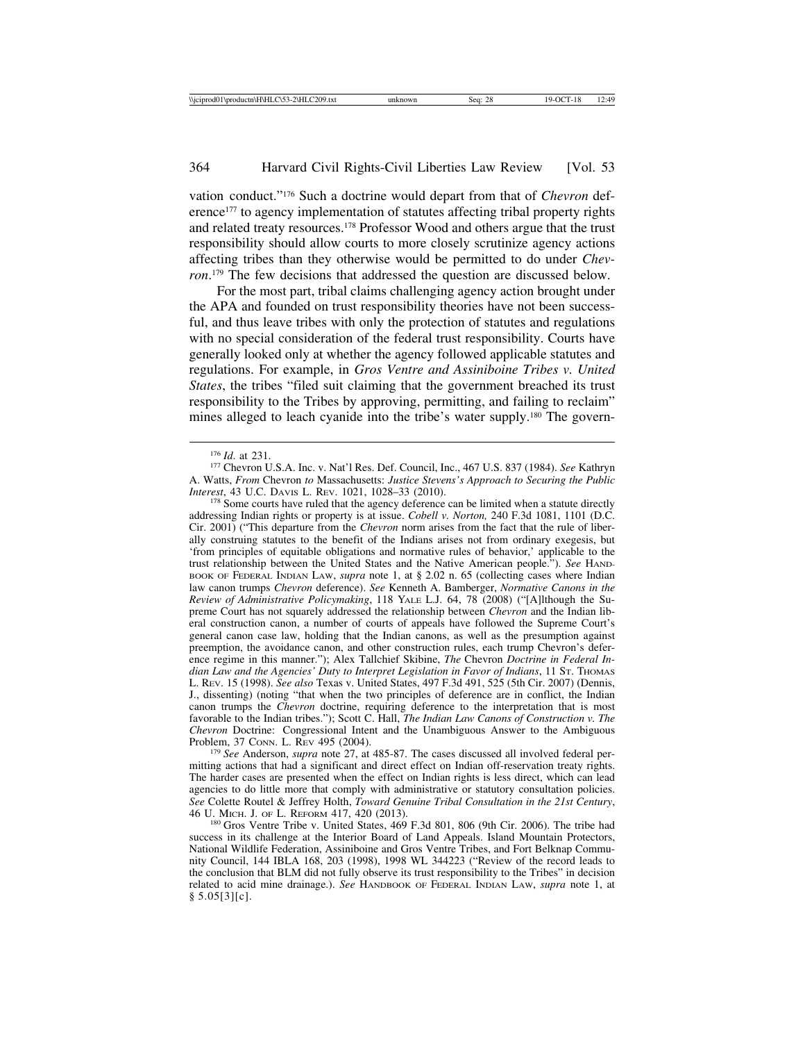vation conduct."[176] Such a doctrine would depart from that of *Chevron* deference[177] to agency implementation of statutes affecting tribal property rights and related treaty resources.[178] Professor Wood and others argue that the trust responsibility should allow courts to more closely scrutinize agency actions affecting tribes than they otherwise would be permitted to do under *Chevron*.[179] The few decisions that addressed the question are discussed below.

For the most part, tribal claims challenging agency action brought under the APA and founded on trust responsibility theories have not been successful, and thus leave tribes with only the protection of statutes and regulations with no special consideration of the federal trust responsibility. Courts have generally looked only at whether the agency followed applicable statutes and regulations. For example, in *Gros Ventre and Assiniboine Tribes v. United States*, the tribes "filed suit claiming that the government breached its trust responsibility to the Tribes by approving, permitting, and failing to reclaim" mines alleged to leach cyanide into the tribe's water supply.[180] The govern-

---

[176] *Id.* at 231.

[177] Chevron U.S.A. Inc. v. Nat'l Res. Def. Council, Inc., 467 U.S. 837 (1984). *See* Kathryn A. Watts, *From* Chevron *to* Massachusetts: *Justice Stevens's Approach to Securing the Public Interest*, 43 U.C. DAVIS L. REV. 1021, 1028–33 (2010).

[178] Some courts have ruled that the agency deference can be limited when a statute directly addressing Indian rights or property is at issue. *Cobell v. Norton,* 240 F.3d 1081, 1101 (D.C. Cir. 2001) ("This departure from the *Chevron* norm arises from the fact that the rule of liberally construing statutes to the benefit of the Indians arises not from ordinary exegesis, but 'from principles of equitable obligations and normative rules of behavior,' applicable to the trust relationship between the United States and the Native American people."). *See* HANDBOOK OF FEDERAL INDIAN LAW, *supra* note 1, at § 2.02 n. 65 (collecting cases where Indian law canon trumps *Chevron* deference). *See* Kenneth A. Bamberger, *Normative Canons in the Review of Administrative Policymaking*, 118 YALE L.J. 64, 78 (2008) ("[A]lthough the Supreme Court has not squarely addressed the relationship between *Chevron* and the Indian liberal construction canon, a number of courts of appeals have followed the Supreme Court's general canon case law, holding that the Indian canons, as well as the presumption against preemption, the avoidance canon, and other construction rules, each trump Chevron's deference regime in this manner."); Alex Tallchief Skibine, *The* Chevron *Doctrine in Federal Indian Law and the Agencies' Duty to Interpret Legislation in Favor of Indians*, 11 ST. THOMAS L. REV. 15 (1998). *See also* Texas v. United States, 497 F.3d 491, 525 (5th Cir. 2007) (Dennis, J., dissenting) (noting "that when the two principles of deference are in conflict, the Indian canon trumps the *Chevron* doctrine, requiring deference to the interpretation that is most favorable to the Indian tribes."); Scott C. Hall, *The Indian Law Canons of Construction v. The Chevron* Doctrine: Congressional Intent and the Unambiguous Answer to the Ambiguous Problem, 37 CONN. L. REV 495 (2004).

[179] *See* Anderson, *supra* note 27, at 485-87. The cases discussed all involved federal permitting actions that had a significant and direct effect on Indian off-reservation treaty rights. The harder cases are presented when the effect on Indian rights is less direct, which can lead agencies to do little more that comply with administrative or statutory consultation policies. *See* Colette Routel & Jeffrey Holth, *Toward Genuine Tribal Consultation in the 21st Century*, 46 U. MICH. J. OF L. REFORM 417, 420 (2013).

[180] Gros Ventre Tribe v. United States, 469 F.3d 801, 806 (9th Cir. 2006). The tribe had success in its challenge at the Interior Board of Land Appeals. Island Mountain Protectors, National Wildlife Federation, Assiniboine and Gros Ventre Tribes, and Fort Belknap Community Council, 144 IBLA 168, 203 (1998), 1998 WL 344223 ("Review of the record leads to the conclusion that BLM did not fully observe its trust responsibility to the Tribes" in decision related to acid mine drainage.). *See* HANDBOOK OF FEDERAL INDIAN LAW, *supra* note 1, at § 5.05[3][c].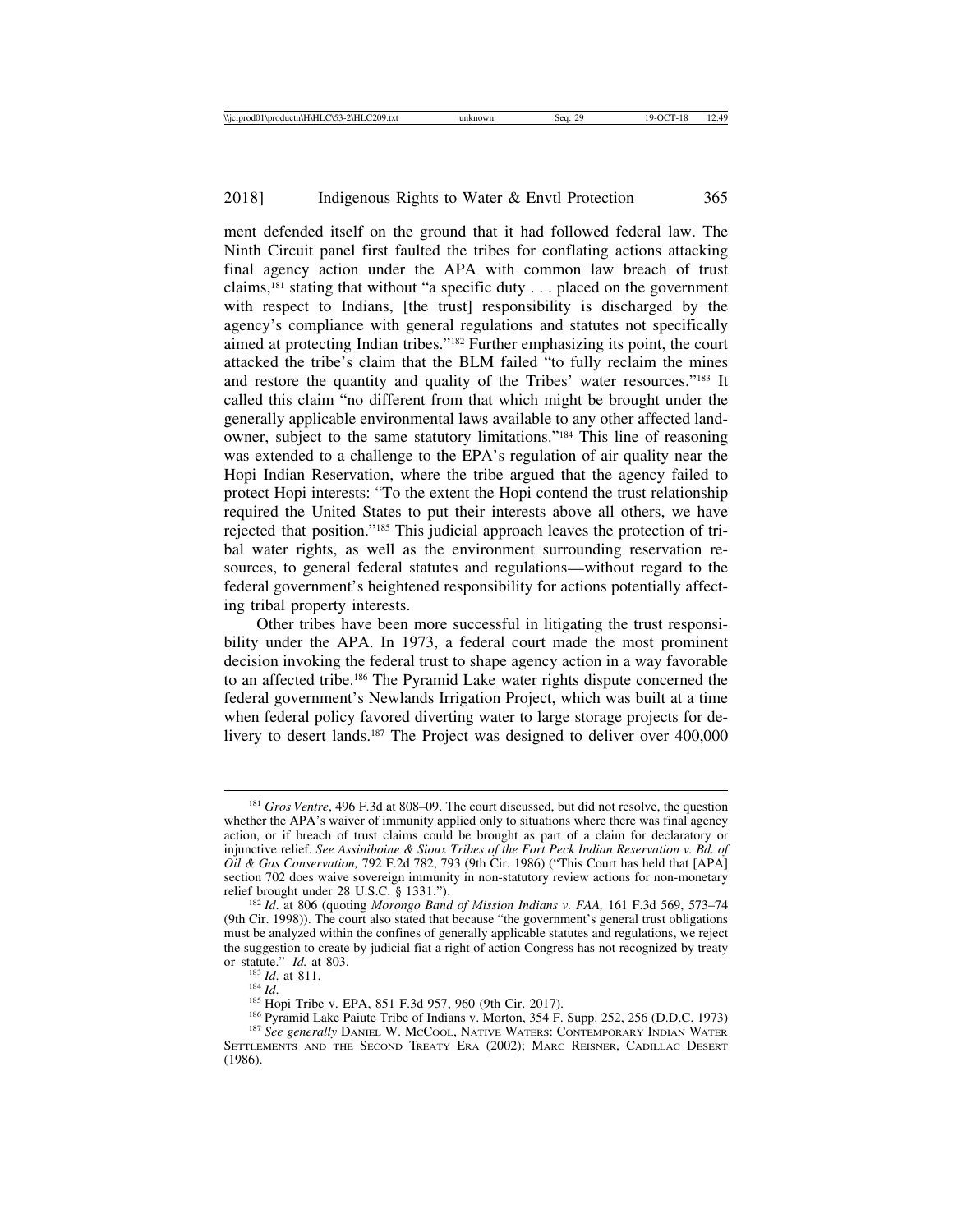ment defended itself on the ground that it had followed federal law. The Ninth Circuit panel first faulted the tribes for conflating actions attacking final agency action under the APA with common law breach of trust claims,[181] stating that without "a specific duty . . . placed on the government with respect to Indians, [the trust] responsibility is discharged by the agency's compliance with general regulations and statutes not specifically aimed at protecting Indian tribes."[182] Further emphasizing its point, the court attacked the tribe's claim that the BLM failed "to fully reclaim the mines and restore the quantity and quality of the Tribes' water resources."[183] It called this claim "no different from that which might be brought under the generally applicable environmental laws available to any other affected landowner, subject to the same statutory limitations."[184] This line of reasoning was extended to a challenge to the EPA's regulation of air quality near the Hopi Indian Reservation, where the tribe argued that the agency failed to protect Hopi interests: "To the extent the Hopi contend the trust relationship required the United States to put their interests above all others, we have rejected that position."[185] This judicial approach leaves the protection of tribal water rights, as well as the environment surrounding reservation resources, to general federal statutes and regulations—without regard to the federal government's heightened responsibility for actions potentially affecting tribal property interests.

Other tribes have been more successful in litigating the trust responsibility under the APA. In 1973, a federal court made the most prominent decision invoking the federal trust to shape agency action in a way favorable to an affected tribe.[186] The Pyramid Lake water rights dispute concerned the federal government's Newlands Irrigation Project, which was built at a time when federal policy favored diverting water to large storage projects for delivery to desert lands.[187] The Project was designed to deliver over 400,000

---

[181] *Gros Ventre*, 496 F.3d at 808–09. The court discussed, but did not resolve, the question whether the APA's waiver of immunity applied only to situations where there was final agency action, or if breach of trust claims could be brought as part of a claim for declaratory or injunctive relief. *See Assiniboine & Sioux Tribes of the Fort Peck Indian Reservation v. Bd. of Oil & Gas Conservation,* 792 F.2d 782, 793 (9th Cir. 1986) ("This Court has held that [APA] section 702 does waive sovereign immunity in non-statutory review actions for non-monetary relief brought under 28 U.S.C. § 1331.").

[182] *Id*. at 806 (quoting *Morongo Band of Mission Indians v. FAA,* 161 F.3d 569, 573–74 (9th Cir. 1998)). The court also stated that because "the government's general trust obligations must be analyzed within the confines of generally applicable statutes and regulations, we reject the suggestion to create by judicial fiat a right of action Congress has not recognized by treaty or statute." *Id.* at 803.

[183] *Id*. at 811.

[184] *Id*.

[185] Hopi Tribe v. EPA, 851 F.3d 957, 960 (9th Cir. 2017).

[186] Pyramid Lake Paiute Tribe of Indians v. Morton, 354 F. Supp. 252, 256 (D.D.C. 1973)

[187] *See generally* DANIEL W. MCCOOL, NATIVE WATERS: CONTEMPORARY INDIAN WATER SETTLEMENTS AND THE SECOND TREATY ERA (2002); MARC REISNER, CADILLAC DESERT (1986).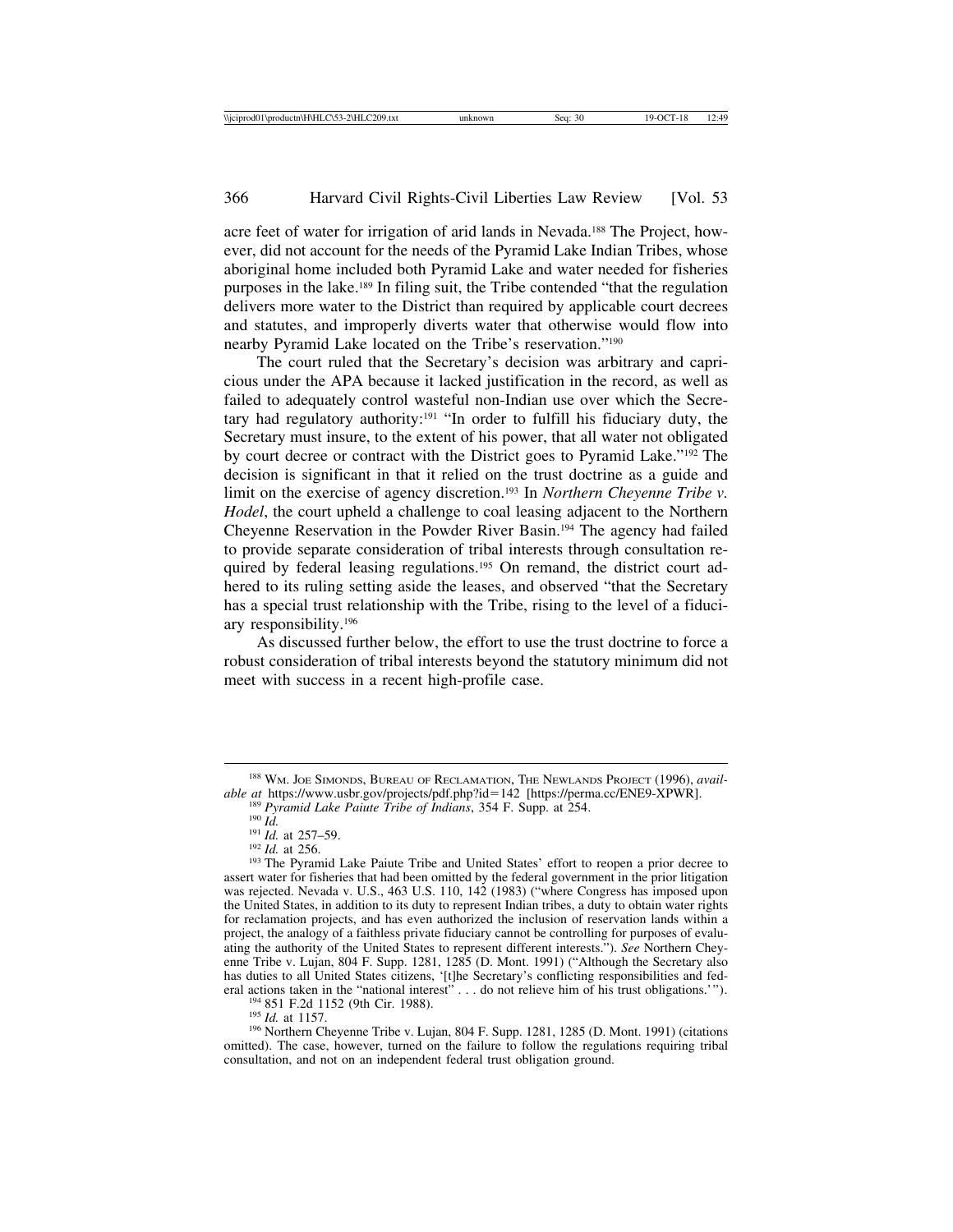acre feet of water for irrigation of arid lands in Nevada.[188] The Project, however, did not account for the needs of the Pyramid Lake Indian Tribes, whose aboriginal home included both Pyramid Lake and water needed for fisheries purposes in the lake.[189] In filing suit, the Tribe contended "that the regulation delivers more water to the District than required by applicable court decrees and statutes, and improperly diverts water that otherwise would flow into nearby Pyramid Lake located on the Tribe's reservation."[190]

The court ruled that the Secretary's decision was arbitrary and capricious under the APA because it lacked justification in the record, as well as failed to adequately control wasteful non-Indian use over which the Secretary had regulatory authority:[191] "In order to fulfill his fiduciary duty, the Secretary must insure, to the extent of his power, that all water not obligated by court decree or contract with the District goes to Pyramid Lake."[192] The decision is significant in that it relied on the trust doctrine as a guide and limit on the exercise of agency discretion.[193] In *Northern Cheyenne Tribe v. Hodel*, the court upheld a challenge to coal leasing adjacent to the Northern Cheyenne Reservation in the Powder River Basin.[194] The agency had failed to provide separate consideration of tribal interests through consultation required by federal leasing regulations.[195] On remand, the district court adhered to its ruling setting aside the leases, and observed "that the Secretary has a special trust relationship with the Tribe, rising to the level of a fiduciary responsibility.[196]

As discussed further below, the effort to use the trust doctrine to force a robust consideration of tribal interests beyond the statutory minimum did not meet with success in a recent high-profile case.

---

[188] WM. JOE SIMONDS, BUREAU OF RECLAMATION, THE NEWLANDS PROJECT (1996), *available at* https://www.usbr.gov/projects/pdf.php?id=142 [https://perma.cc/ENE9-XPWR].

[189] *Pyramid Lake Paiute Tribe of Indians*, 354 F. Supp. at 254.

[190] *Id.*

[191] *Id.* at 257–59.

[192] *Id.* at 256.

[193] The Pyramid Lake Paiute Tribe and United States' effort to reopen a prior decree to assert water for fisheries that had been omitted by the federal government in the prior litigation was rejected. Nevada v. U.S., 463 U.S. 110, 142 (1983) ("where Congress has imposed upon the United States, in addition to its duty to represent Indian tribes, a duty to obtain water rights for reclamation projects, and has even authorized the inclusion of reservation lands within a project, the analogy of a faithless private fiduciary cannot be controlling for purposes of evaluating the authority of the United States to represent different interests."). *See* Northern Cheyenne Tribe v. Lujan, 804 F. Supp. 1281, 1285 (D. Mont. 1991) ("Although the Secretary also has duties to all United States citizens, '[t]he Secretary's conflicting responsibilities and federal actions taken in the "national interest" . . . do not relieve him of his trust obligations.'").

[194] 851 F.2d 1152 (9th Cir. 1988).

[195] *Id.* at 1157.

[196] Northern Cheyenne Tribe v. Lujan, 804 F. Supp. 1281, 1285 (D. Mont. 1991) (citations omitted). The case, however, turned on the failure to follow the regulations requiring tribal consultation, and not on an independent federal trust obligation ground.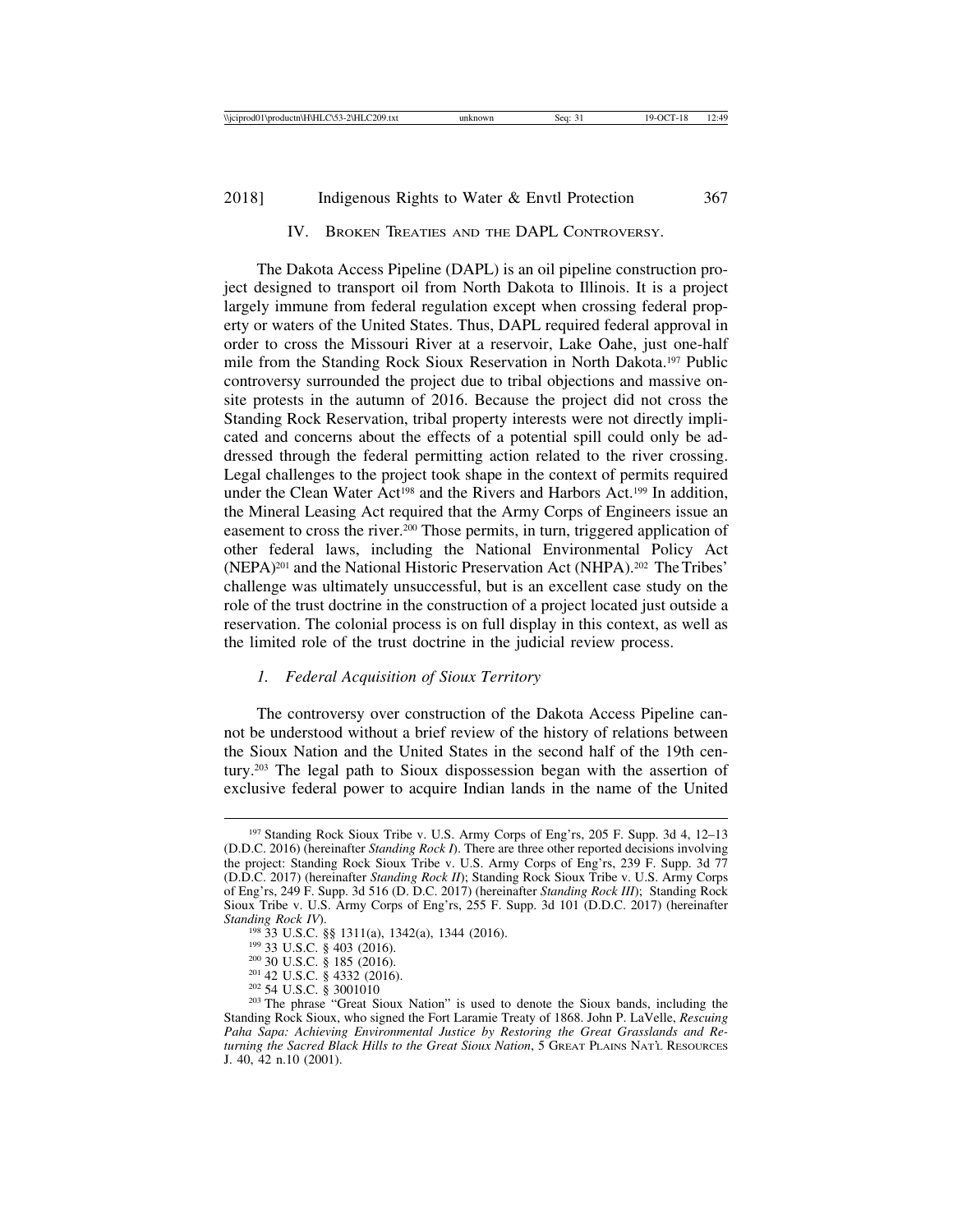## IV. Broken Treaties and the DAPL Controversy.

The Dakota Access Pipeline (DAPL) is an oil pipeline construction project designed to transport oil from North Dakota to Illinois. It is a project largely immune from federal regulation except when crossing federal property or waters of the United States. Thus, DAPL required federal approval in order to cross the Missouri River at a reservoir, Lake Oahe, just one-half mile from the Standing Rock Sioux Reservation in North Dakota.[197] Public controversy surrounded the project due to tribal objections and massive on-site protests in the autumn of 2016. Because the project did not cross the Standing Rock Reservation, tribal property interests were not directly implicated and concerns about the effects of a potential spill could only be addressed through the federal permitting action related to the river crossing. Legal challenges to the project took shape in the context of permits required under the Clean Water Act[198] and the Rivers and Harbors Act.[199] In addition, the Mineral Leasing Act required that the Army Corps of Engineers issue an easement to cross the river.[200] Those permits, in turn, triggered application of other federal laws, including the National Environmental Policy Act (NEPA)[201] and the National Historic Preservation Act (NHPA).[202] The Tribes' challenge was ultimately unsuccessful, but is an excellent case study on the role of the trust doctrine in the construction of a project located just outside a reservation. The colonial process is on full display in this context, as well as the limited role of the trust doctrine in the judicial review process.

### *1. Federal Acquisition of Sioux Territory*

The controversy over construction of the Dakota Access Pipeline cannot be understood without a brief review of the history of relations between the Sioux Nation and the United States in the second half of the 19th century.[203] The legal path to Sioux dispossession began with the assertion of exclusive federal power to acquire Indian lands in the name of the United

---

[197] Standing Rock Sioux Tribe v. U.S. Army Corps of Eng'rs, 205 F. Supp. 3d 4, 12–13 (D.D.C. 2016) (hereinafter *Standing Rock I*). There are three other reported decisions involving the project: Standing Rock Sioux Tribe v. U.S. Army Corps of Eng'rs, 239 F. Supp. 3d 77 (D.D.C. 2017) (hereinafter *Standing Rock II*); Standing Rock Sioux Tribe v. U.S. Army Corps of Eng'rs, 249 F. Supp. 3d 516 (D. D.C. 2017) (hereinafter *Standing Rock III*); Standing Rock Sioux Tribe v. U.S. Army Corps of Eng'rs, 255 F. Supp. 3d 101 (D.D.C. 2017) (hereinafter *Standing Rock IV*).

[198] 33 U.S.C. §§ 1311(a), 1342(a), 1344 (2016).

[199] 33 U.S.C. § 403 (2016).

[200] 30 U.S.C. § 185 (2016).

[201] 42 U.S.C. § 4332 (2016).

[202] 54 U.S.C. § 3001010

[203] The phrase "Great Sioux Nation" is used to denote the Sioux bands, including the Standing Rock Sioux, who signed the Fort Laramie Treaty of 1868. John P. LaVelle, *Rescuing Paha Sapa: Achieving Environmental Justice by Restoring the Great Grasslands and Returning the Sacred Black Hills to the Great Sioux Nation*, 5 Great Plains Nat'l Resources J. 40, 42 n.10 (2001).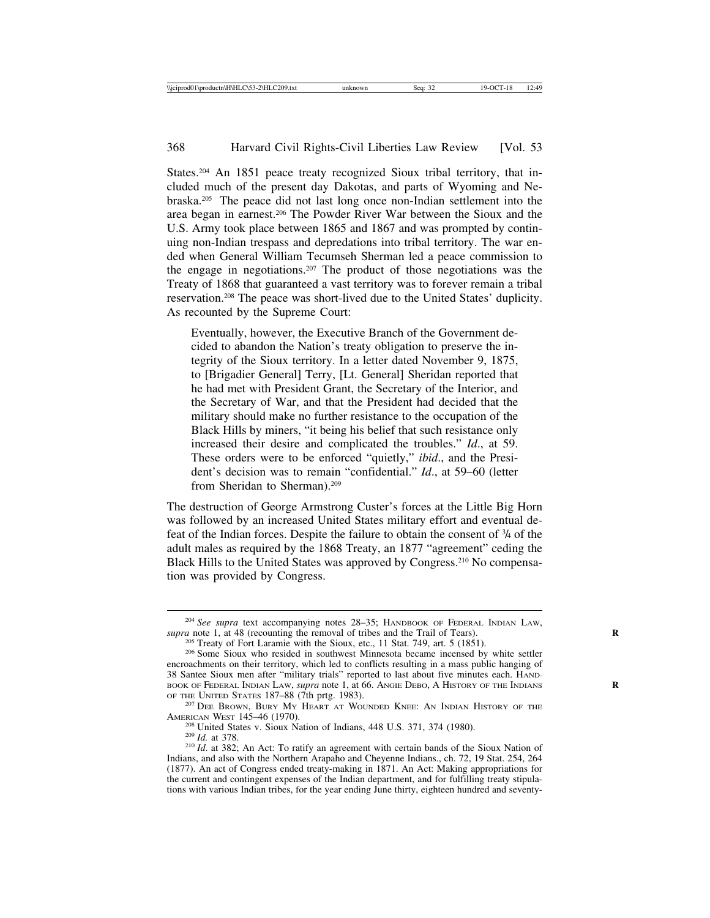States.[204] An 1851 peace treaty recognized Sioux tribal territory, that included much of the present day Dakotas, and parts of Wyoming and Nebraska.[205] The peace did not last long once non-Indian settlement into the area began in earnest.[206] The Powder River War between the Sioux and the U.S. Army took place between 1865 and 1867 and was prompted by continuing non-Indian trespass and depredations into tribal territory. The war ended when General William Tecumseh Sherman led a peace commission to the engage in negotiations.[207] The product of those negotiations was the Treaty of 1868 that guaranteed a vast territory was to forever remain a tribal reservation.[208] The peace was short-lived due to the United States' duplicity. As recounted by the Supreme Court:

> Eventually, however, the Executive Branch of the Government decided to abandon the Nation's treaty obligation to preserve the integrity of the Sioux territory. In a letter dated November 9, 1875, to [Brigadier General] Terry, [Lt. General] Sheridan reported that he had met with President Grant, the Secretary of the Interior, and the Secretary of War, and that the President had decided that the military should make no further resistance to the occupation of the Black Hills by miners, "it being his belief that such resistance only increased their desire and complicated the troubles." *Id*., at 59. These orders were to be enforced "quietly," *ibid*., and the President's decision was to remain "confidential." *Id*., at 59–60 (letter from Sheridan to Sherman).[209]

The destruction of George Armstrong Custer's forces at the Little Big Horn was followed by an increased United States military effort and eventual defeat of the Indian forces. Despite the failure to obtain the consent of ¾ of the adult males as required by the 1868 Treaty, an 1877 "agreement" ceding the Black Hills to the United States was approved by Congress.[210] No compensation was provided by Congress.

---

[204] *See supra* text accompanying notes 28–35; HANDBOOK OF FEDERAL INDIAN LAW, *supra* note 1, at 48 (recounting the removal of tribes and the Trail of Tears).

[205] Treaty of Fort Laramie with the Sioux, etc., 11 Stat. 749, art. 5 (1851).

[206] Some Sioux who resided in southwest Minnesota became incensed by white settler encroachments on their territory, which led to conflicts resulting in a mass public hanging of 38 Santee Sioux men after "military trials" reported to last about five minutes each. HANDBOOK OF FEDERAL INDIAN LAW, *supra* note 1, at 66. ANGIE DEBO, A HISTORY OF THE INDIANS OF THE UNITED STATES 187–88 (7th prtg. 1983).

[207] DEE BROWN, BURY MY HEART AT WOUNDED KNEE: AN INDIAN HISTORY OF THE AMERICAN WEST 145–46 (1970).

[208] United States v. Sioux Nation of Indians, 448 U.S. 371, 374 (1980).

[209] *Id.* at 378.

[210] *Id*. at 382; An Act: To ratify an agreement with certain bands of the Sioux Nation of Indians, and also with the Northern Arapaho and Cheyenne Indians., ch. 72, 19 Stat. 254, 264 (1877). An act of Congress ended treaty-making in 1871. An Act: Making appropriations for the current and contingent expenses of the Indian department, and for fulfilling treaty stipulations with various Indian tribes, for the year ending June thirty, eighteen hundred and seventy-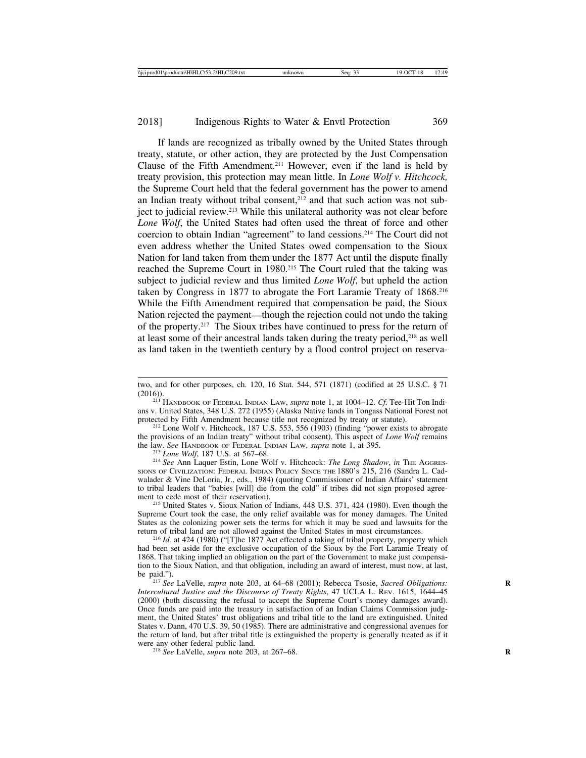If lands are recognized as tribally owned by the United States through treaty, statute, or other action, they are protected by the Just Compensation Clause of the Fifth Amendment.[211] However, even if the land is held by treaty provision, this protection may mean little. In *Lone Wolf v. Hitchcock,* the Supreme Court held that the federal government has the power to amend an Indian treaty without tribal consent,[212] and that such action was not subject to judicial review.[213] While this unilateral authority was not clear before *Lone Wolf*, the United States had often used the threat of force and other coercion to obtain Indian "agreement" to land cessions.[214] The Court did not even address whether the United States owed compensation to the Sioux Nation for land taken from them under the 1877 Act until the dispute finally reached the Supreme Court in 1980.[215] The Court ruled that the taking was subject to judicial review and thus limited *Lone Wolf*, but upheld the action taken by Congress in 1877 to abrogate the Fort Laramie Treaty of 1868.[216] While the Fifth Amendment required that compensation be paid, the Sioux Nation rejected the payment—though the rejection could not undo the taking of the property.[217] The Sioux tribes have continued to press for the return of at least some of their ancestral lands taken during the treaty period,[218] as well as land taken in the twentieth century by a flood control project on reserva-

---

two, and for other purposes, ch. 120, 16 Stat. 544, 571 (1871) (codified at 25 U.S.C. § 71 (2016)).

[211] HANDBOOK OF FEDERAL INDIAN LAW, *supra* note 1, at 1004–12. *Cf.* Tee-Hit Ton Indians v. United States, 348 U.S. 272 (1955) (Alaska Native lands in Tongass National Forest not protected by Fifth Amendment because title not recognized by treaty or statute).

[212] Lone Wolf v. Hitchcock, 187 U.S. 553, 556 (1903) (finding "power exists to abrogate the provisions of an Indian treaty" without tribal consent). This aspect of *Lone Wolf* remains the law. *See* HANDBOOK OF FEDERAL INDIAN LAW, *supra* note 1, at 395.

[213] *Lone Wolf*, 187 U.S. at 567–68.

[214] *See* Ann Laquer Estin, Lone Wolf v. Hitchcock: *The Long Shadow*, *in* THE AGGRESSIONS OF CIVILIZATION: FEDERAL INDIAN POLICY SINCE THE 1880'S 215, 216 (Sandra L. Cadwalader & Vine DeLoria, Jr., eds., 1984) (quoting Commissioner of Indian Affairs' statement to tribal leaders that "babies [will] die from the cold" if tribes did not sign proposed agreement to cede most of their reservation).

[215] United States v. Sioux Nation of Indians, 448 U.S. 371, 424 (1980). Even though the Supreme Court took the case, the only relief available was for money damages. The United States as the colonizing power sets the terms for which it may be sued and lawsuits for the return of tribal land are not allowed against the United States in most circumstances.

[216] *Id.* at 424 (1980) ("[T]he 1877 Act effected a taking of tribal property, property which had been set aside for the exclusive occupation of the Sioux by the Fort Laramie Treaty of 1868. That taking implied an obligation on the part of the Government to make just compensation to the Sioux Nation, and that obligation, including an award of interest, must now, at last, be paid.").

[217] *See* LaVelle, *supra* note 203, at 64–68 (2001); Rebecca Tsosie, *Sacred Obligations: Intercultural Justice and the Discourse of Treaty Rights*, 47 UCLA L. REV. 1615, 1644–45 (2000) (both discussing the refusal to accept the Supreme Court's money damages award). Once funds are paid into the treasury in satisfaction of an Indian Claims Commission judgment, the United States' trust obligations and tribal title to the land are extinguished. United States v. Dann, 470 U.S. 39, 50 (1985). There are administrative and congressional avenues for the return of land, but after tribal title is extinguished the property is generally treated as if it were any other federal public land.

[218] *See* LaVelle, *supra* note 203, at 267–68.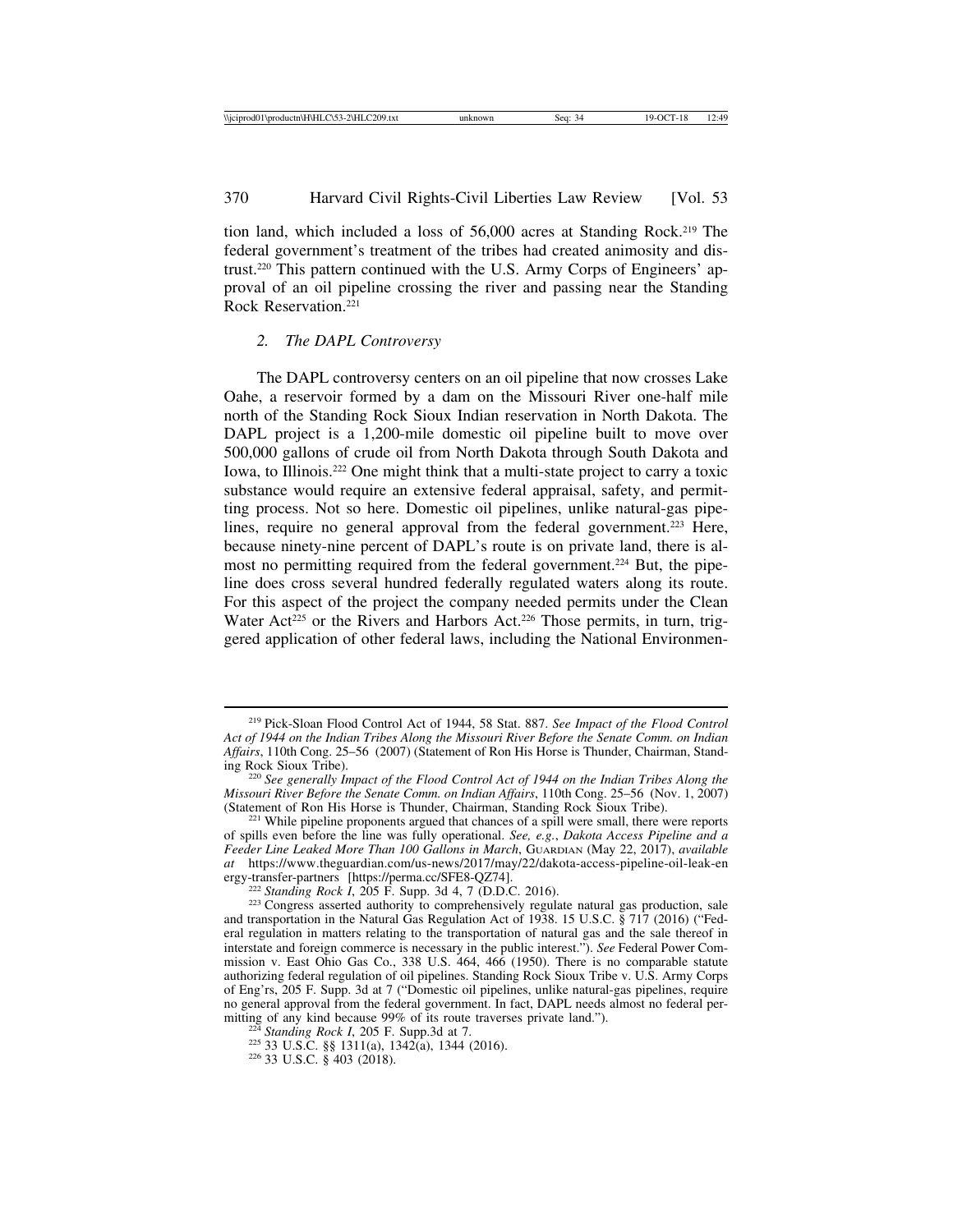tion land, which included a loss of 56,000 acres at Standing Rock.[219] The federal government's treatment of the tribes had created animosity and distrust.[220] This pattern continued with the U.S. Army Corps of Engineers' approval of an oil pipeline crossing the river and passing near the Standing Rock Reservation.[221]

### *2. The DAPL Controversy*

The DAPL controversy centers on an oil pipeline that now crosses Lake Oahe, a reservoir formed by a dam on the Missouri River one-half mile north of the Standing Rock Sioux Indian reservation in North Dakota. The DAPL project is a 1,200-mile domestic oil pipeline built to move over 500,000 gallons of crude oil from North Dakota through South Dakota and Iowa, to Illinois.[222] One might think that a multi-state project to carry a toxic substance would require an extensive federal appraisal, safety, and permitting process. Not so here. Domestic oil pipelines, unlike natural-gas pipelines, require no general approval from the federal government.[223] Here, because ninety-nine percent of DAPL's route is on private land, there is almost no permitting required from the federal government.[224] But, the pipeline does cross several hundred federally regulated waters along its route. For this aspect of the project the company needed permits under the Clean Water Act[225] or the Rivers and Harbors Act.[226] Those permits, in turn, triggered application of other federal laws, including the National Environmen-

---

[219] Pick-Sloan Flood Control Act of 1944, 58 Stat. 887. *See Impact of the Flood Control Act of 1944 on the Indian Tribes Along the Missouri River Before the Senate Comm. on Indian Affairs*, 110th Cong. 25–56 (2007) (Statement of Ron His Horse is Thunder, Chairman, Standing Rock Sioux Tribe).

[220] *See generally Impact of the Flood Control Act of 1944 on the Indian Tribes Along the Missouri River Before the Senate Comm. on Indian Affairs*, 110th Cong. 25–56 (Nov. 1, 2007) (Statement of Ron His Horse is Thunder, Chairman, Standing Rock Sioux Tribe).

[221] While pipeline proponents argued that chances of a spill were small, there were reports of spills even before the line was fully operational. *See, e.g.*, *Dakota Access Pipeline and a Feeder Line Leaked More Than 100 Gallons in March*, GUARDIAN (May 22, 2017), *available at* https://www.theguardian.com/us-news/2017/may/22/dakota-access-pipeline-oil-leak-energy-transfer-partners [https://perma.cc/SFE8-QZ74].

[222] *Standing Rock I*, 205 F. Supp. 3d 4, 7 (D.D.C. 2016).

[223] Congress asserted authority to comprehensively regulate natural gas production, sale and transportation in the Natural Gas Regulation Act of 1938. 15 U.S.C. § 717 (2016) ("Federal regulation in matters relating to the transportation of natural gas and the sale thereof in interstate and foreign commerce is necessary in the public interest."). *See* Federal Power Commission v. East Ohio Gas Co., 338 U.S. 464, 466 (1950). There is no comparable statute authorizing federal regulation of oil pipelines. Standing Rock Sioux Tribe v. U.S. Army Corps of Eng'rs, 205 F. Supp. 3d at 7 ("Domestic oil pipelines, unlike natural-gas pipelines, require no general approval from the federal government. In fact, DAPL needs almost no federal permitting of any kind because 99% of its route traverses private land.").

[224] *Standing Rock I*, 205 F. Supp.3d at 7.

[225] 33 U.S.C. §§ 1311(a), 1342(a), 1344 (2016).

[226] 33 U.S.C. § 403 (2018).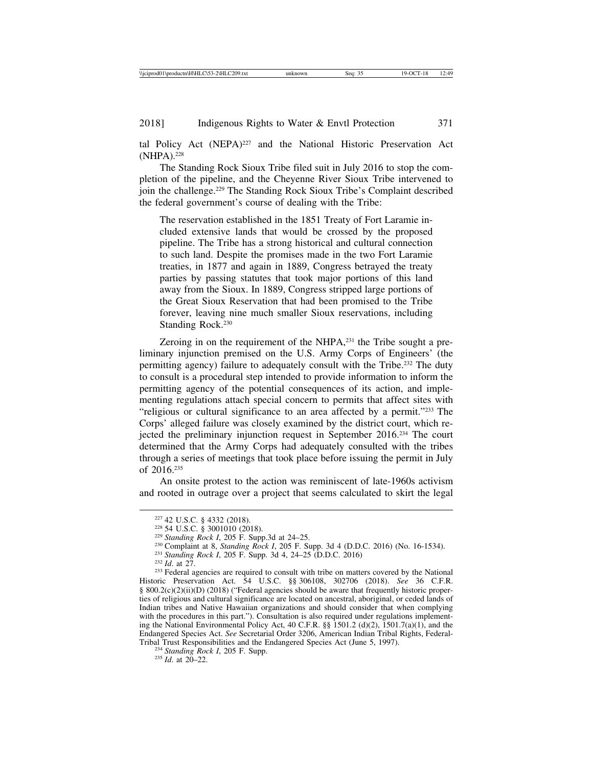tal Policy Act (NEPA)[227] and the National Historic Preservation Act (NHPA).[228]

The Standing Rock Sioux Tribe filed suit in July 2016 to stop the completion of the pipeline, and the Cheyenne River Sioux Tribe intervened to join the challenge.[229] The Standing Rock Sioux Tribe's Complaint described the federal government's course of dealing with the Tribe:

> The reservation established in the 1851 Treaty of Fort Laramie included extensive lands that would be crossed by the proposed pipeline. The Tribe has a strong historical and cultural connection to such land. Despite the promises made in the two Fort Laramie treaties, in 1877 and again in 1889, Congress betrayed the treaty parties by passing statutes that took major portions of this land away from the Sioux. In 1889, Congress stripped large portions of the Great Sioux Reservation that had been promised to the Tribe forever, leaving nine much smaller Sioux reservations, including Standing Rock.[230]

Zeroing in on the requirement of the NHPA,[231] the Tribe sought a preliminary injunction premised on the U.S. Army Corps of Engineers' (the permitting agency) failure to adequately consult with the Tribe.[232] The duty to consult is a procedural step intended to provide information to inform the permitting agency of the potential consequences of its action, and implementing regulations attach special concern to permits that affect sites with "religious or cultural significance to an area affected by a permit."[233] The Corps' alleged failure was closely examined by the district court, which rejected the preliminary injunction request in September 2016.[234] The court determined that the Army Corps had adequately consulted with the tribes through a series of meetings that took place before issuing the permit in July of 2016.[235]

An onsite protest to the action was reminiscent of late-1960s activism and rooted in outrage over a project that seems calculated to skirt the legal

---

[227] 42 U.S.C. § 4332 (2018).

[228] 54 U.S.C. § 3001010 (2018).

[229] *Standing Rock I*, 205 F. Supp.3d at 24–25.

[230] Complaint at 8, *Standing Rock I*, 205 F. Supp. 3d 4 (D.D.C. 2016) (No. 16-1534).

[231] *Standing Rock I*, 205 F. Supp. 3d 4, 24–25 (D.D.C. 2016)

[232] *Id*. at 27.

[233] Federal agencies are required to consult with tribe on matters covered by the National Historic Preservation Act. 54 U.S.C. §§ 306108, 302706 (2018). *See* 36 C.F.R. § 800.2(c)(2)(ii)(D) (2018) ("Federal agencies should be aware that frequently historic properties of religious and cultural significance are located on ancestral, aboriginal, or ceded lands of Indian tribes and Native Hawaiian organizations and should consider that when complying with the procedures in this part."). Consultation is also required under regulations implementing the National Environmental Policy Act, 40 C.F.R. §§ 1501.2 (d)(2), 1501.7(a)(1), and the Endangered Species Act. *See* Secretarial Order 3206, American Indian Tribal Rights, Federal-Tribal Trust Responsibilities and the Endangered Species Act (June 5, 1997).

[234] *Standing Rock I*, 205 F. Supp.

[235] *Id*. at 20–22.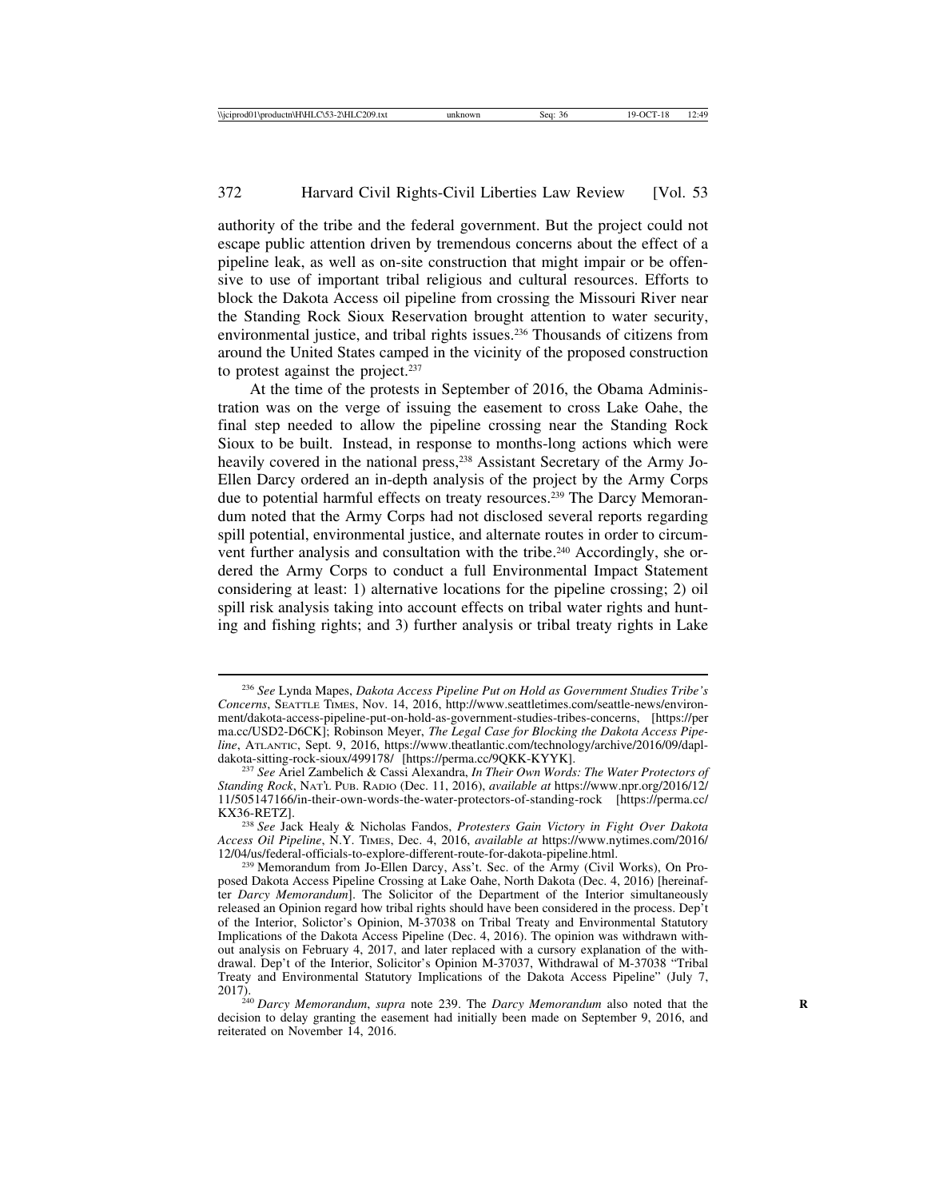authority of the tribe and the federal government. But the project could not escape public attention driven by tremendous concerns about the effect of a pipeline leak, as well as on-site construction that might impair or be offensive to use of important tribal religious and cultural resources. Efforts to block the Dakota Access oil pipeline from crossing the Missouri River near the Standing Rock Sioux Reservation brought attention to water security, environmental justice, and tribal rights issues.[236] Thousands of citizens from around the United States camped in the vicinity of the proposed construction to protest against the project.[237]

At the time of the protests in September of 2016, the Obama Administration was on the verge of issuing the easement to cross Lake Oahe, the final step needed to allow the pipeline crossing near the Standing Rock Sioux to be built. Instead, in response to months-long actions which were heavily covered in the national press,[238] Assistant Secretary of the Army Jo-Ellen Darcy ordered an in-depth analysis of the project by the Army Corps due to potential harmful effects on treaty resources.[239] The Darcy Memorandum noted that the Army Corps had not disclosed several reports regarding spill potential, environmental justice, and alternate routes in order to circumvent further analysis and consultation with the tribe.[240] Accordingly, she ordered the Army Corps to conduct a full Environmental Impact Statement considering at least: 1) alternative locations for the pipeline crossing; 2) oil spill risk analysis taking into account effects on tribal water rights and hunting and fishing rights; and 3) further analysis or tribal treaty rights in Lake

---

[236] *See* Lynda Mapes, *Dakota Access Pipeline Put on Hold as Government Studies Tribe's Concerns*, SEATTLE TIMES, Nov. 14, 2016, http://www.seattletimes.com/seattle-news/environment/dakota-access-pipeline-put-on-hold-as-government-studies-tribes-concerns, [https://perma.cc/USD2-D6CK]; Robinson Meyer, *The Legal Case for Blocking the Dakota Access Pipeline*, ATLANTIC, Sept. 9, 2016, https://www.theatlantic.com/technology/archive/2016/09/dapl-dakota-sitting-rock-sioux/499178/ [https://perma.cc/9QKK-KYYK].

[237] *See* Ariel Zambelich & Cassi Alexandra, *In Their Own Words: The Water Protectors of Standing Rock*, NAT'L PUB. RADIO (Dec. 11, 2016), *available at* https://www.npr.org/2016/12/11/505147166/in-their-own-words-the-water-protectors-of-standing-rock [https://perma.cc/KX36-RETZ].

[238] *See* Jack Healy & Nicholas Fandos, *Protesters Gain Victory in Fight Over Dakota Access Oil Pipeline*, N.Y. TIMES, Dec. 4, 2016, *available at* https://www.nytimes.com/2016/12/04/us/federal-officials-to-explore-different-route-for-dakota-pipeline.html.

[239] Memorandum from Jo-Ellen Darcy, Ass't. Sec. of the Army (Civil Works), On Proposed Dakota Access Pipeline Crossing at Lake Oahe, North Dakota (Dec. 4, 2016) [hereinafter *Darcy Memorandum*]. The Solicitor of the Department of the Interior simultaneously released an Opinion regard how tribal rights should have been considered in the process. Dep't of the Interior, Solictor's Opinion, M-37038 on Tribal Treaty and Environmental Statutory Implications of the Dakota Access Pipeline (Dec. 4, 2016). The opinion was withdrawn without analysis on February 4, 2017, and later replaced with a cursory explanation of the withdrawal. Dep't of the Interior, Solicitor's Opinion M-37037, Withdrawal of M-37038 "Tribal Treaty and Environmental Statutory Implications of the Dakota Access Pipeline" (July 7, 2017).

[240] *Darcy Memorandum*, *supra* note 239. The *Darcy Memorandum* also noted that the decision to delay granting the easement had initially been made on September 9, 2016, and reiterated on November 14, 2016.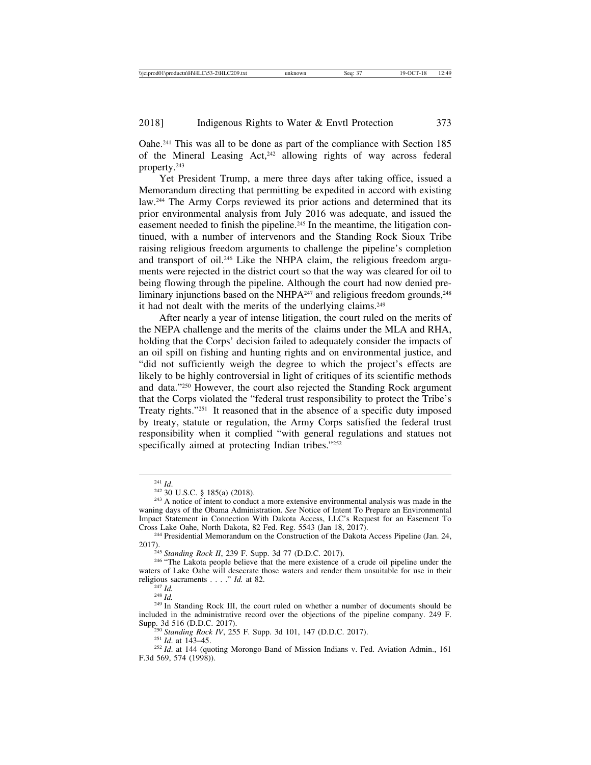Oahe.[241] This was all to be done as part of the compliance with Section 185 of the Mineral Leasing Act,[242] allowing rights of way across federal property.[243]

Yet President Trump, a mere three days after taking office, issued a Memorandum directing that permitting be expedited in accord with existing law.[244] The Army Corps reviewed its prior actions and determined that its prior environmental analysis from July 2016 was adequate, and issued the easement needed to finish the pipeline.[245] In the meantime, the litigation continued, with a number of intervenors and the Standing Rock Sioux Tribe raising religious freedom arguments to challenge the pipeline's completion and transport of oil.[246] Like the NHPA claim, the religious freedom arguments were rejected in the district court so that the way was cleared for oil to being flowing through the pipeline. Although the court had now denied preliminary injunctions based on the NHPA[247] and religious freedom grounds,[248] it had not dealt with the merits of the underlying claims.[249]

After nearly a year of intense litigation, the court ruled on the merits of the NEPA challenge and the merits of the claims under the MLA and RHA, holding that the Corps' decision failed to adequately consider the impacts of an oil spill on fishing and hunting rights and on environmental justice, and "did not sufficiently weigh the degree to which the project's effects are likely to be highly controversial in light of critiques of its scientific methods and data."[250] However, the court also rejected the Standing Rock argument that the Corps violated the "federal trust responsibility to protect the Tribe's Treaty rights."[251] It reasoned that in the absence of a specific duty imposed by treaty, statute or regulation, the Army Corps satisfied the federal trust responsibility when it complied "with general regulations and statues not specifically aimed at protecting Indian tribes."[252]

---

[241] *Id*.

[242] 30 U.S.C. § 185(a) (2018).

[243] A notice of intent to conduct a more extensive environmental analysis was made in the waning days of the Obama Administration. *See* Notice of Intent To Prepare an Environmental Impact Statement in Connection With Dakota Access, LLC's Request for an Easement To Cross Lake Oahe, North Dakota, 82 Fed. Reg. 5543 (Jan 18, 2017).

[244] Presidential Memorandum on the Construction of the Dakota Access Pipeline (Jan. 24, 2017).

[245] *Standing Rock II*, 239 F. Supp. 3d 77 (D.D.C. 2017).

[246] "The Lakota people believe that the mere existence of a crude oil pipeline under the waters of Lake Oahe will desecrate those waters and render them unsuitable for use in their religious sacraments . . . ." *Id.* at 82.

[247] *Id.*

[248] *Id.*

[249] In Standing Rock III, the court ruled on whether a number of documents should be included in the administrative record over the objections of the pipeline company. 249 F. Supp. 3d 516 (D.D.C. 2017).

[250] *Standing Rock IV*, 255 F. Supp. 3d 101, 147 (D.D.C. 2017).

[251] *Id*. at 143–45.

[252] *Id*. at 144 (quoting Morongo Band of Mission Indians v. Fed. Aviation Admin., 161 F.3d 569, 574 (1998)).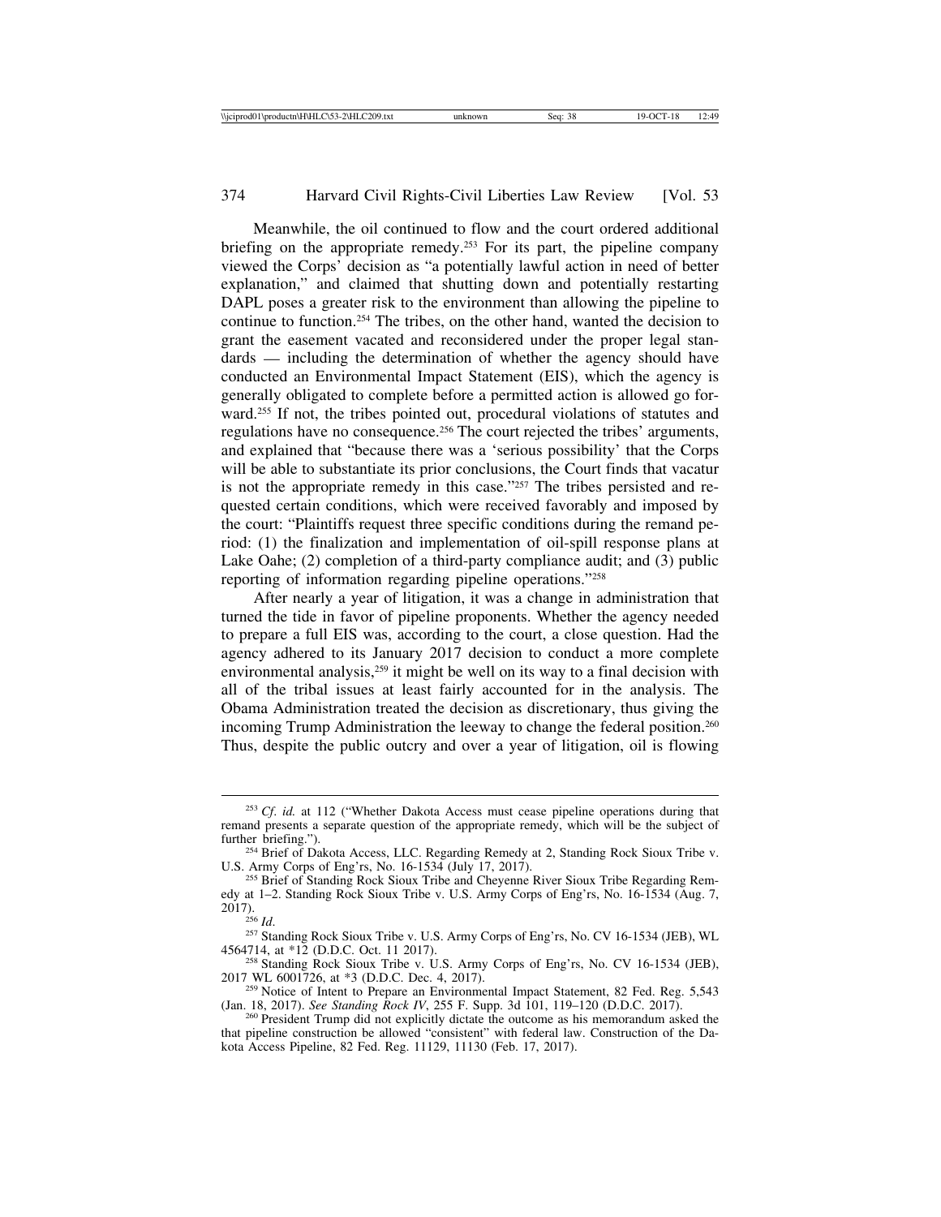Meanwhile, the oil continued to flow and the court ordered additional briefing on the appropriate remedy.[253] For its part, the pipeline company viewed the Corps' decision as "a potentially lawful action in need of better explanation," and claimed that shutting down and potentially restarting DAPL poses a greater risk to the environment than allowing the pipeline to continue to function.[254] The tribes, on the other hand, wanted the decision to grant the easement vacated and reconsidered under the proper legal standards — including the determination of whether the agency should have conducted an Environmental Impact Statement (EIS), which the agency is generally obligated to complete before a permitted action is allowed go forward.[255] If not, the tribes pointed out, procedural violations of statutes and regulations have no consequence.[256] The court rejected the tribes' arguments, and explained that "because there was a 'serious possibility' that the Corps will be able to substantiate its prior conclusions, the Court finds that vacatur is not the appropriate remedy in this case."[257] The tribes persisted and requested certain conditions, which were received favorably and imposed by the court: "Plaintiffs request three specific conditions during the remand period: (1) the finalization and implementation of oil-spill response plans at Lake Oahe; (2) completion of a third-party compliance audit; and (3) public reporting of information regarding pipeline operations."[258]

After nearly a year of litigation, it was a change in administration that turned the tide in favor of pipeline proponents. Whether the agency needed to prepare a full EIS was, according to the court, a close question. Had the agency adhered to its January 2017 decision to conduct a more complete environmental analysis,[259] it might be well on its way to a final decision with all of the tribal issues at least fairly accounted for in the analysis. The Obama Administration treated the decision as discretionary, thus giving the incoming Trump Administration the leeway to change the federal position.[260] Thus, despite the public outcry and over a year of litigation, oil is flowing

---

[253] *Cf. id.* at 112 ("Whether Dakota Access must cease pipeline operations during that remand presents a separate question of the appropriate remedy, which will be the subject of further briefing.").

[254] Brief of Dakota Access, LLC. Regarding Remedy at 2, Standing Rock Sioux Tribe v. U.S. Army Corps of Eng'rs, No. 16-1534 (July 17, 2017).

[255] Brief of Standing Rock Sioux Tribe and Cheyenne River Sioux Tribe Regarding Remedy at 1–2. Standing Rock Sioux Tribe v. U.S. Army Corps of Eng'rs, No. 16-1534 (Aug. 7, 2017).

[256] *Id.*

[257] Standing Rock Sioux Tribe v. U.S. Army Corps of Eng'rs, No. CV 16-1534 (JEB), WL 4564714, at *12 (D.D.C. Oct. 11 2017).

[258] Standing Rock Sioux Tribe v. U.S. Army Corps of Eng'rs, No. CV 16-1534 (JEB), 2017 WL 6001726, at *3 (D.D.C. Dec. 4, 2017).

[259] Notice of Intent to Prepare an Environmental Impact Statement, 82 Fed. Reg. 5,543 (Jan. 18, 2017). *See Standing Rock IV*, 255 F. Supp. 3d 101, 119–120 (D.D.C. 2017).

[260] President Trump did not explicitly dictate the outcome as his memorandum asked the that pipeline construction be allowed "consistent" with federal law. Construction of the Dakota Access Pipeline, 82 Fed. Reg. 11129, 11130 (Feb. 17, 2017).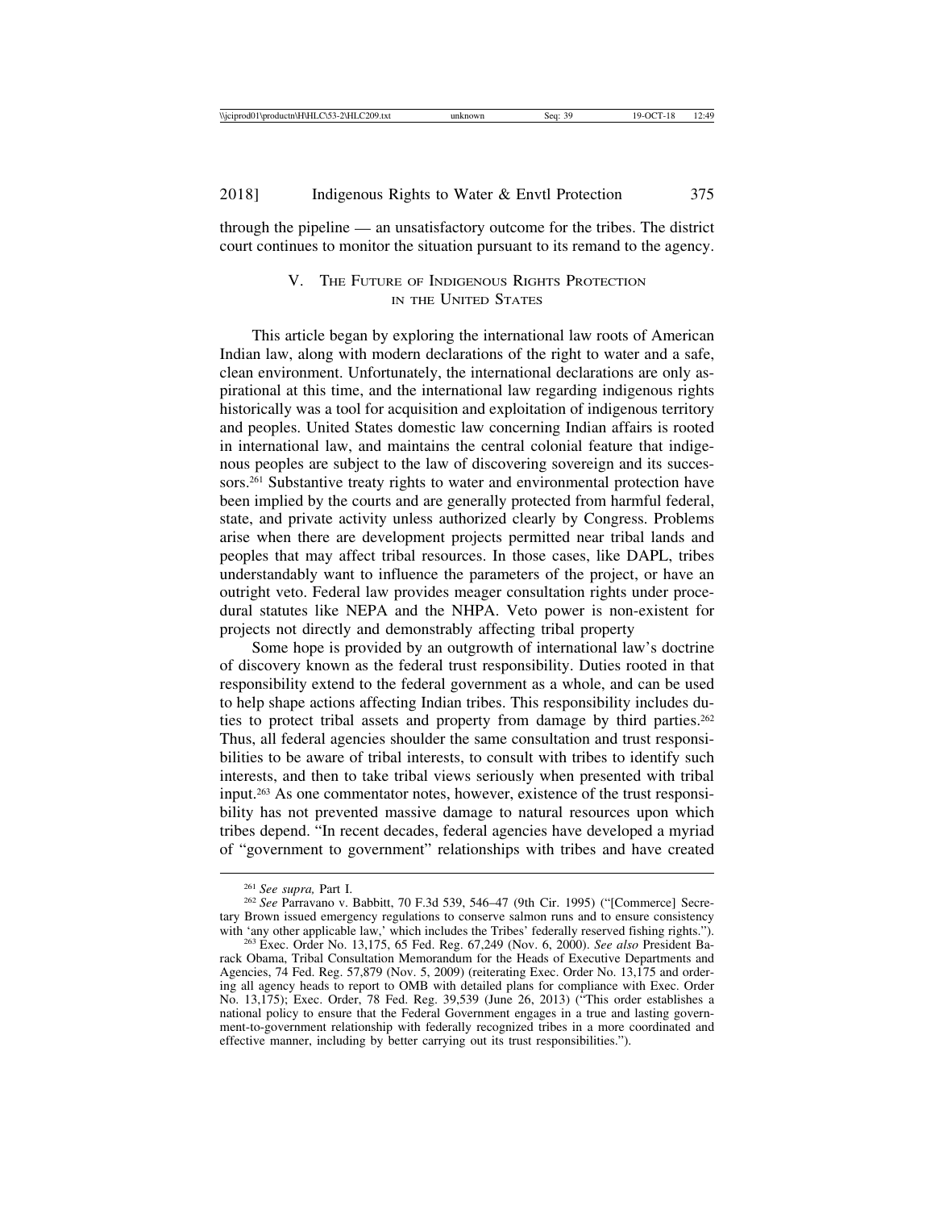through the pipeline — an unsatisfactory outcome for the tribes. The district court continues to monitor the situation pursuant to its remand to the agency.

## V. The Future of Indigenous Rights Protection in the United States

This article began by exploring the international law roots of American Indian law, along with modern declarations of the right to water and a safe, clean environment. Unfortunately, the international declarations are only aspirational at this time, and the international law regarding indigenous rights historically was a tool for acquisition and exploitation of indigenous territory and peoples. United States domestic law concerning Indian affairs is rooted in international law, and maintains the central colonial feature that indigenous peoples are subject to the law of discovering sovereign and its successors.[261] Substantive treaty rights to water and environmental protection have been implied by the courts and are generally protected from harmful federal, state, and private activity unless authorized clearly by Congress. Problems arise when there are development projects permitted near tribal lands and peoples that may affect tribal resources. In those cases, like DAPL, tribes understandably want to influence the parameters of the project, or have an outright veto. Federal law provides meager consultation rights under procedural statutes like NEPA and the NHPA. Veto power is non-existent for projects not directly and demonstrably affecting tribal property

Some hope is provided by an outgrowth of international law's doctrine of discovery known as the federal trust responsibility. Duties rooted in that responsibility extend to the federal government as a whole, and can be used to help shape actions affecting Indian tribes. This responsibility includes duties to protect tribal assets and property from damage by third parties.[262] Thus, all federal agencies shoulder the same consultation and trust responsibilities to be aware of tribal interests, to consult with tribes to identify such interests, and then to take tribal views seriously when presented with tribal input.[263] As one commentator notes, however, existence of the trust responsibility has not prevented massive damage to natural resources upon which tribes depend. "In recent decades, federal agencies have developed a myriad of "government to government" relationships with tribes and have created

---

[261] *See supra,* Part I.

[262] *See* Parravano v. Babbitt, 70 F.3d 539, 546–47 (9th Cir. 1995) ("[Commerce] Secretary Brown issued emergency regulations to conserve salmon runs and to ensure consistency with 'any other applicable law,' which includes the Tribes' federally reserved fishing rights.").

[263] Exec. Order No. 13,175, 65 Fed. Reg. 67,249 (Nov. 6, 2000). *See also* President Barack Obama, Tribal Consultation Memorandum for the Heads of Executive Departments and Agencies, 74 Fed. Reg. 57,879 (Nov. 5, 2009) (reiterating Exec. Order No. 13,175 and ordering all agency heads to report to OMB with detailed plans for compliance with Exec. Order No. 13,175); Exec. Order, 78 Fed. Reg. 39,539 (June 26, 2013) ("This order establishes a national policy to ensure that the Federal Government engages in a true and lasting government-to-government relationship with federally recognized tribes in a more coordinated and effective manner, including by better carrying out its trust responsibilities.").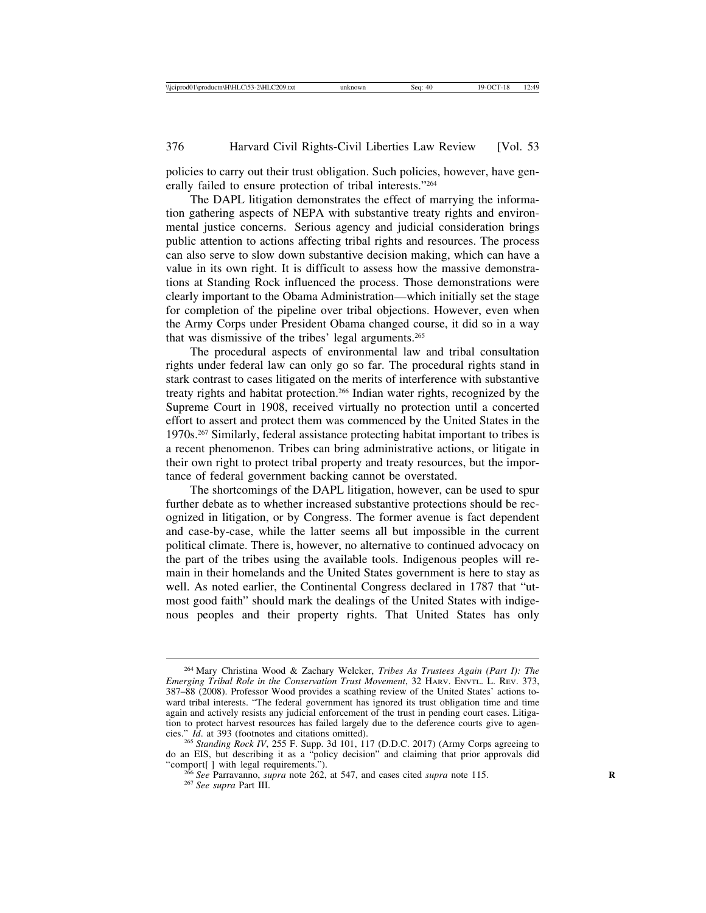policies to carry out their trust obligation. Such policies, however, have generally failed to ensure protection of tribal interests."[264]

The DAPL litigation demonstrates the effect of marrying the information gathering aspects of NEPA with substantive treaty rights and environmental justice concerns. Serious agency and judicial consideration brings public attention to actions affecting tribal rights and resources. The process can also serve to slow down substantive decision making, which can have a value in its own right. It is difficult to assess how the massive demonstrations at Standing Rock influenced the process. Those demonstrations were clearly important to the Obama Administration—which initially set the stage for completion of the pipeline over tribal objections. However, even when the Army Corps under President Obama changed course, it did so in a way that was dismissive of the tribes' legal arguments.[265]

The procedural aspects of environmental law and tribal consultation rights under federal law can only go so far. The procedural rights stand in stark contrast to cases litigated on the merits of interference with substantive treaty rights and habitat protection.[266] Indian water rights, recognized by the Supreme Court in 1908, received virtually no protection until a concerted effort to assert and protect them was commenced by the United States in the 1970s.[267] Similarly, federal assistance protecting habitat important to tribes is a recent phenomenon. Tribes can bring administrative actions, or litigate in their own right to protect tribal property and treaty resources, but the importance of federal government backing cannot be overstated.

The shortcomings of the DAPL litigation, however, can be used to spur further debate as to whether increased substantive protections should be recognized in litigation, or by Congress. The former avenue is fact dependent and case-by-case, while the latter seems all but impossible in the current political climate. There is, however, no alternative to continued advocacy on the part of the tribes using the available tools. Indigenous peoples will remain in their homelands and the United States government is here to stay as well. As noted earlier, the Continental Congress declared in 1787 that "utmost good faith" should mark the dealings of the United States with indigenous peoples and their property rights. That United States has only

---

[264] Mary Christina Wood & Zachary Welcker, *Tribes As Trustees Again (Part I): The Emerging Tribal Role in the Conservation Trust Movement*, 32 HARV. ENVTL. L. REV. 373, 387–88 (2008). Professor Wood provides a scathing review of the United States' actions toward tribal interests. "The federal government has ignored its trust obligation time and time again and actively resists any judicial enforcement of the trust in pending court cases. Litigation to protect harvest resources has failed largely due to the deference courts give to agencies." *Id*. at 393 (footnotes and citations omitted).

[265] *Standing Rock IV*, 255 F. Supp. 3d 101, 117 (D.D.C. 2017) (Army Corps agreeing to do an EIS, but describing it as a "policy decision" and claiming that prior approvals did "comport[ ] with legal requirements.").

[266] *See* Parravanno, *supra* note 262, at 547, and cases cited *supra* note 115.

[267] *See supra* Part III.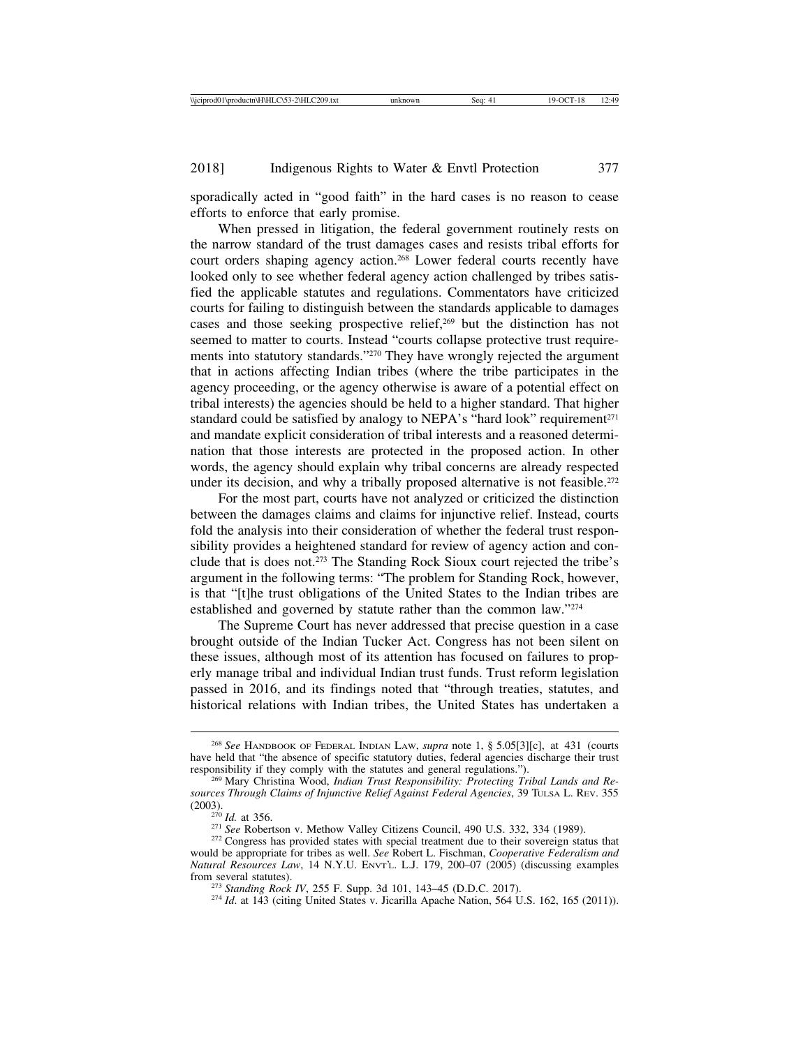sporadically acted in "good faith" in the hard cases is no reason to cease efforts to enforce that early promise.

When pressed in litigation, the federal government routinely rests on the narrow standard of the trust damages cases and resists tribal efforts for court orders shaping agency action.[268] Lower federal courts recently have looked only to see whether federal agency action challenged by tribes satisfied the applicable statutes and regulations. Commentators have criticized courts for failing to distinguish between the standards applicable to damages cases and those seeking prospective relief,[269] but the distinction has not seemed to matter to courts. Instead "courts collapse protective trust requirements into statutory standards."[270] They have wrongly rejected the argument that in actions affecting Indian tribes (where the tribe participates in the agency proceeding, or the agency otherwise is aware of a potential effect on tribal interests) the agencies should be held to a higher standard. That higher standard could be satisfied by analogy to NEPA's "hard look" requirement[271] and mandate explicit consideration of tribal interests and a reasoned determination that those interests are protected in the proposed action. In other words, the agency should explain why tribal concerns are already respected under its decision, and why a tribally proposed alternative is not feasible.[272]

For the most part, courts have not analyzed or criticized the distinction between the damages claims and claims for injunctive relief. Instead, courts fold the analysis into their consideration of whether the federal trust responsibility provides a heightened standard for review of agency action and conclude that is does not.[273] The Standing Rock Sioux court rejected the tribe's argument in the following terms: "The problem for Standing Rock, however, is that "[t]he trust obligations of the United States to the Indian tribes are established and governed by statute rather than the common law."[274]

The Supreme Court has never addressed that precise question in a case brought outside of the Indian Tucker Act. Congress has not been silent on these issues, although most of its attention has focused on failures to properly manage tribal and individual Indian trust funds. Trust reform legislation passed in 2016, and its findings noted that "through treaties, statutes, and historical relations with Indian tribes, the United States has undertaken a

---

[268] *See* Handbook of Federal Indian Law, *supra* note 1, § 5.05[3][c], at 431 (courts have held that "the absence of specific statutory duties, federal agencies discharge their trust responsibility if they comply with the statutes and general regulations.").

[269] Mary Christina Wood, *Indian Trust Responsibility: Protecting Tribal Lands and Resources Through Claims of Injunctive Relief Against Federal Agencies*, 39 Tulsa L. Rev. 355 (2003).

[270] *Id.* at 356.

[271] *See* Robertson v. Methow Valley Citizens Council, 490 U.S. 332, 334 (1989).

[272] Congress has provided states with special treatment due to their sovereign status that would be appropriate for tribes as well. *See* Robert L. Fischman, *Cooperative Federalism and Natural Resources Law*, 14 N.Y.U. Envt'l. L.J. 179, 200–07 (2005) (discussing examples from several statutes).

[273] *Standing Rock IV*, 255 F. Supp. 3d 101, 143–45 (D.D.C. 2017).

[274] *Id*. at 143 (citing United States v. Jicarilla Apache Nation, 564 U.S. 162, 165 (2011)).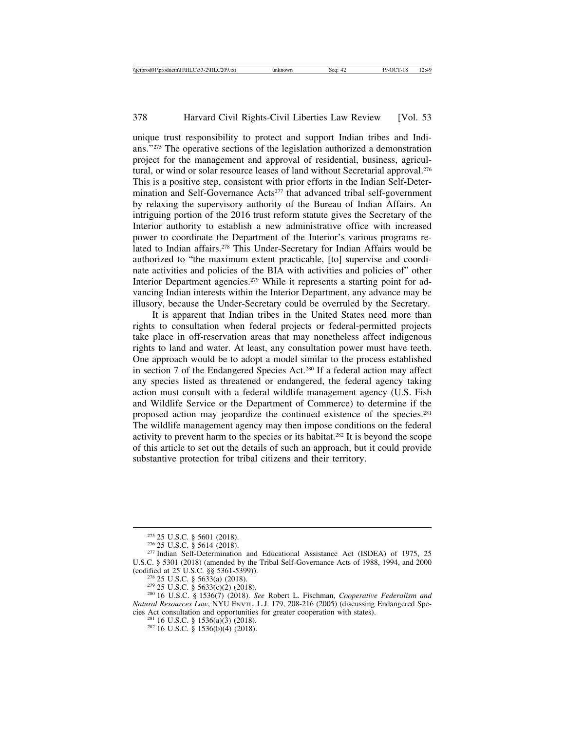unique trust responsibility to protect and support Indian tribes and Indians."[275] The operative sections of the legislation authorized a demonstration project for the management and approval of residential, business, agricultural, or wind or solar resource leases of land without Secretarial approval.[276] This is a positive step, consistent with prior efforts in the Indian Self-Determination and Self-Governance Acts[277] that advanced tribal self-government by relaxing the supervisory authority of the Bureau of Indian Affairs. An intriguing portion of the 2016 trust reform statute gives the Secretary of the Interior authority to establish a new administrative office with increased power to coordinate the Department of the Interior's various programs related to Indian affairs.[278] This Under-Secretary for Indian Affairs would be authorized to "the maximum extent practicable, [to] supervise and coordinate activities and policies of the BIA with activities and policies of" other Interior Department agencies.[279] While it represents a starting point for advancing Indian interests within the Interior Department, any advance may be illusory, because the Under-Secretary could be overruled by the Secretary.

It is apparent that Indian tribes in the United States need more than rights to consultation when federal projects or federal-permitted projects take place in off-reservation areas that may nonetheless affect indigenous rights to land and water. At least, any consultation power must have teeth. One approach would be to adopt a model similar to the process established in section 7 of the Endangered Species Act.[280] If a federal action may affect any species listed as threatened or endangered, the federal agency taking action must consult with a federal wildlife management agency (U.S. Fish and Wildlife Service or the Department of Commerce) to determine if the proposed action may jeopardize the continued existence of the species.[281] The wildlife management agency may then impose conditions on the federal activity to prevent harm to the species or its habitat.[282] It is beyond the scope of this article to set out the details of such an approach, but it could provide substantive protection for tribal citizens and their territory.

---

[275] 25 U.S.C. § 5601 (2018).

[276] 25 U.S.C. § 5614 (2018).

[277] Indian Self-Determination and Educational Assistance Act (ISDEA) of 1975, 25 U.S.C. § 5301 (2018) (amended by the Tribal Self-Governance Acts of 1988, 1994, and 2000 (codified at 25 U.S.C. §§ 5361-5399)).

[278] 25 U.S.C. § 5633(a) (2018).

[279] 25 U.S.C. § 5633(c)(2) (2018).

[280] 16 U.S.C. § 1536(7) (2018). *See* Robert L. Fischman, *Cooperative Federalism and Natural Resources Law*, NYU Envtl. L.J. 179, 208-216 (2005) (discussing Endangered Species Act consultation and opportunities for greater cooperation with states).

[281] 16 U.S.C. § 1536(a)(3) (2018).

[282] 16 U.S.C. § 1536(b)(4) (2018).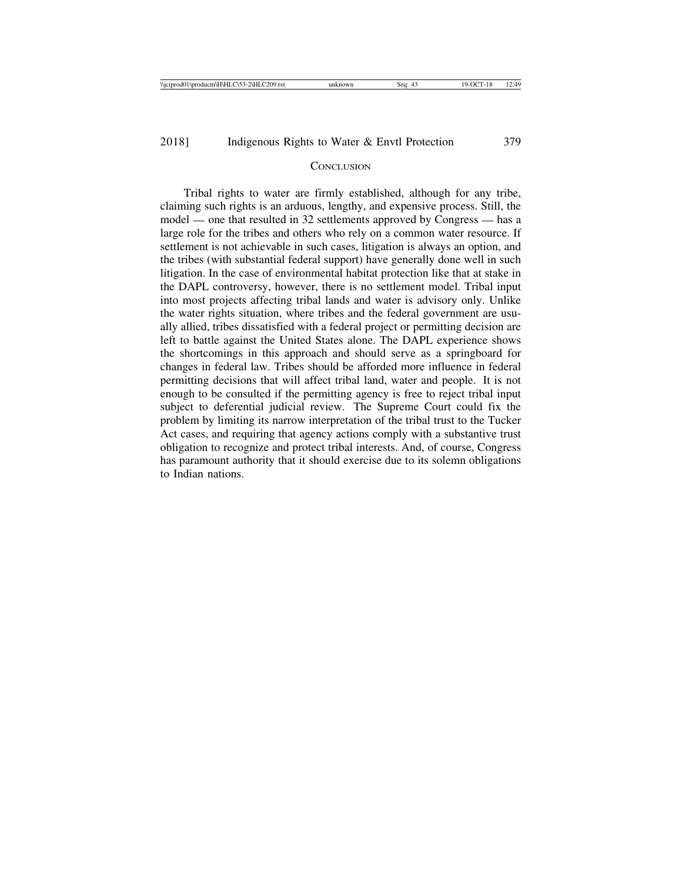## CONCLUSION

Tribal rights to water are firmly established, although for any tribe, claiming such rights is an arduous, lengthy, and expensive process. Still, the model — one that resulted in 32 settlements approved by Congress — has a large role for the tribes and others who rely on a common water resource. If settlement is not achievable in such cases, litigation is always an option, and the tribes (with substantial federal support) have generally done well in such litigation. In the case of environmental habitat protection like that at stake in the DAPL controversy, however, there is no settlement model. Tribal input into most projects affecting tribal lands and water is advisory only. Unlike the water rights situation, where tribes and the federal government are usually allied, tribes dissatisfied with a federal project or permitting decision are left to battle against the United States alone. The DAPL experience shows the shortcomings in this approach and should serve as a springboard for changes in federal law. Tribes should be afforded more influence in federal permitting decisions that will affect tribal land, water and people. It is not enough to be consulted if the permitting agency is free to reject tribal input subject to deferential judicial review. The Supreme Court could fix the problem by limiting its narrow interpretation of the tribal trust to the Tucker Act cases, and requiring that agency actions comply with a substantive trust obligation to recognize and protect tribal interests. And, of course, Congress has paramount authority that it should exercise due to its solemn obligations to Indian nations.